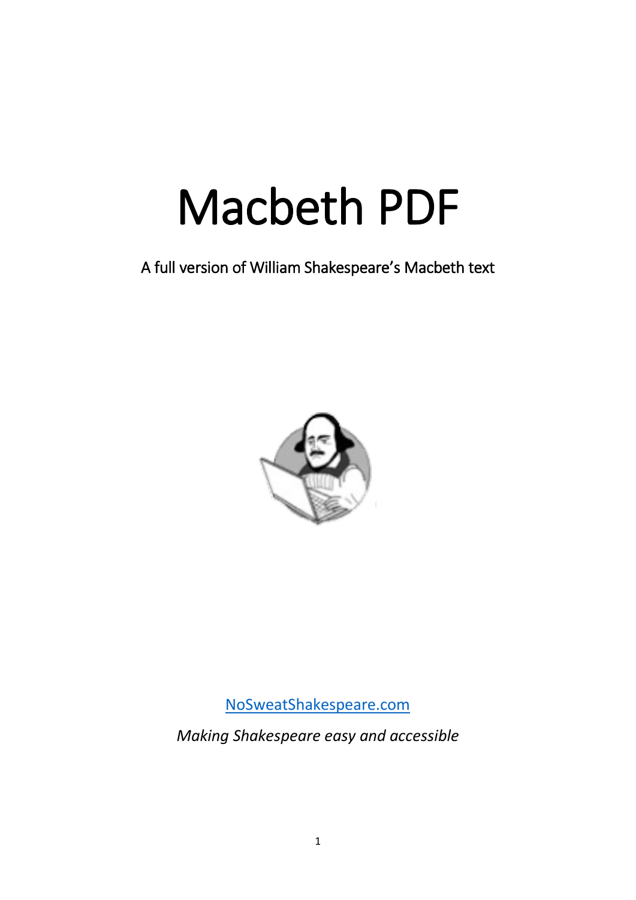# Macbeth PDF

A full version of William Shakespeare's Macbeth text

[NoSweatShakespeare.com](NoSweatShakespeare.com)

*Making Shakespeare easy and accessible*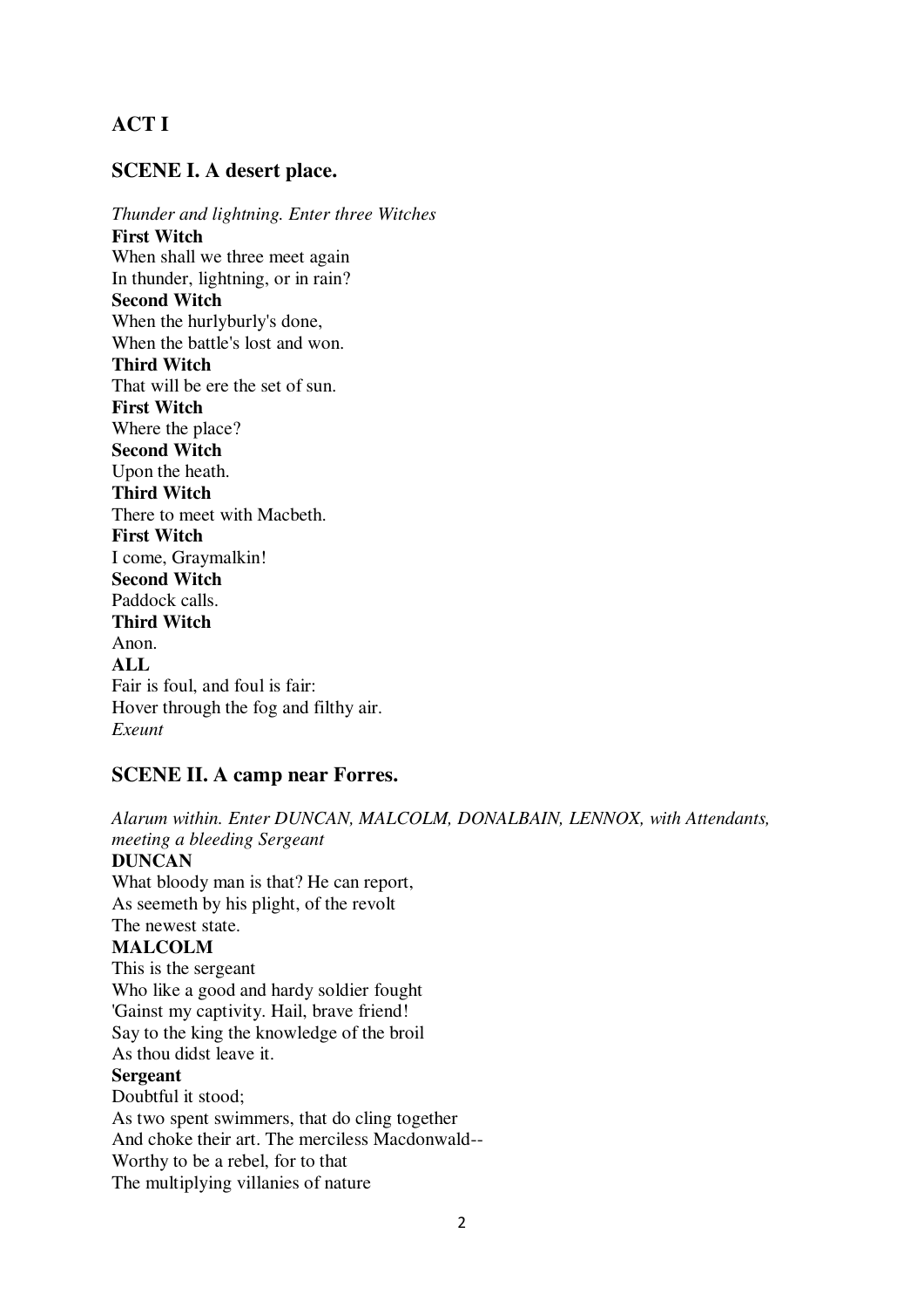## ACT I

### SCENE I. A desert place.

*Thunder and lightning. Enter three Witches*

**First Witch**
When shall we three meet again
In thunder, lightning, or in rain?

**Second Witch**
When the hurlyburly's done,
When the battle's lost and won.

**Third Witch**
That will be ere the set of sun.

**First Witch**
Where the place?

**Second Witch**
Upon the heath.

**Third Witch**
There to meet with Macbeth.

**First Witch**
I come, Graymalkin!

**Second Witch**
Paddock calls.

**Third Witch**
Anon.

**ALL**
Fair is foul, and foul is fair:
Hover through the fog and filthy air.

*Exeunt*

### SCENE II. A camp near Forres.

*Alarum within. Enter DUNCAN, MALCOLM, DONALBAIN, LENNOX, with Attendants, meeting a bleeding Sergeant*

**DUNCAN**
What bloody man is that? He can report,
As seemeth by his plight, of the revolt
The newest state.

**MALCOLM**
This is the sergeant
Who like a good and hardy soldier fought
'Gainst my captivity. Hail, brave friend!
Say to the king the knowledge of the broil
As thou didst leave it.

**Sergeant**
Doubtful it stood;
As two spent swimmers, that do cling together
And choke their art. The merciless Macdonwald--
Worthy to be a rebel, for to that
The multiplying villanies of nature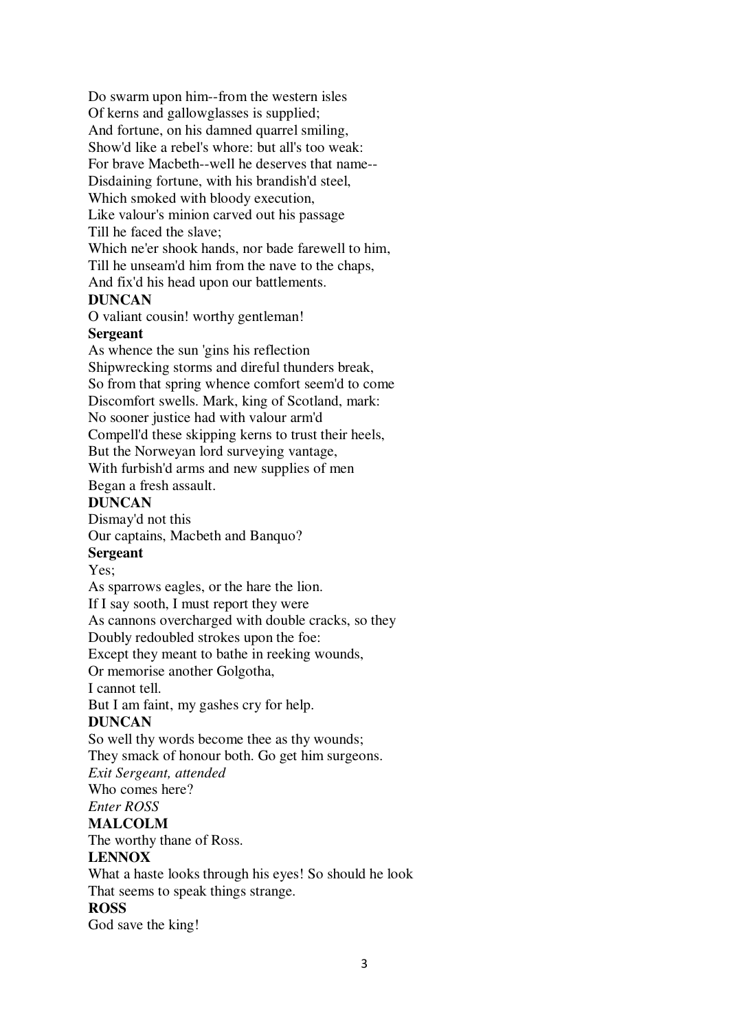Do swarm upon him--from the western isles
Of kerns and gallowglasses is supplied;
And fortune, on his damned quarrel smiling,
Show'd like a rebel's whore: but all's too weak:
For brave Macbeth--well he deserves that name--
Disdaining fortune, with his brandish'd steel,
Which smoked with bloody execution,
Like valour's minion carved out his passage
Till he faced the slave;
Which ne'er shook hands, nor bade farewell to him,
Till he unseam'd him from the nave to the chaps,
And fix'd his head upon our battlements.

**DUNCAN**

O valiant cousin! worthy gentleman!

**Sergeant**

As whence the sun 'gins his reflection
Shipwrecking storms and direful thunders break,
So from that spring whence comfort seem'd to come
Discomfort swells. Mark, king of Scotland, mark:
No sooner justice had with valour arm'd
Compell'd these skipping kerns to trust their heels,
But the Norweyan lord surveying vantage,
With furbish'd arms and new supplies of men
Began a fresh assault.

**DUNCAN**

Dismay'd not this
Our captains, Macbeth and Banquo?

**Sergeant**

Yes;
As sparrows eagles, or the hare the lion.
If I say sooth, I must report they were
As cannons overcharged with double cracks, so they
Doubly redoubled strokes upon the foe:
Except they meant to bathe in reeking wounds,
Or memorise another Golgotha,
I cannot tell.
But I am faint, my gashes cry for help.

**DUNCAN**

So well thy words become thee as thy wounds;
They smack of honour both. Go get him surgeons.
*Exit Sergeant, attended*
Who comes here?
*Enter ROSS*

**MALCOLM**

The worthy thane of Ross.

**LENNOX**

What a haste looks through his eyes! So should he look
That seems to speak things strange.

**ROSS**

God save the king!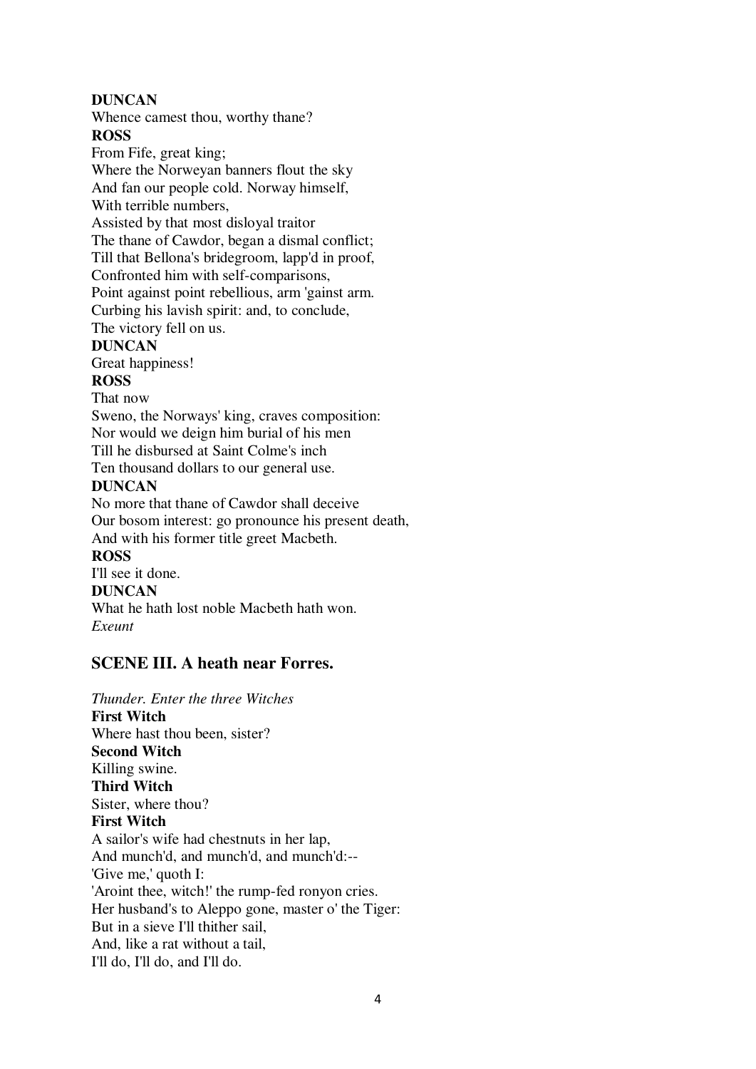**DUNCAN**
Whence camest thou, worthy thane?
**ROSS**
From Fife, great king;
Where the Norweyan banners flout the sky
And fan our people cold. Norway himself,
With terrible numbers,
Assisted by that most disloyal traitor
The thane of Cawdor, began a dismal conflict;
Till that Bellona's bridegroom, lapp'd in proof,
Confronted him with self-comparisons,
Point against point rebellious, arm 'gainst arm.
Curbing his lavish spirit: and, to conclude,
The victory fell on us.
**DUNCAN**
Great happiness!
**ROSS**
That now
Sweno, the Norways' king, craves composition:
Nor would we deign him burial of his men
Till he disbursed at Saint Colme's inch
Ten thousand dollars to our general use.
**DUNCAN**
No more that thane of Cawdor shall deceive
Our bosom interest: go pronounce his present death,
And with his former title greet Macbeth.
**ROSS**
I'll see it done.
**DUNCAN**
What he hath lost noble Macbeth hath won.
*Exeunt*

## SCENE III. A heath near Forres.

*Thunder. Enter the three Witches*
**First Witch**
Where hast thou been, sister?
**Second Witch**
Killing swine.
**Third Witch**
Sister, where thou?
**First Witch**
A sailor's wife had chestnuts in her lap,
And munch'd, and munch'd, and munch'd:--
'Give me,' quoth I:
'Aroint thee, witch!' the rump-fed ronyon cries.
Her husband's to Aleppo gone, master o' the Tiger:
But in a sieve I'll thither sail,
And, like a rat without a tail,
I'll do, I'll do, and I'll do.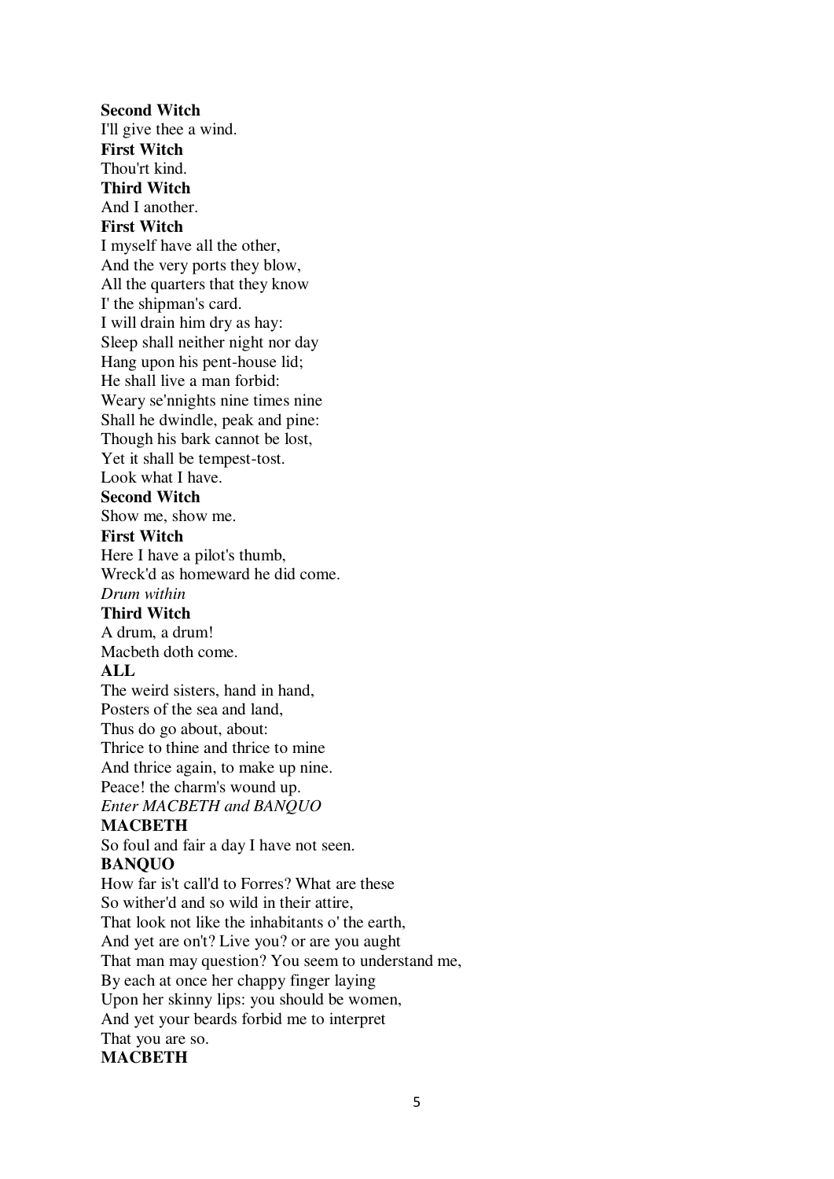**Second Witch**
I'll give thee a wind.
**First Witch**
Thou'rt kind.
**Third Witch**
And I another.
**First Witch**
I myself have all the other,
And the very ports they blow,
All the quarters that they know
I' the shipman's card.
I will drain him dry as hay:
Sleep shall neither night nor day
Hang upon his pent-house lid;
He shall live a man forbid:
Weary se'nnights nine times nine
Shall he dwindle, peak and pine:
Though his bark cannot be lost,
Yet it shall be tempest-tost.
Look what I have.
**Second Witch**
Show me, show me.
**First Witch**
Here I have a pilot's thumb,
Wreck'd as homeward he did come.
*Drum within*
**Third Witch**
A drum, a drum!
Macbeth doth come.
**ALL**
The weird sisters, hand in hand,
Posters of the sea and land,
Thus do go about, about:
Thrice to thine and thrice to mine
And thrice again, to make up nine.
Peace! the charm's wound up.
*Enter MACBETH and BANQUO*
**MACBETH**
So foul and fair a day I have not seen.
**BANQUO**
How far is't call'd to Forres? What are these
So wither'd and so wild in their attire,
That look not like the inhabitants o' the earth,
And yet are on't? Live you? or are you aught
That man may question? You seem to understand me,
By each at once her chappy finger laying
Upon her skinny lips: you should be women,
And yet your beards forbid me to interpret
That you are so.
**MACBETH**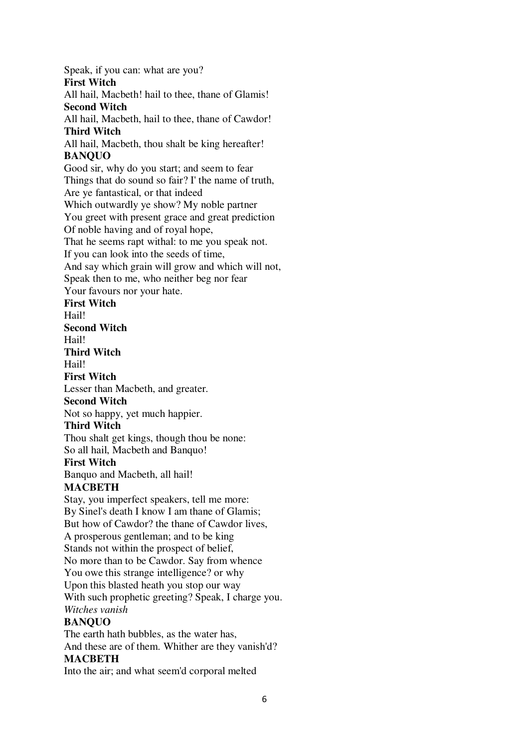Speak, if you can: what are you?

**First Witch**

All hail, Macbeth! hail to thee, thane of Glamis!

**Second Witch**

All hail, Macbeth, hail to thee, thane of Cawdor!

**Third Witch**

All hail, Macbeth, thou shalt be king hereafter!

**BANQUO**

Good sir, why do you start; and seem to fear
Things that do sound so fair? I' the name of truth,
Are ye fantastical, or that indeed
Which outwardly ye show? My noble partner
You greet with present grace and great prediction
Of noble having and of royal hope,
That he seems rapt withal: to me you speak not.
If you can look into the seeds of time,
And say which grain will grow and which will not,
Speak then to me, who neither beg nor fear
Your favours nor your hate.

**First Witch**

Hail!

**Second Witch**

Hail!

**Third Witch**

Hail!

**First Witch**

Lesser than Macbeth, and greater.

**Second Witch**

Not so happy, yet much happier.

**Third Witch**

Thou shalt get kings, though thou be none:
So all hail, Macbeth and Banquo!

**First Witch**

Banquo and Macbeth, all hail!

**MACBETH**

Stay, you imperfect speakers, tell me more:
By Sinel's death I know I am thane of Glamis;
But how of Cawdor? the thane of Cawdor lives,
A prosperous gentleman; and to be king
Stands not within the prospect of belief,
No more than to be Cawdor. Say from whence
You owe this strange intelligence? or why
Upon this blasted heath you stop our way
With such prophetic greeting? Speak, I charge you.

*Witches vanish*

**BANQUO**

The earth hath bubbles, as the water has,
And these are of them. Whither are they vanish'd?

**MACBETH**

Into the air; and what seem'd corporal melted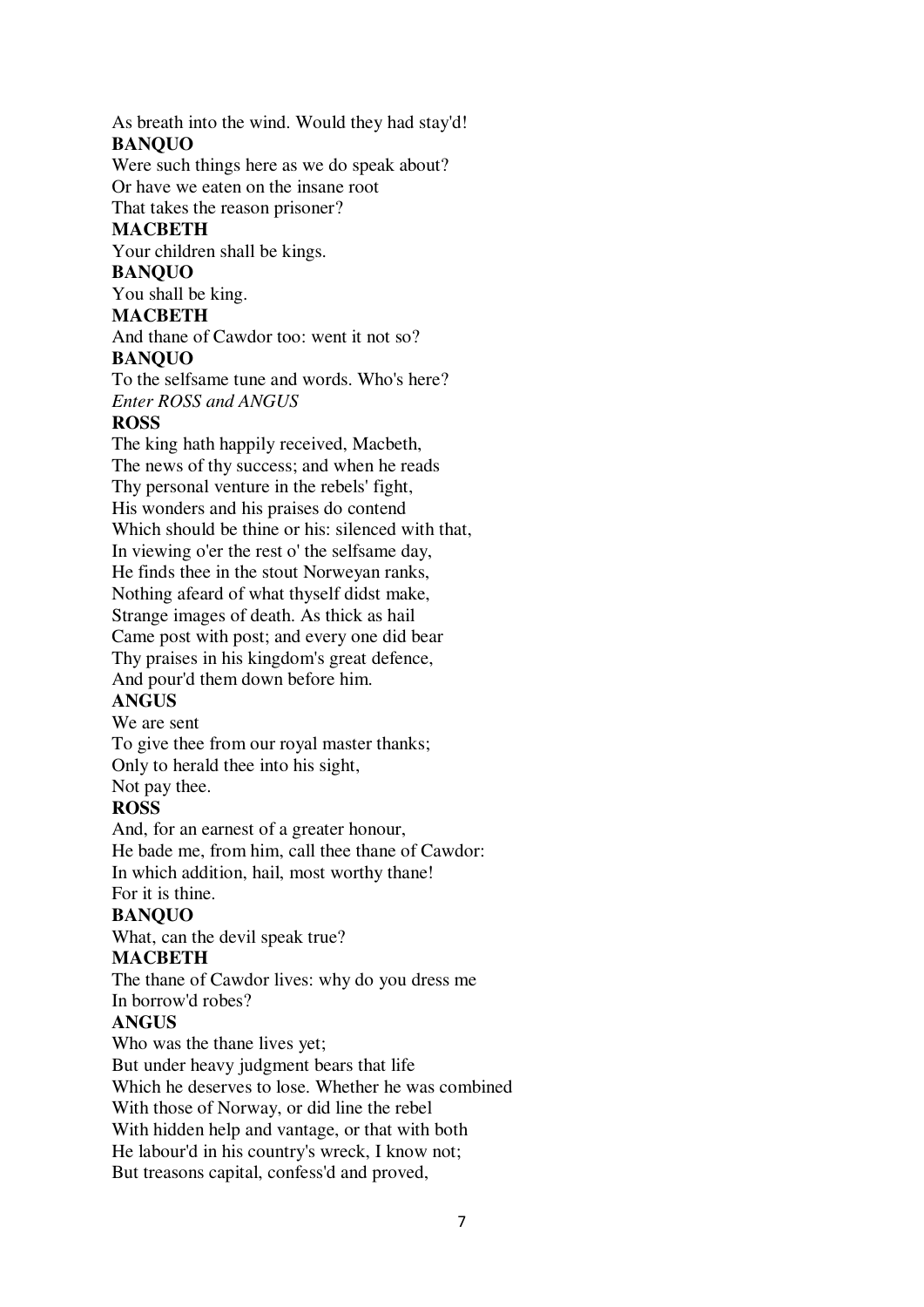As breath into the wind. Would they had stay'd!

**BANQUO**

Were such things here as we do speak about?
Or have we eaten on the insane root
That takes the reason prisoner?

**MACBETH**

Your children shall be kings.

**BANQUO**

You shall be king.

**MACBETH**

And thane of Cawdor too: went it not so?

**BANQUO**

To the selfsame tune and words. Who's here?

*Enter ROSS and ANGUS*

**ROSS**

The king hath happily received, Macbeth,
The news of thy success; and when he reads
Thy personal venture in the rebels' fight,
His wonders and his praises do contend
Which should be thine or his: silenced with that,
In viewing o'er the rest o' the selfsame day,
He finds thee in the stout Norweyan ranks,
Nothing afeard of what thyself didst make,
Strange images of death. As thick as hail
Came post with post; and every one did bear
Thy praises in his kingdom's great defence,
And pour'd them down before him.

**ANGUS**

We are sent
To give thee from our royal master thanks;
Only to herald thee into his sight,
Not pay thee.

**ROSS**

And, for an earnest of a greater honour,
He bade me, from him, call thee thane of Cawdor:
In which addition, hail, most worthy thane!
For it is thine.

**BANQUO**

What, can the devil speak true?

**MACBETH**

The thane of Cawdor lives: why do you dress me
In borrow'd robes?

**ANGUS**

Who was the thane lives yet;
But under heavy judgment bears that life
Which he deserves to lose. Whether he was combined
With those of Norway, or did line the rebel
With hidden help and vantage, or that with both
He labour'd in his country's wreck, I know not;
But treasons capital, confess'd and proved,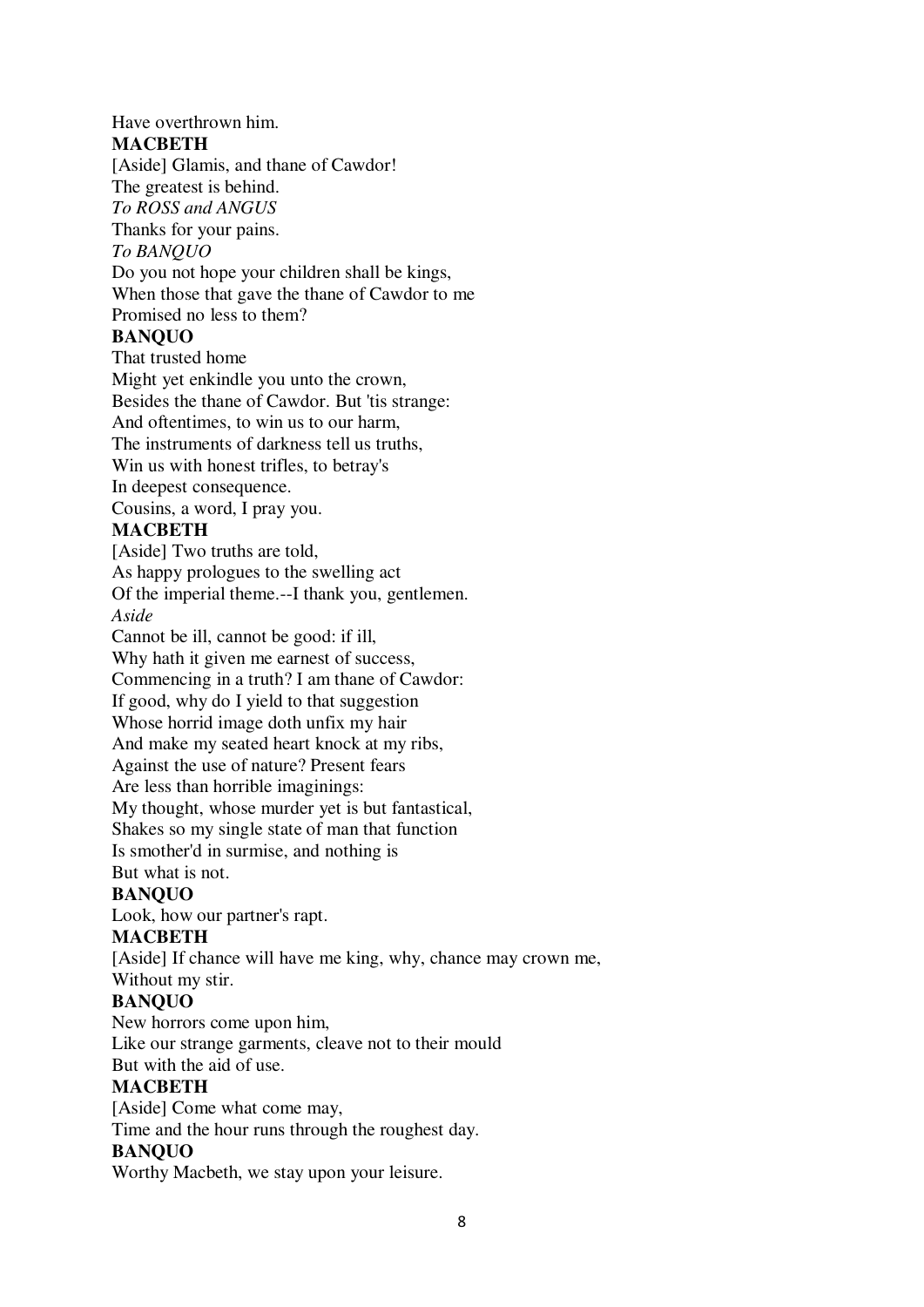Have overthrown him.

**MACBETH**

[Aside] Glamis, and thane of Cawdor!
The greatest is behind.
*To ROSS and ANGUS*
Thanks for your pains.
*To BANQUO*
Do you not hope your children shall be kings,
When those that gave the thane of Cawdor to me
Promised no less to them?

**BANQUO**

That trusted home
Might yet enkindle you unto the crown,
Besides the thane of Cawdor. But 'tis strange:
And oftentimes, to win us to our harm,
The instruments of darkness tell us truths,
Win us with honest trifles, to betray's
In deepest consequence.
Cousins, a word, I pray you.

**MACBETH**

[Aside] Two truths are told,
As happy prologues to the swelling act
Of the imperial theme.--I thank you, gentlemen.
*Aside*
Cannot be ill, cannot be good: if ill,
Why hath it given me earnest of success,
Commencing in a truth? I am thane of Cawdor:
If good, why do I yield to that suggestion
Whose horrid image doth unfix my hair
And make my seated heart knock at my ribs,
Against the use of nature? Present fears
Are less than horrible imaginings:
My thought, whose murder yet is but fantastical,
Shakes so my single state of man that function
Is smother'd in surmise, and nothing is
But what is not.

**BANQUO**

Look, how our partner's rapt.

**MACBETH**

[Aside] If chance will have me king, why, chance may crown me,
Without my stir.

**BANQUO**

New horrors come upon him,
Like our strange garments, cleave not to their mould
But with the aid of use.

**MACBETH**

[Aside] Come what come may,
Time and the hour runs through the roughest day.

**BANQUO**

Worthy Macbeth, we stay upon your leisure.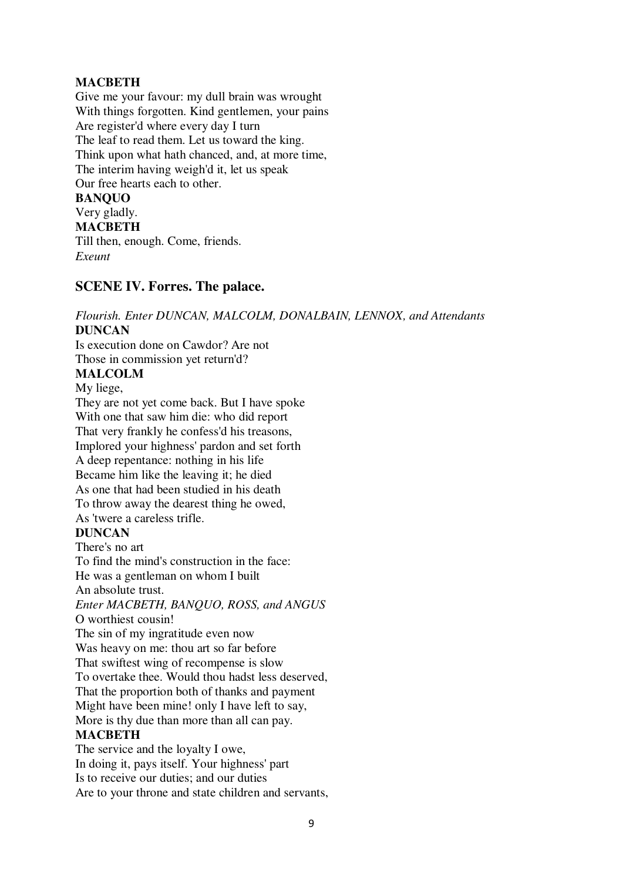**MACBETH**
Give me your favour: my dull brain was wrought
With things forgotten. Kind gentlemen, your pains
Are register'd where every day I turn
The leaf to read them. Let us toward the king.
Think upon what hath chanced, and, at more time,
The interim having weigh'd it, let us speak
Our free hearts each to other.
**BANQUO**
Very gladly.
**MACBETH**
Till then, enough. Come, friends.
*Exeunt*

## SCENE IV. Forres. The palace.

*Flourish. Enter DUNCAN, MALCOLM, DONALBAIN, LENNOX, and Attendants*
**DUNCAN**
Is execution done on Cawdor? Are not
Those in commission yet return'd?
**MALCOLM**
My liege,
They are not yet come back. But I have spoke
With one that saw him die: who did report
That very frankly he confess'd his treasons,
Implored your highness' pardon and set forth
A deep repentance: nothing in his life
Became him like the leaving it; he died
As one that had been studied in his death
To throw away the dearest thing he owed,
As 'twere a careless trifle.
**DUNCAN**
There's no art
To find the mind's construction in the face:
He was a gentleman on whom I built
An absolute trust.
*Enter MACBETH, BANQUO, ROSS, and ANGUS*
O worthiest cousin!
The sin of my ingratitude even now
Was heavy on me: thou art so far before
That swiftest wing of recompense is slow
To overtake thee. Would thou hadst less deserved,
That the proportion both of thanks and payment
Might have been mine! only I have left to say,
More is thy due than more than all can pay.
**MACBETH**
The service and the loyalty I owe,
In doing it, pays itself. Your highness' part
Is to receive our duties; and our duties
Are to your throne and state children and servants,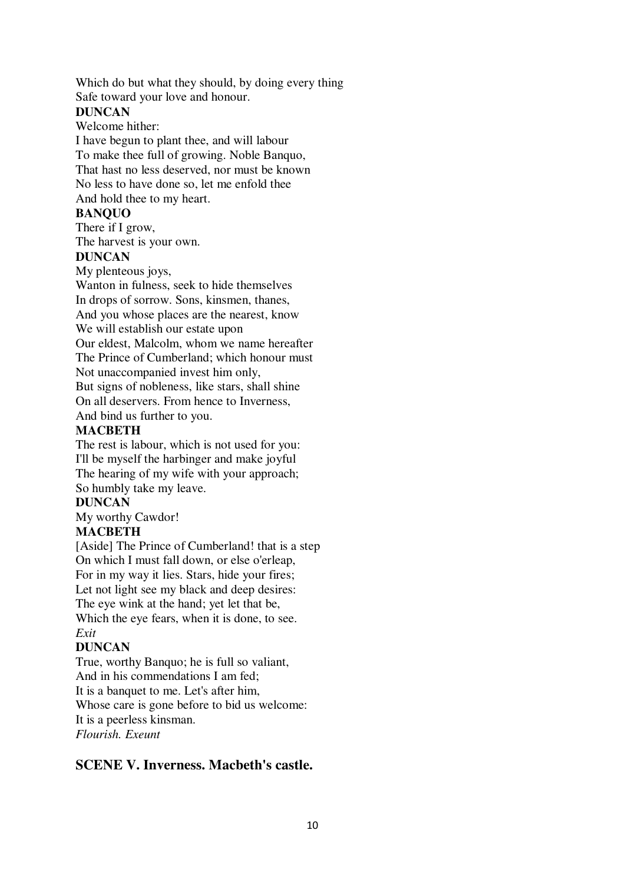Which do but what they should, by doing every thing
Safe toward your love and honour.

**DUNCAN**

Welcome hither:
I have begun to plant thee, and will labour
To make thee full of growing. Noble Banquo,
That hast no less deserved, nor must be known
No less to have done so, let me enfold thee
And hold thee to my heart.

**BANQUO**

There if I grow,
The harvest is your own.

**DUNCAN**

My plenteous joys,
Wanton in fulness, seek to hide themselves
In drops of sorrow. Sons, kinsmen, thanes,
And you whose places are the nearest, know
We will establish our estate upon
Our eldest, Malcolm, whom we name hereafter
The Prince of Cumberland; which honour must
Not unaccompanied invest him only,
But signs of nobleness, like stars, shall shine
On all deservers. From hence to Inverness,
And bind us further to you.

**MACBETH**

The rest is labour, which is not used for you:
I'll be myself the harbinger and make joyful
The hearing of my wife with your approach;
So humbly take my leave.

**DUNCAN**

My worthy Cawdor!

**MACBETH**

[Aside] The Prince of Cumberland! that is a step
On which I must fall down, or else o'erleap,
For in my way it lies. Stars, hide your fires;
Let not light see my black and deep desires:
The eye wink at the hand; yet let that be,
Which the eye fears, when it is done, to see.
*Exit*

**DUNCAN**

True, worthy Banquo; he is full so valiant,
And in his commendations I am fed;
It is a banquet to me. Let's after him,
Whose care is gone before to bid us welcome:
It is a peerless kinsman.
*Flourish. Exeunt*

## SCENE V. Inverness. Macbeth's castle.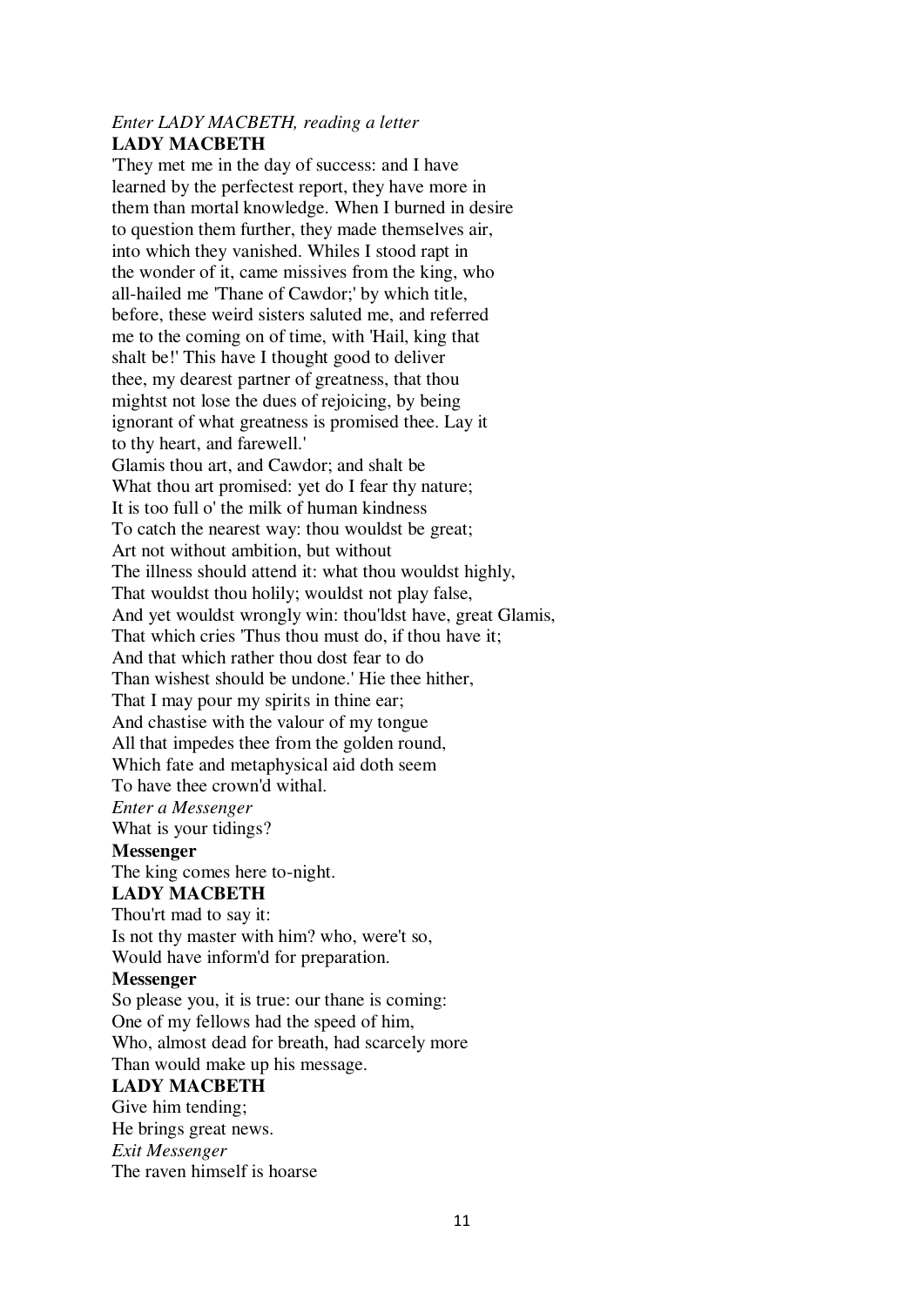*Enter LADY MACBETH, reading a letter*
**LADY MACBETH**
'They met me in the day of success: and I have
learned by the perfectest report, they have more in
them than mortal knowledge. When I burned in desire
to question them further, they made themselves air,
into which they vanished. Whiles I stood rapt in
the wonder of it, came missives from the king, who
all-hailed me 'Thane of Cawdor;' by which title,
before, these weird sisters saluted me, and referred
me to the coming on of time, with 'Hail, king that
shalt be!' This have I thought good to deliver
thee, my dearest partner of greatness, that thou
mightst not lose the dues of rejoicing, by being
ignorant of what greatness is promised thee. Lay it
to thy heart, and farewell.'
Glamis thou art, and Cawdor; and shalt be
What thou art promised: yet do I fear thy nature;
It is too full o' the milk of human kindness
To catch the nearest way: thou wouldst be great;
Art not without ambition, but without
The illness should attend it: what thou wouldst highly,
That wouldst thou holily; wouldst not play false,
And yet wouldst wrongly win: thou'ldst have, great Glamis,
That which cries 'Thus thou must do, if thou have it;
And that which rather thou dost fear to do
Than wishest should be undone.' Hie thee hither,
That I may pour my spirits in thine ear;
And chastise with the valour of my tongue
All that impedes thee from the golden round,
Which fate and metaphysical aid doth seem
To have thee crown'd withal.
*Enter a Messenger*
What is your tidings?
**Messenger**
The king comes here to-night.
**LADY MACBETH**
Thou'rt mad to say it:
Is not thy master with him? who, were't so,
Would have inform'd for preparation.
**Messenger**
So please you, it is true: our thane is coming:
One of my fellows had the speed of him,
Who, almost dead for breath, had scarcely more
Than would make up his message.
**LADY MACBETH**
Give him tending;
He brings great news.
*Exit Messenger*
The raven himself is hoarse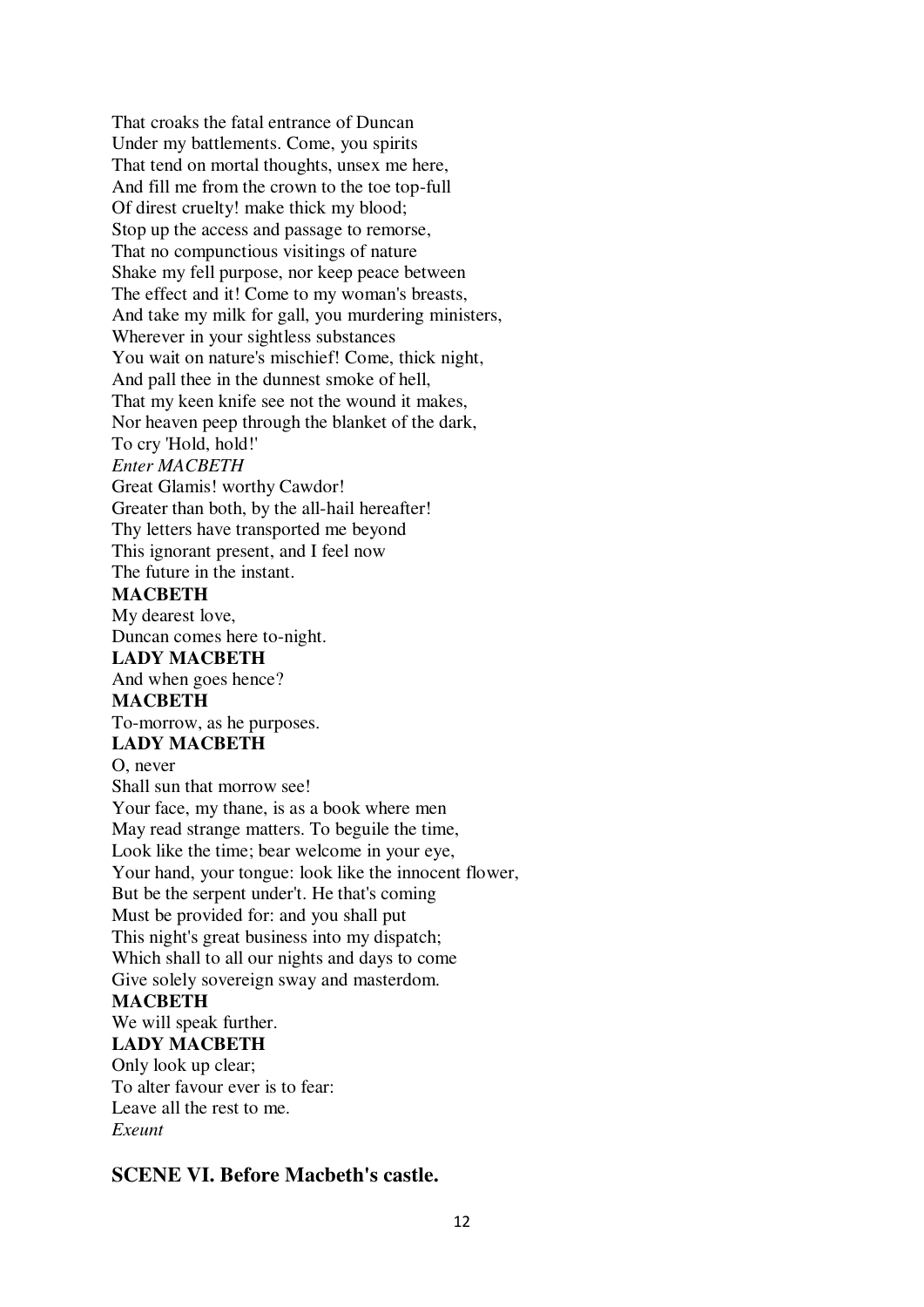That croaks the fatal entrance of Duncan
Under my battlements. Come, you spirits
That tend on mortal thoughts, unsex me here,
And fill me from the crown to the toe top-full
Of direst cruelty! make thick my blood;
Stop up the access and passage to remorse,
That no compunctious visitings of nature
Shake my fell purpose, nor keep peace between
The effect and it! Come to my woman's breasts,
And take my milk for gall, you murdering ministers,
Wherever in your sightless substances
You wait on nature's mischief! Come, thick night,
And pall thee in the dunnest smoke of hell,
That my keen knife see not the wound it makes,
Nor heaven peep through the blanket of the dark,
To cry 'Hold, hold!'
*Enter MACBETH*
Great Glamis! worthy Cawdor!
Greater than both, by the all-hail hereafter!
Thy letters have transported me beyond
This ignorant present, and I feel now
The future in the instant.
**MACBETH**
My dearest love,
Duncan comes here to-night.
**LADY MACBETH**
And when goes hence?
**MACBETH**
To-morrow, as he purposes.
**LADY MACBETH**
O, never
Shall sun that morrow see!
Your face, my thane, is as a book where men
May read strange matters. To beguile the time,
Look like the time; bear welcome in your eye,
Your hand, your tongue: look like the innocent flower,
But be the serpent under't. He that's coming
Must be provided for: and you shall put
This night's great business into my dispatch;
Which shall to all our nights and days to come
Give solely sovereign sway and masterdom.
**MACBETH**
We will speak further.
**LADY MACBETH**
Only look up clear;
To alter favour ever is to fear:
Leave all the rest to me.
*Exeunt*

## SCENE VI. Before Macbeth's castle.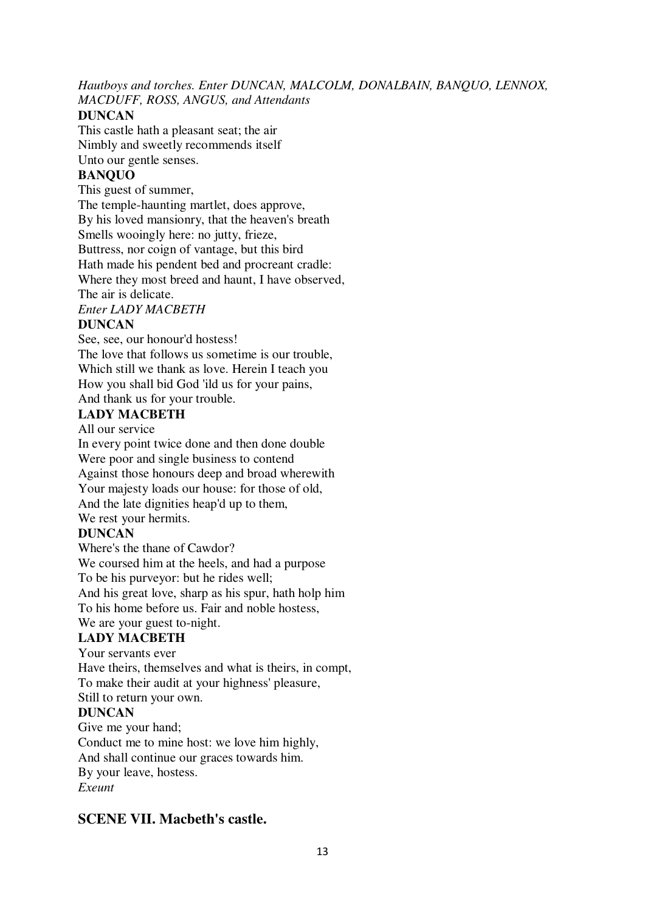*Hautboys and torches. Enter DUNCAN, MALCOLM, DONALBAIN, BANQUO, LENNOX, MACDUFF, ROSS, ANGUS, and Attendants*

**DUNCAN**

This castle hath a pleasant seat; the air
Nimbly and sweetly recommends itself
Unto our gentle senses.

**BANQUO**

This guest of summer,
The temple-haunting martlet, does approve,
By his loved mansionry, that the heaven's breath
Smells wooingly here: no jutty, frieze,
Buttress, nor coign of vantage, but this bird
Hath made his pendent bed and procreant cradle:
Where they most breed and haunt, I have observed,
The air is delicate.

*Enter LADY MACBETH*

**DUNCAN**

See, see, our honour'd hostess!
The love that follows us sometime is our trouble,
Which still we thank as love. Herein I teach you
How you shall bid God 'ild us for your pains,
And thank us for your trouble.

**LADY MACBETH**

All our service
In every point twice done and then done double
Were poor and single business to contend
Against those honours deep and broad wherewith
Your majesty loads our house: for those of old,
And the late dignities heap'd up to them,
We rest your hermits.

**DUNCAN**

Where's the thane of Cawdor?
We coursed him at the heels, and had a purpose
To be his purveyor: but he rides well;
And his great love, sharp as his spur, hath holp him
To his home before us. Fair and noble hostess,
We are your guest to-night.

**LADY MACBETH**

Your servants ever
Have theirs, themselves and what is theirs, in compt,
To make their audit at your highness' pleasure,
Still to return your own.

**DUNCAN**

Give me your hand;
Conduct me to mine host: we love him highly,
And shall continue our graces towards him.
By your leave, hostess.

*Exeunt*

## SCENE VII. Macbeth's castle.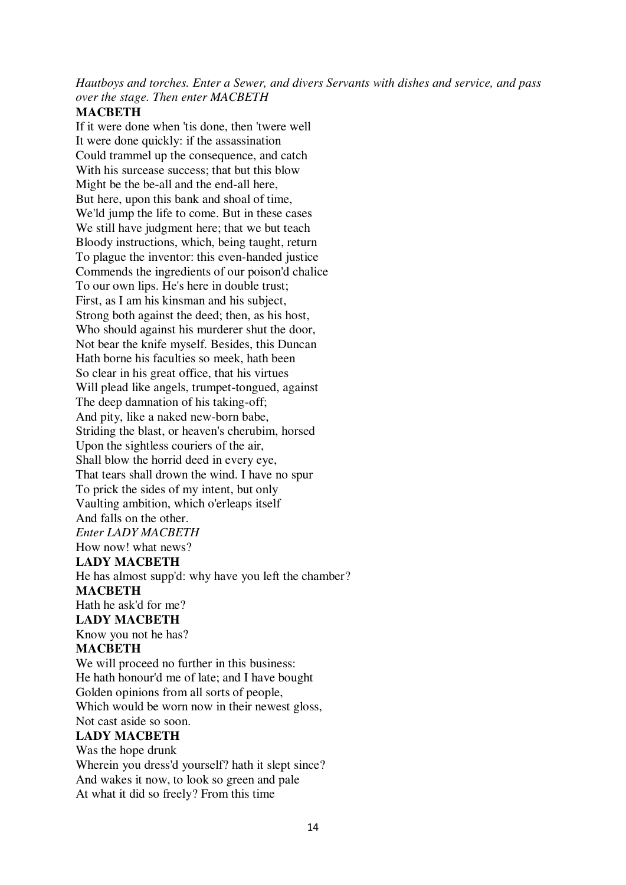*Hautboys and torches. Enter a Sewer, and divers Servants with dishes and service, and pass over the stage. Then enter MACBETH*

**MACBETH**

If it were done when 'tis done, then 'twere well
It were done quickly: if the assassination
Could trammel up the consequence, and catch
With his surcease success; that but this blow
Might be the be-all and the end-all here,
But here, upon this bank and shoal of time,
We'ld jump the life to come. But in these cases
We still have judgment here; that we but teach
Bloody instructions, which, being taught, return
To plague the inventor: this even-handed justice
Commends the ingredients of our poison'd chalice
To our own lips. He's here in double trust;
First, as I am his kinsman and his subject,
Strong both against the deed; then, as his host,
Who should against his murderer shut the door,
Not bear the knife myself. Besides, this Duncan
Hath borne his faculties so meek, hath been
So clear in his great office, that his virtues
Will plead like angels, trumpet-tongued, against
The deep damnation of his taking-off;
And pity, like a naked new-born babe,
Striding the blast, or heaven's cherubim, horsed
Upon the sightless couriers of the air,
Shall blow the horrid deed in every eye,
That tears shall drown the wind. I have no spur
To prick the sides of my intent, but only
Vaulting ambition, which o'erleaps itself
And falls on the other.

*Enter LADY MACBETH*

How now! what news?

**LADY MACBETH**

He has almost supp'd: why have you left the chamber?

**MACBETH**

Hath he ask'd for me?

**LADY MACBETH**

Know you not he has?

**MACBETH**

We will proceed no further in this business:
He hath honour'd me of late; and I have bought
Golden opinions from all sorts of people,
Which would be worn now in their newest gloss,
Not cast aside so soon.

**LADY MACBETH**

Was the hope drunk
Wherein you dress'd yourself? hath it slept since?
And wakes it now, to look so green and pale
At what it did so freely? From this time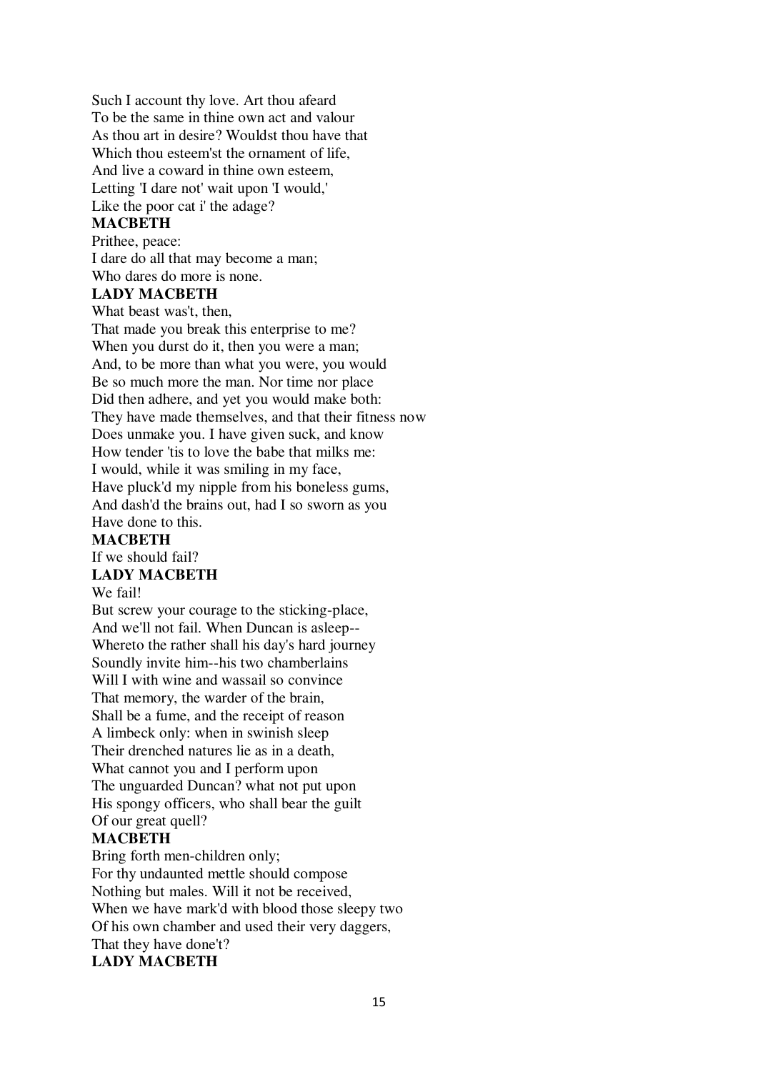Such I account thy love. Art thou afeard
To be the same in thine own act and valour
As thou art in desire? Wouldst thou have that
Which thou esteem'st the ornament of life,
And live a coward in thine own esteem,
Letting 'I dare not' wait upon 'I would,'
Like the poor cat i' the adage?

**MACBETH**

Prithee, peace:
I dare do all that may become a man;
Who dares do more is none.

**LADY MACBETH**

What beast was't, then,
That made you break this enterprise to me?
When you durst do it, then you were a man;
And, to be more than what you were, you would
Be so much more the man. Nor time nor place
Did then adhere, and yet you would make both:
They have made themselves, and that their fitness now
Does unmake you. I have given suck, and know
How tender 'tis to love the babe that milks me:
I would, while it was smiling in my face,
Have pluck'd my nipple from his boneless gums,
And dash'd the brains out, had I so sworn as you
Have done to this.

**MACBETH**

If we should fail?

**LADY MACBETH**

We fail!
But screw your courage to the sticking-place,
And we'll not fail. When Duncan is asleep--
Whereto the rather shall his day's hard journey
Soundly invite him--his two chamberlains
Will I with wine and wassail so convince
That memory, the warder of the brain,
Shall be a fume, and the receipt of reason
A limbeck only: when in swinish sleep
Their drenched natures lie as in a death,
What cannot you and I perform upon
The unguarded Duncan? what not put upon
His spongy officers, who shall bear the guilt
Of our great quell?

**MACBETH**

Bring forth men-children only;
For thy undaunted mettle should compose
Nothing but males. Will it not be received,
When we have mark'd with blood those sleepy two
Of his own chamber and used their very daggers,
That they have done't?

**LADY MACBETH**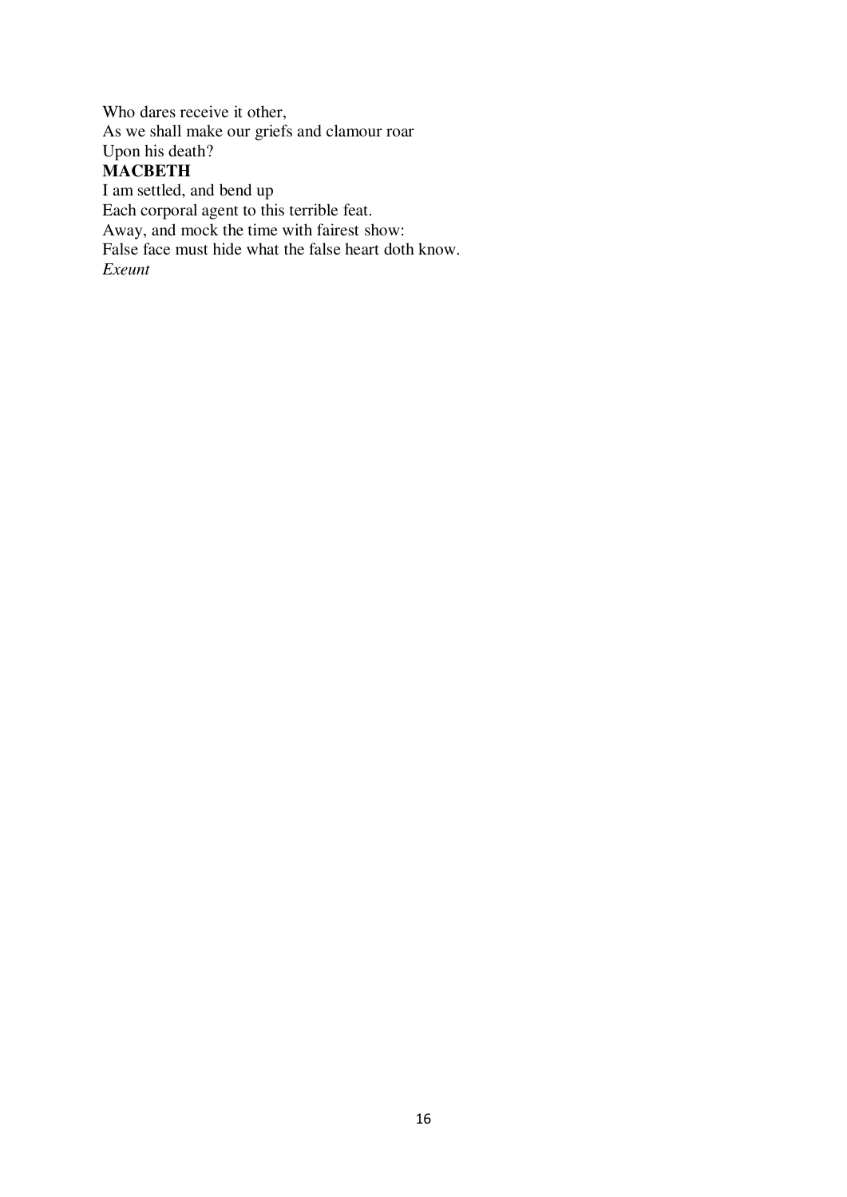Who dares receive it other,  
As we shall make our griefs and clamour roar  
Upon his death?

**MACBETH**

I am settled, and bend up  
Each corporal agent to this terrible feat.  
Away, and mock the time with fairest show:  
False face must hide what the false heart doth know.

*Exeunt*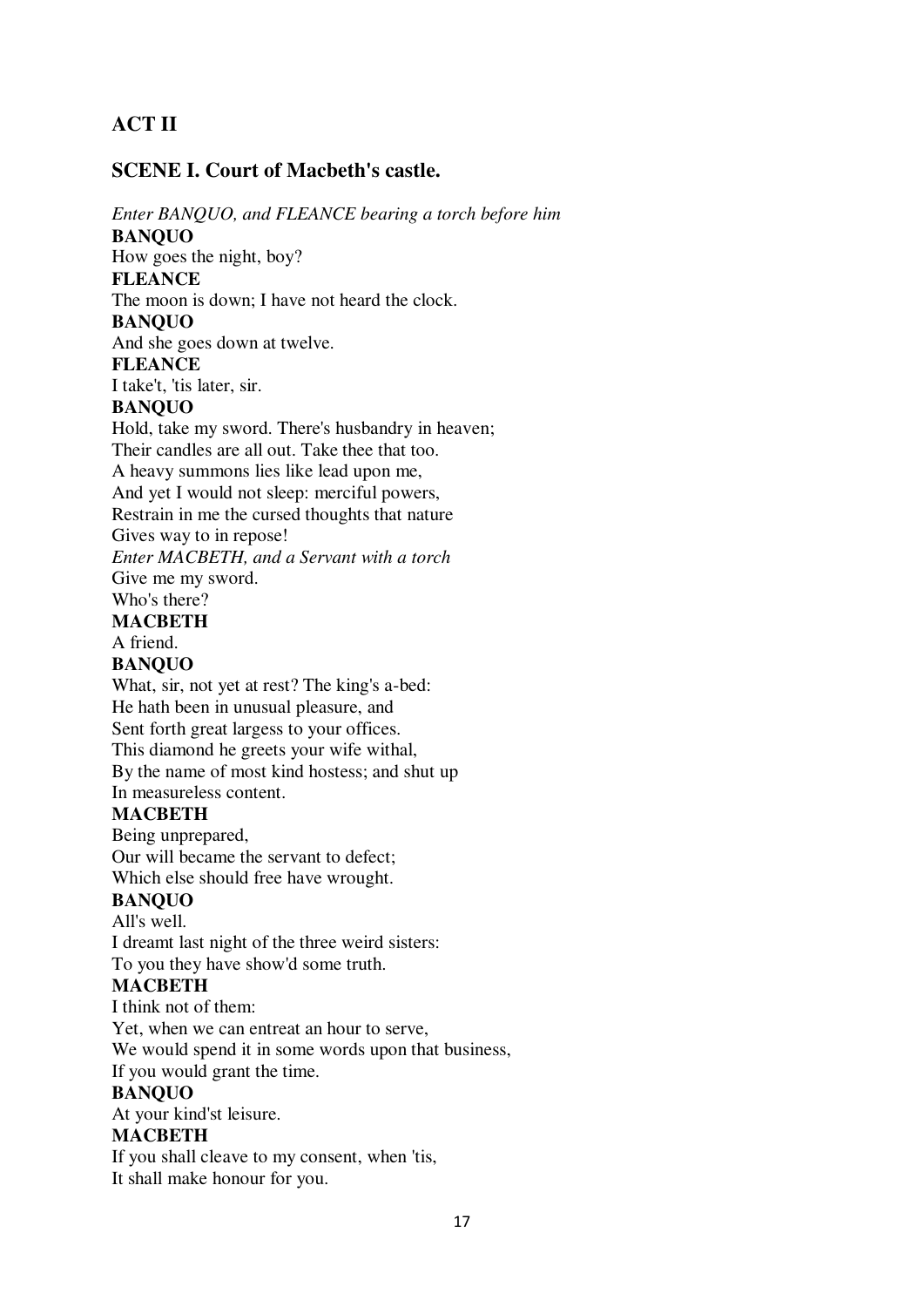## ACT II

### SCENE I. Court of Macbeth's castle.

*Enter BANQUO, and FLEANCE bearing a torch before him*

**BANQUO**

How goes the night, boy?

**FLEANCE**

The moon is down; I have not heard the clock.

**BANQUO**

And she goes down at twelve.

**FLEANCE**

I take't, 'tis later, sir.

**BANQUO**

Hold, take my sword. There's husbandry in heaven;
Their candles are all out. Take thee that too.
A heavy summons lies like lead upon me,
And yet I would not sleep: merciful powers,
Restrain in me the cursed thoughts that nature
Gives way to in repose!

*Enter MACBETH, and a Servant with a torch*

Give me my sword.
Who's there?

**MACBETH**

A friend.

**BANQUO**

What, sir, not yet at rest? The king's a-bed:
He hath been in unusual pleasure, and
Sent forth great largess to your offices.
This diamond he greets your wife withal,
By the name of most kind hostess; and shut up
In measureless content.

**MACBETH**

Being unprepared,
Our will became the servant to defect;
Which else should free have wrought.

**BANQUO**

All's well.
I dreamt last night of the three weird sisters:
To you they have show'd some truth.

**MACBETH**

I think not of them:
Yet, when we can entreat an hour to serve,
We would spend it in some words upon that business,
If you would grant the time.

**BANQUO**

At your kind'st leisure.

**MACBETH**

If you shall cleave to my consent, when 'tis,
It shall make honour for you.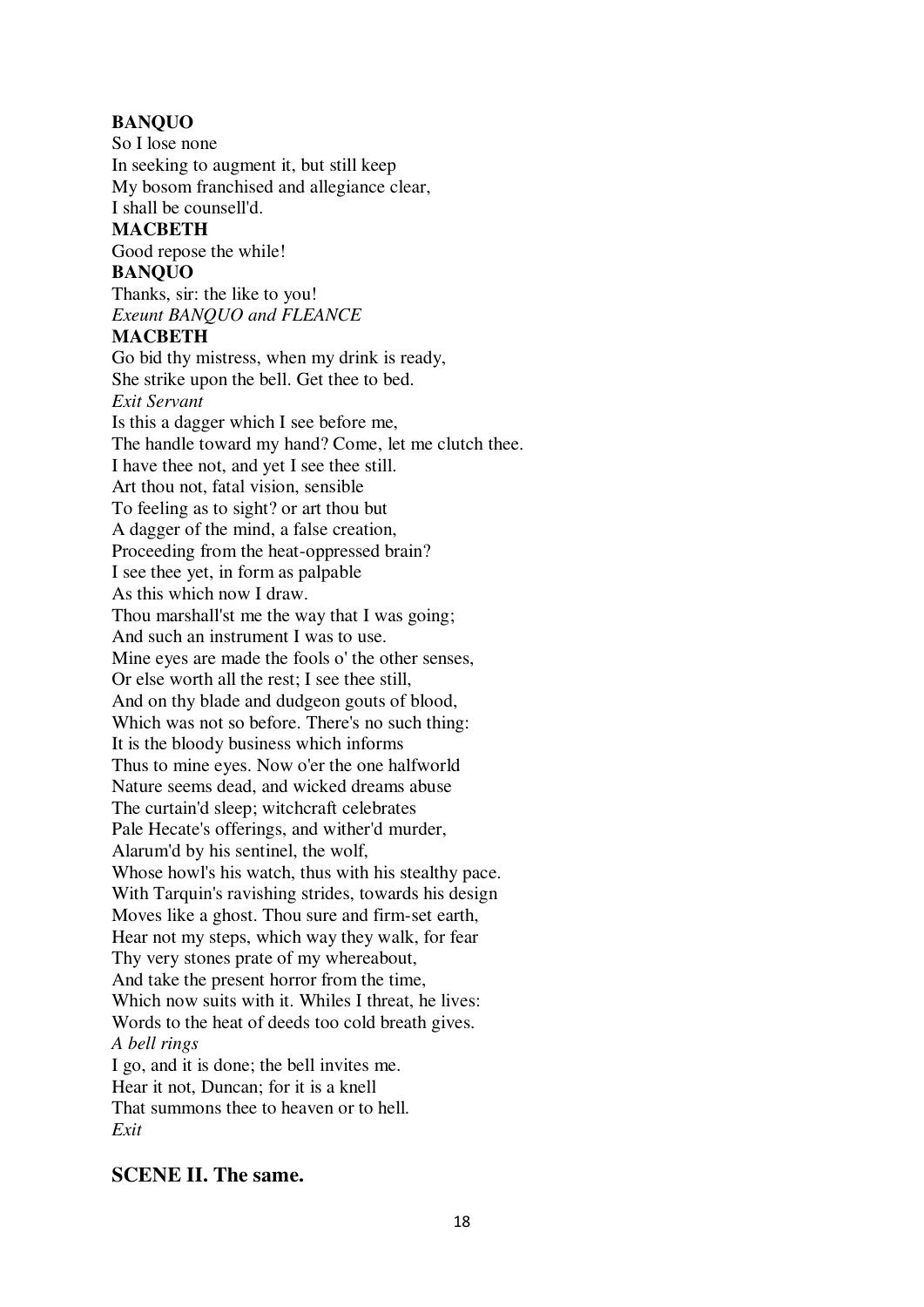**BANQUO**  
So I lose none  
In seeking to augment it, but still keep  
My bosom franchised and allegiance clear,  
I shall be counsell'd.  
**MACBETH**  
Good repose the while!  
**BANQUO**  
Thanks, sir: the like to you!  
*Exeunt BANQUO and FLEANCE*  
**MACBETH**  
Go bid thy mistress, when my drink is ready,  
She strike upon the bell. Get thee to bed.  
*Exit Servant*  
Is this a dagger which I see before me,  
The handle toward my hand? Come, let me clutch thee.  
I have thee not, and yet I see thee still.  
Art thou not, fatal vision, sensible  
To feeling as to sight? or art thou but  
A dagger of the mind, a false creation,  
Proceeding from the heat-oppressed brain?  
I see thee yet, in form as palpable  
As this which now I draw.  
Thou marshall'st me the way that I was going;  
And such an instrument I was to use.  
Mine eyes are made the fools o' the other senses,  
Or else worth all the rest; I see thee still,  
And on thy blade and dudgeon gouts of blood,  
Which was not so before. There's no such thing:  
It is the bloody business which informs  
Thus to mine eyes. Now o'er the one halfworld  
Nature seems dead, and wicked dreams abuse  
The curtain'd sleep; witchcraft celebrates  
Pale Hecate's offerings, and wither'd murder,  
Alarum'd by his sentinel, the wolf,  
Whose howl's his watch, thus with his stealthy pace.  
With Tarquin's ravishing strides, towards his design  
Moves like a ghost. Thou sure and firm-set earth,  
Hear not my steps, which way they walk, for fear  
Thy very stones prate of my whereabout,  
And take the present horror from the time,  
Which now suits with it. Whiles I threat, he lives:  
Words to the heat of deeds too cold breath gives.  
*A bell rings*  
I go, and it is done; the bell invites me.  
Hear it not, Duncan; for it is a knell  
That summons thee to heaven or to hell.  
*Exit*

## SCENE II. The same.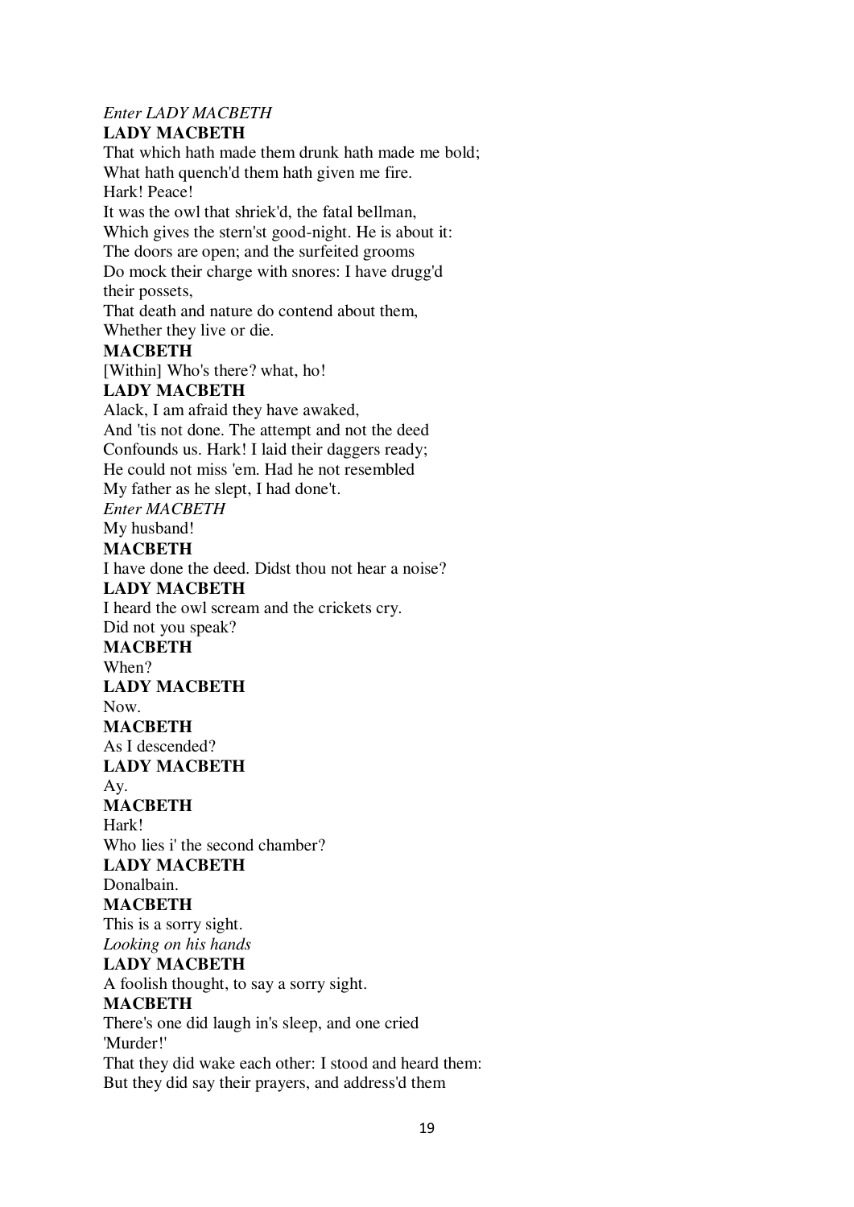*Enter LADY MACBETH*

**LADY MACBETH**

That which hath made them drunk hath made me bold;
What hath quench'd them hath given me fire.
Hark! Peace!
It was the owl that shriek'd, the fatal bellman,
Which gives the stern'st good-night. He is about it:
The doors are open; and the surfeited grooms
Do mock their charge with snores: I have drugg'd
their possets,
That death and nature do contend about them,
Whether they live or die.

**MACBETH**

[Within] Who's there? what, ho!

**LADY MACBETH**

Alack, I am afraid they have awaked,
And 'tis not done. The attempt and not the deed
Confounds us. Hark! I laid their daggers ready;
He could not miss 'em. Had he not resembled
My father as he slept, I had done't.

*Enter MACBETH*

My husband!

**MACBETH**

I have done the deed. Didst thou not hear a noise?

**LADY MACBETH**

I heard the owl scream and the crickets cry.
Did not you speak?

**MACBETH**

When?

**LADY MACBETH**

Now.

**MACBETH**

As I descended?

**LADY MACBETH**

Ay.

**MACBETH**

Hark!
Who lies i' the second chamber?

**LADY MACBETH**

Donalbain.

**MACBETH**

This is a sorry sight.

*Looking on his hands*

**LADY MACBETH**

A foolish thought, to say a sorry sight.

**MACBETH**

There's one did laugh in's sleep, and one cried
'Murder!'
That they did wake each other: I stood and heard them:
But they did say their prayers, and address'd them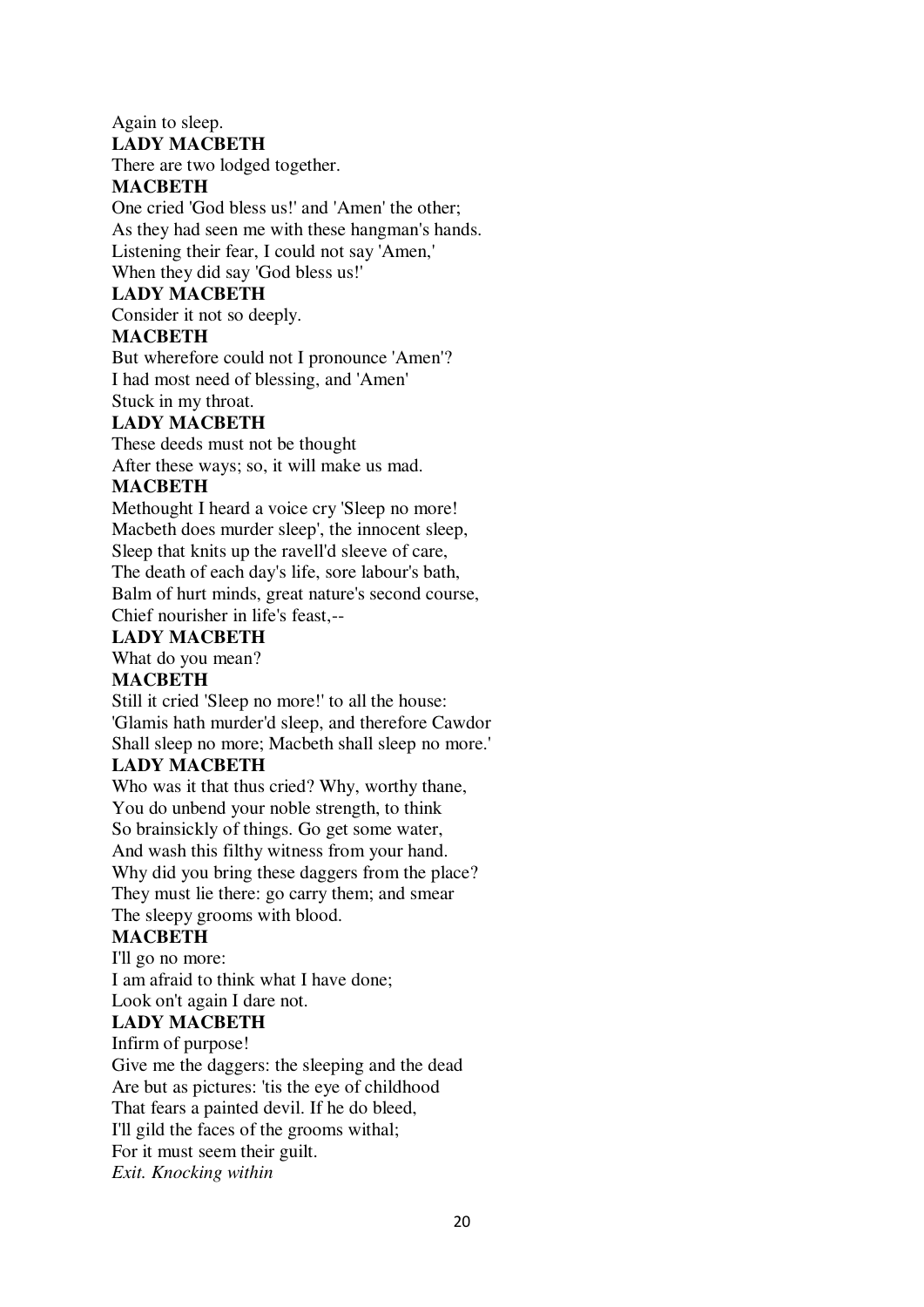Again to sleep.

**LADY MACBETH**

There are two lodged together.

**MACBETH**

One cried 'God bless us!' and 'Amen' the other;
As they had seen me with these hangman's hands.
Listening their fear, I could not say 'Amen,'
When they did say 'God bless us!'

**LADY MACBETH**

Consider it not so deeply.

**MACBETH**

But wherefore could not I pronounce 'Amen'?
I had most need of blessing, and 'Amen'
Stuck in my throat.

**LADY MACBETH**

These deeds must not be thought
After these ways; so, it will make us mad.

**MACBETH**

Methought I heard a voice cry 'Sleep no more!
Macbeth does murder sleep', the innocent sleep,
Sleep that knits up the ravell'd sleeve of care,
The death of each day's life, sore labour's bath,
Balm of hurt minds, great nature's second course,
Chief nourisher in life's feast,--

**LADY MACBETH**

What do you mean?

**MACBETH**

Still it cried 'Sleep no more!' to all the house:
'Glamis hath murder'd sleep, and therefore Cawdor
Shall sleep no more; Macbeth shall sleep no more.'

**LADY MACBETH**

Who was it that thus cried? Why, worthy thane,
You do unbend your noble strength, to think
So brainsickly of things. Go get some water,
And wash this filthy witness from your hand.
Why did you bring these daggers from the place?
They must lie there: go carry them; and smear
The sleepy grooms with blood.

**MACBETH**

I'll go no more:
I am afraid to think what I have done;
Look on't again I dare not.

**LADY MACBETH**

Infirm of purpose!
Give me the daggers: the sleeping and the dead
Are but as pictures: 'tis the eye of childhood
That fears a painted devil. If he do bleed,
I'll gild the faces of the grooms withal;
For it must seem their guilt.
*Exit. Knocking within*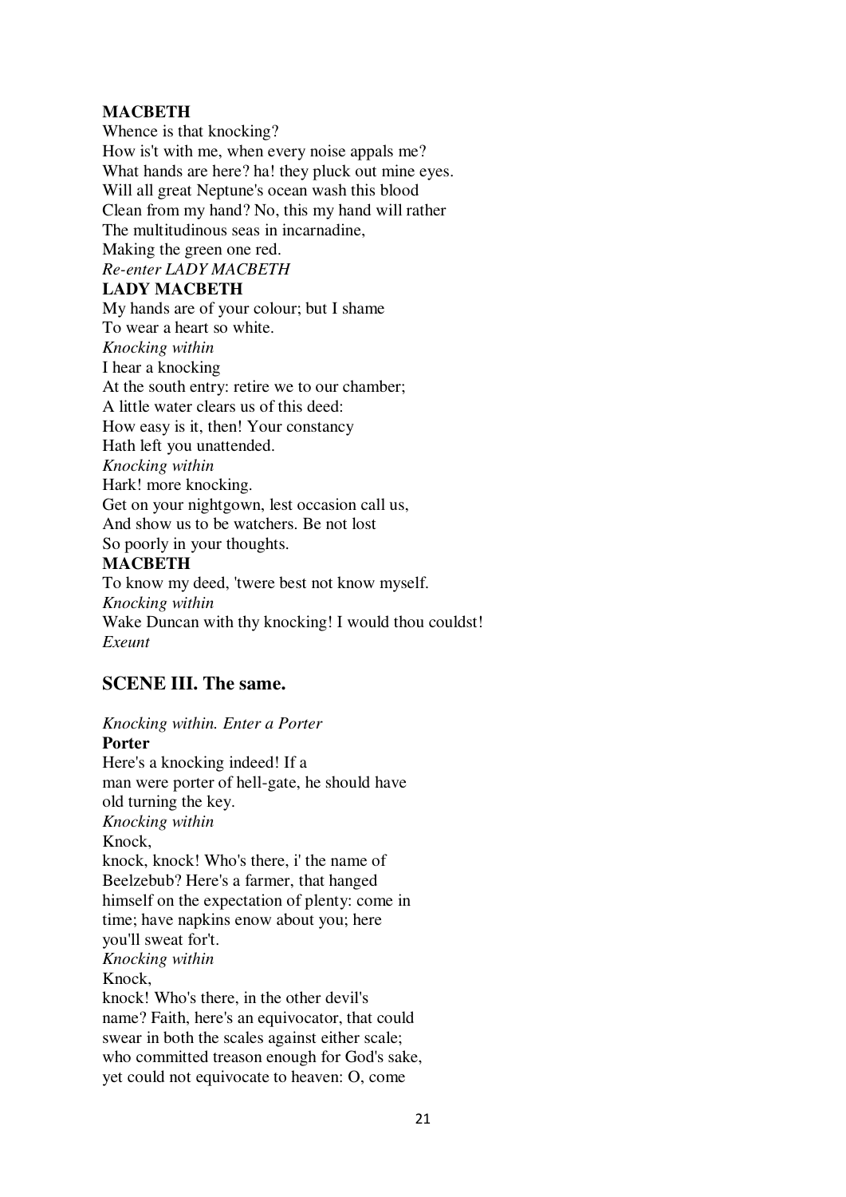**MACBETH**
Whence is that knocking?
How is't with me, when every noise appals me?
What hands are here? ha! they pluck out mine eyes.
Will all great Neptune's ocean wash this blood
Clean from my hand? No, this my hand will rather
The multitudinous seas in incarnadine,
Making the green one red.
*Re-enter LADY MACBETH*
**LADY MACBETH**
My hands are of your colour; but I shame
To wear a heart so white.
*Knocking within*
I hear a knocking
At the south entry: retire we to our chamber;
A little water clears us of this deed:
How easy is it, then! Your constancy
Hath left you unattended.
*Knocking within*
Hark! more knocking.
Get on your nightgown, lest occasion call us,
And show us to be watchers. Be not lost
So poorly in your thoughts.
**MACBETH**
To know my deed, 'twere best not know myself.
*Knocking within*
Wake Duncan with thy knocking! I would thou couldst!
*Exeunt*

## SCENE III. The same.

*Knocking within. Enter a Porter*
**Porter**
Here's a knocking indeed! If a
man were porter of hell-gate, he should have
old turning the key.
*Knocking within*
Knock,
knock, knock! Who's there, i' the name of
Beelzebub? Here's a farmer, that hanged
himself on the expectation of plenty: come in
time; have napkins enow about you; here
you'll sweat for't.
*Knocking within*
Knock,
knock! Who's there, in the other devil's
name? Faith, here's an equivocator, that could
swear in both the scales against either scale;
who committed treason enough for God's sake,
yet could not equivocate to heaven: O, come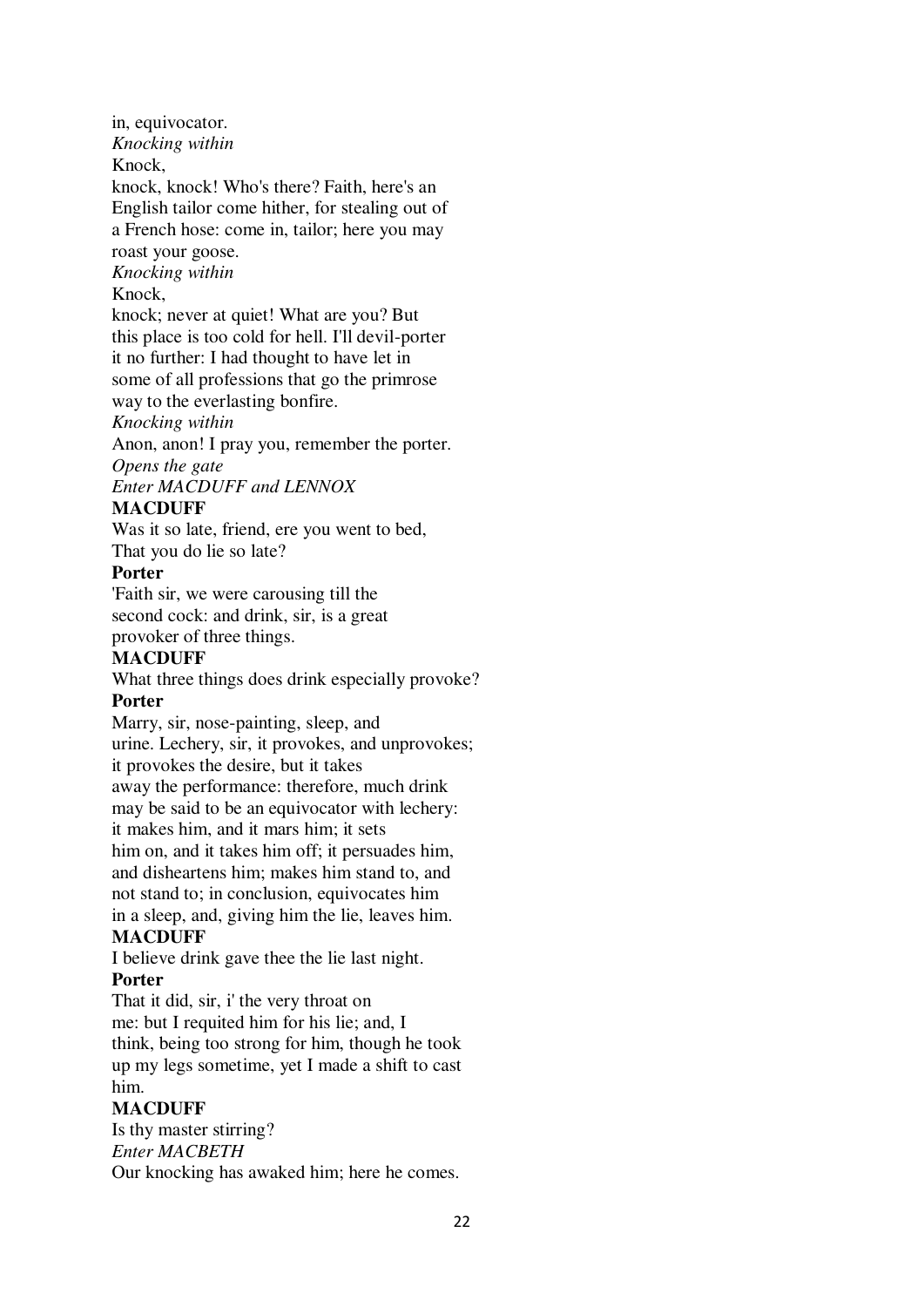in, equivocator.

*Knocking within*

Knock,
knock, knock! Who's there? Faith, here's an
English tailor come hither, for stealing out of
a French hose: come in, tailor; here you may
roast your goose.

*Knocking within*

Knock,
knock; never at quiet! What are you? But
this place is too cold for hell. I'll devil-porter
it no further: I had thought to have let in
some of all professions that go the primrose
way to the everlasting bonfire.

*Knocking within*

Anon, anon! I pray you, remember the porter.

*Opens the gate*

*Enter MACDUFF and LENNOX*

**MACDUFF**

Was it so late, friend, ere you went to bed,
That you do lie so late?

**Porter**

'Faith sir, we were carousing till the
second cock: and drink, sir, is a great
provoker of three things.

**MACDUFF**

What three things does drink especially provoke?

**Porter**

Marry, sir, nose-painting, sleep, and
urine. Lechery, sir, it provokes, and unprovokes;
it provokes the desire, but it takes
away the performance: therefore, much drink
may be said to be an equivocator with lechery:
it makes him, and it mars him; it sets
him on, and it takes him off; it persuades him,
and disheartens him; makes him stand to, and
not stand to; in conclusion, equivocates him
in a sleep, and, giving him the lie, leaves him.

**MACDUFF**

I believe drink gave thee the lie last night.

**Porter**

That it did, sir, i' the very throat on
me: but I requited him for his lie; and, I
think, being too strong for him, though he took
up my legs sometime, yet I made a shift to cast
him.

**MACDUFF**

Is thy master stirring?

*Enter MACBETH*

Our knocking has awaked him; here he comes.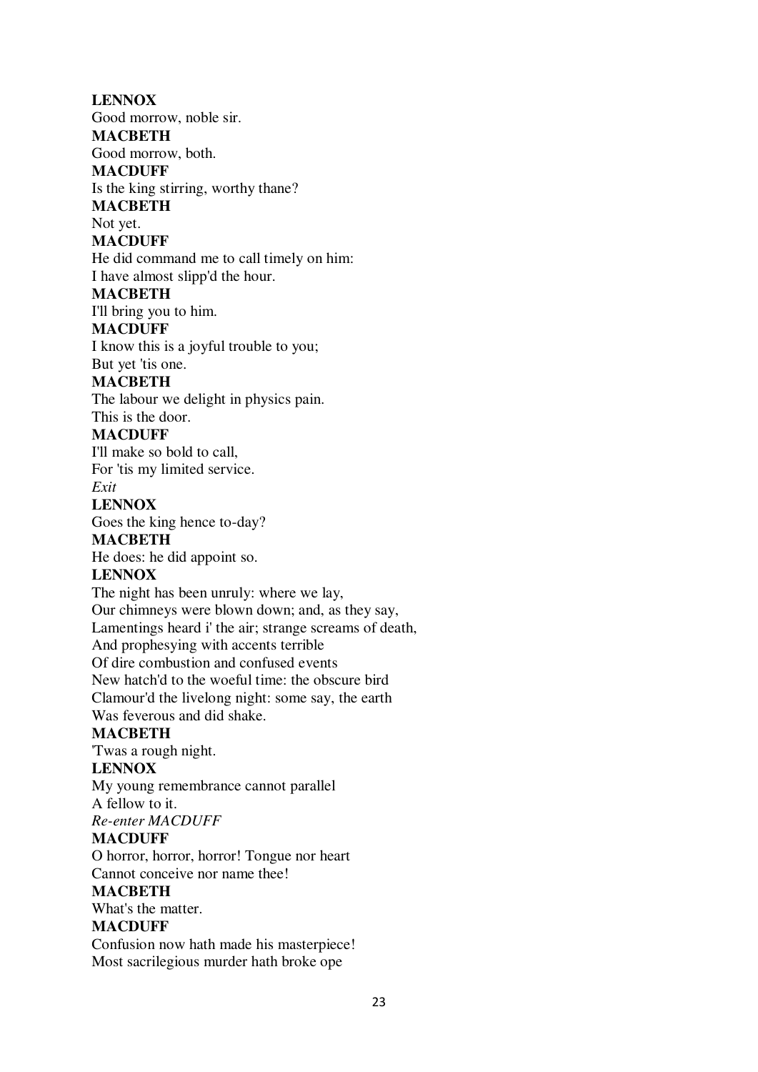**LENNOX**
Good morrow, noble sir.
**MACBETH**
Good morrow, both.
**MACDUFF**
Is the king stirring, worthy thane?
**MACBETH**
Not yet.
**MACDUFF**
He did command me to call timely on him:
I have almost slipp'd the hour.
**MACBETH**
I'll bring you to him.
**MACDUFF**
I know this is a joyful trouble to you;
But yet 'tis one.
**MACBETH**
The labour we delight in physics pain.
This is the door.
**MACDUFF**
I'll make so bold to call,
For 'tis my limited service.
*Exit*
**LENNOX**
Goes the king hence to-day?
**MACBETH**
He does: he did appoint so.
**LENNOX**
The night has been unruly: where we lay,
Our chimneys were blown down; and, as they say,
Lamentings heard i' the air; strange screams of death,
And prophesying with accents terrible
Of dire combustion and confused events
New hatch'd to the woeful time: the obscure bird
Clamour'd the livelong night: some say, the earth
Was feverous and did shake.
**MACBETH**
'Twas a rough night.
**LENNOX**
My young remembrance cannot parallel
A fellow to it.
*Re-enter MACDUFF*
**MACDUFF**
O horror, horror, horror! Tongue nor heart
Cannot conceive nor name thee!
**MACBETH**
What's the matter.
**MACDUFF**
Confusion now hath made his masterpiece!
Most sacrilegious murder hath broke ope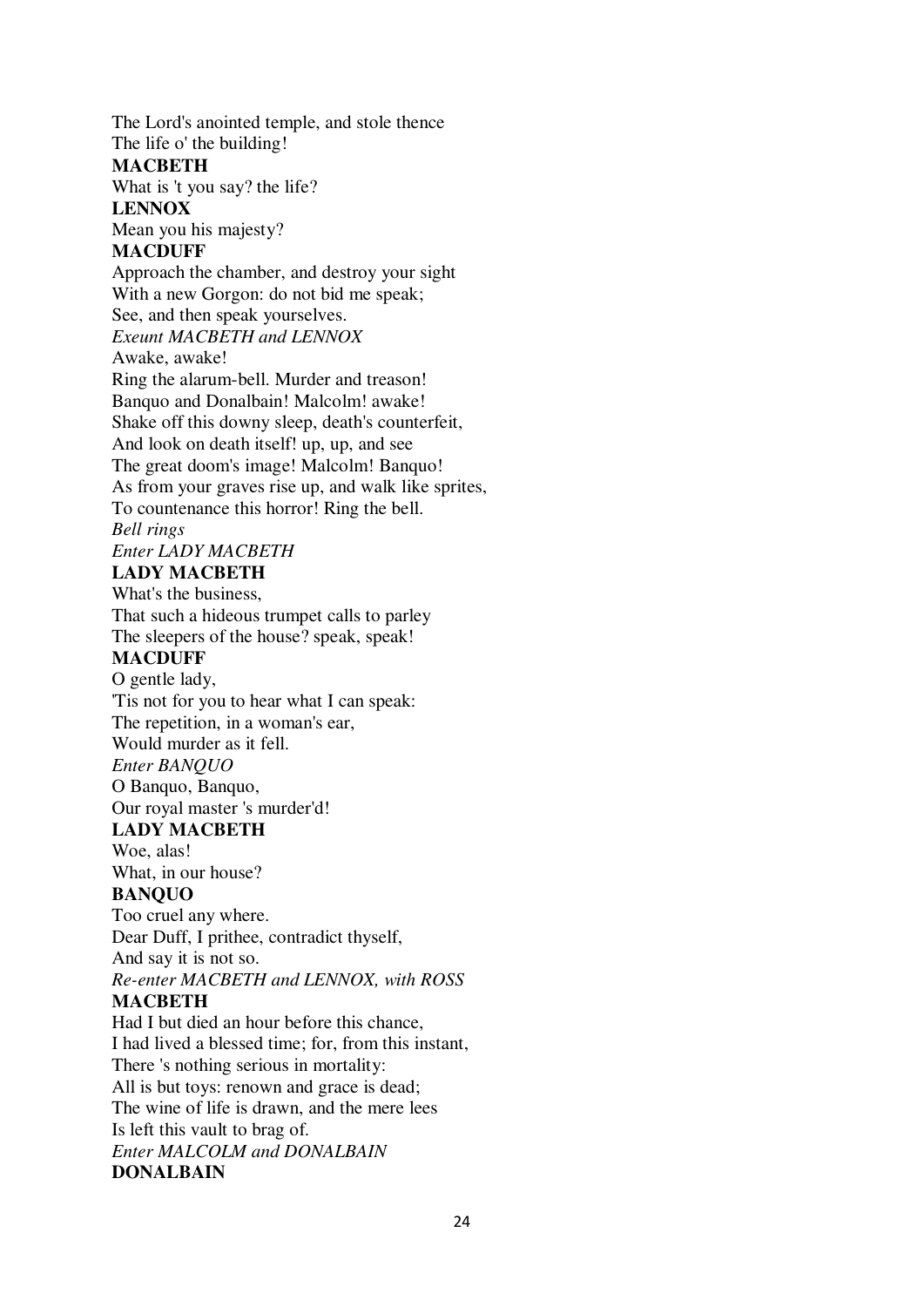The Lord's anointed temple, and stole thence
The life o' the building!

**MACBETH**

What is 't you say? the life?

**LENNOX**

Mean you his majesty?

**MACDUFF**

Approach the chamber, and destroy your sight
With a new Gorgon: do not bid me speak;
See, and then speak yourselves.

*Exeunt MACBETH and LENNOX*

Awake, awake!
Ring the alarum-bell. Murder and treason!
Banquo and Donalbain! Malcolm! awake!
Shake off this downy sleep, death's counterfeit,
And look on death itself! up, up, and see
The great doom's image! Malcolm! Banquo!
As from your graves rise up, and walk like sprites,
To countenance this horror! Ring the bell.

*Bell rings*

*Enter LADY MACBETH*

**LADY MACBETH**

What's the business,
That such a hideous trumpet calls to parley
The sleepers of the house? speak, speak!

**MACDUFF**

O gentle lady,
'Tis not for you to hear what I can speak:
The repetition, in a woman's ear,
Would murder as it fell.

*Enter BANQUO*

O Banquo, Banquo,
Our royal master 's murder'd!

**LADY MACBETH**

Woe, alas!
What, in our house?

**BANQUO**

Too cruel any where.
Dear Duff, I prithee, contradict thyself,
And say it is not so.

*Re-enter MACBETH and LENNOX, with ROSS*

**MACBETH**

Had I but died an hour before this chance,
I had lived a blessed time; for, from this instant,
There 's nothing serious in mortality:
All is but toys: renown and grace is dead;
The wine of life is drawn, and the mere lees
Is left this vault to brag of.

*Enter MALCOLM and DONALBAIN*

**DONALBAIN**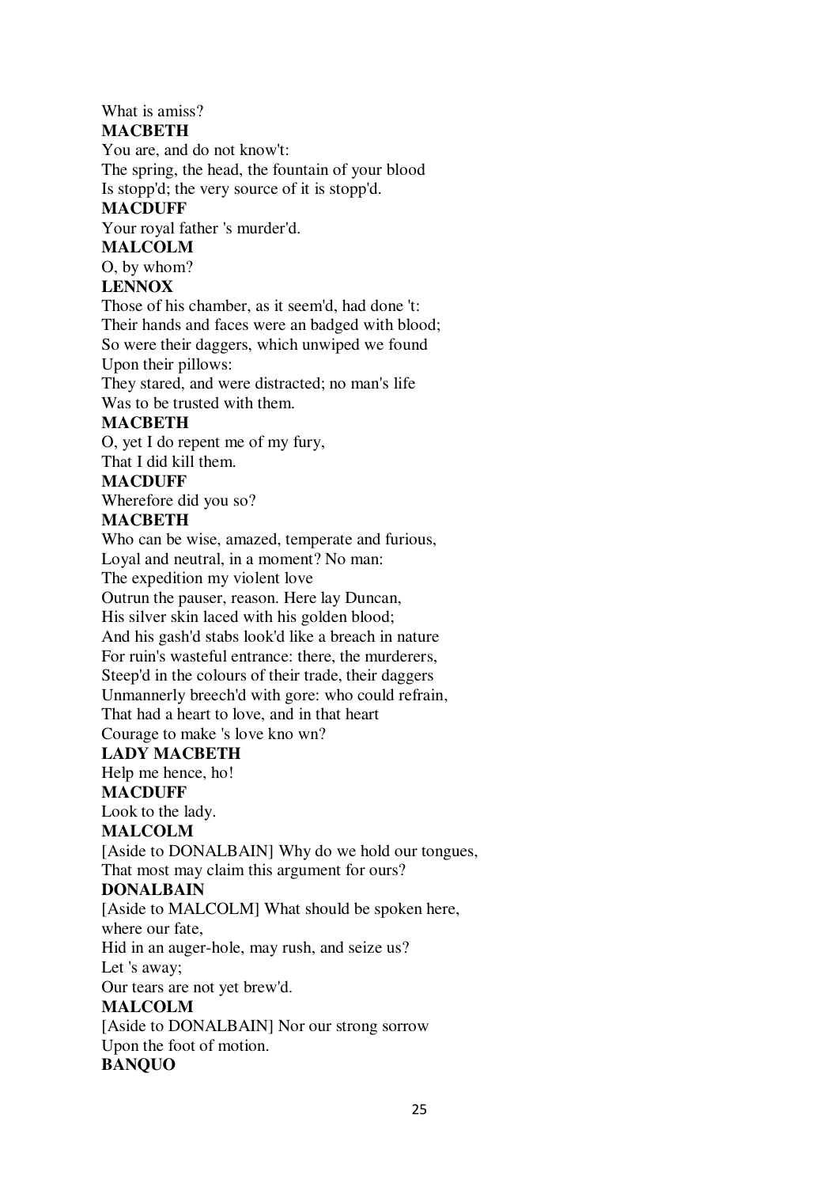What is amiss?

**MACBETH**

You are, and do not know't:
The spring, the head, the fountain of your blood
Is stopp'd; the very source of it is stopp'd.

**MACDUFF**

Your royal father 's murder'd.

**MALCOLM**

O, by whom?

**LENNOX**

Those of his chamber, as it seem'd, had done 't:
Their hands and faces were an badged with blood;
So were their daggers, which unwiped we found
Upon their pillows:
They stared, and were distracted; no man's life
Was to be trusted with them.

**MACBETH**

O, yet I do repent me of my fury,
That I did kill them.

**MACDUFF**

Wherefore did you so?

**MACBETH**

Who can be wise, amazed, temperate and furious,
Loyal and neutral, in a moment? No man:
The expedition my violent love
Outrun the pauser, reason. Here lay Duncan,
His silver skin laced with his golden blood;
And his gash'd stabs look'd like a breach in nature
For ruin's wasteful entrance: there, the murderers,
Steep'd in the colours of their trade, their daggers
Unmannerly breech'd with gore: who could refrain,
That had a heart to love, and in that heart
Courage to make 's love kno wn?

**LADY MACBETH**

Help me hence, ho!

**MACDUFF**

Look to the lady.

**MALCOLM**

[Aside to DONALBAIN] Why do we hold our tongues,
That most may claim this argument for ours?

**DONALBAIN**

[Aside to MALCOLM] What should be spoken here,
where our fate,
Hid in an auger-hole, may rush, and seize us?
Let 's away;
Our tears are not yet brew'd.

**MALCOLM**

[Aside to DONALBAIN] Nor our strong sorrow
Upon the foot of motion.

**BANQUO**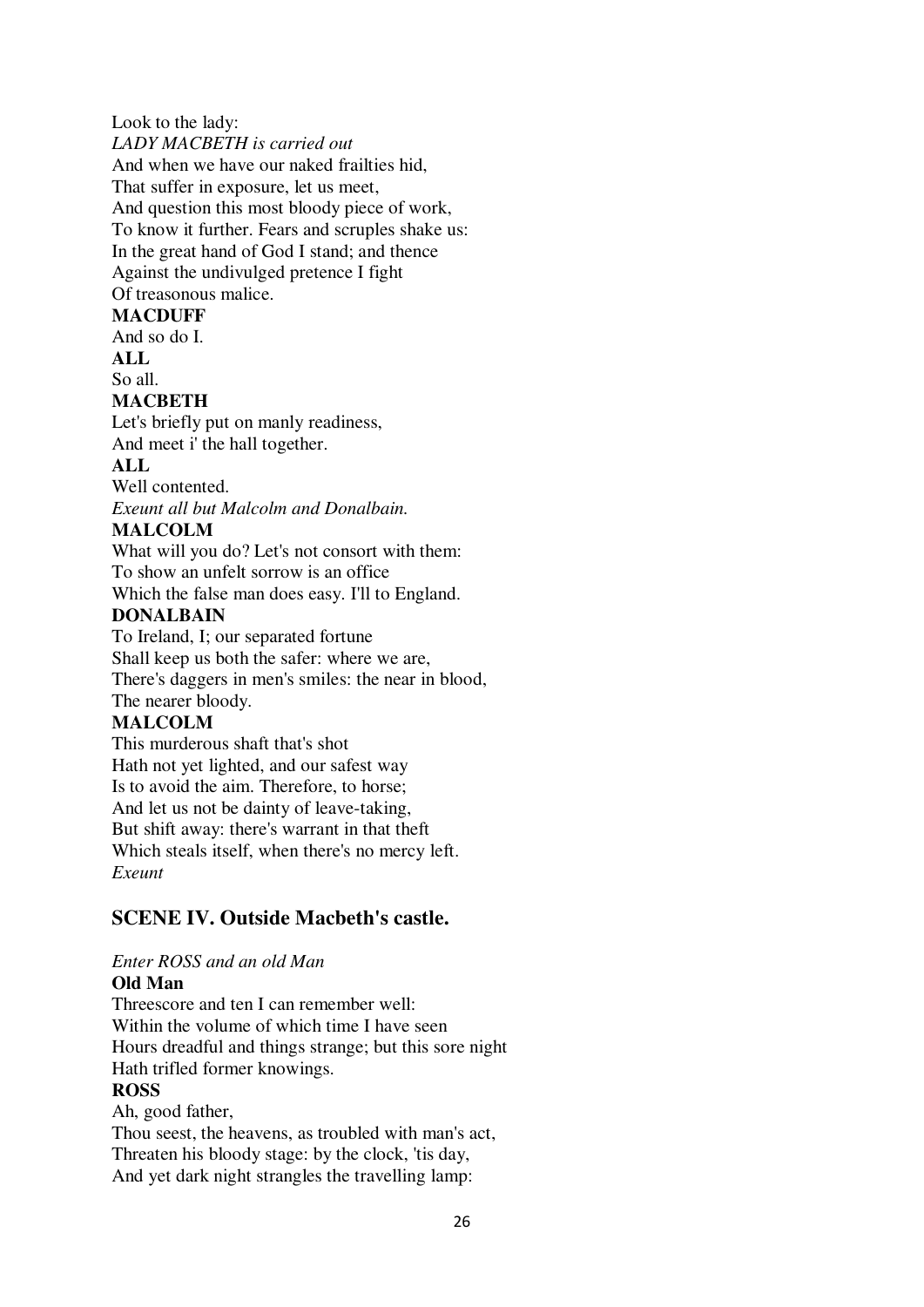Look to the lady:
*LADY MACBETH is carried out*
And when we have our naked frailties hid,
That suffer in exposure, let us meet,
And question this most bloody piece of work,
To know it further. Fears and scruples shake us:
In the great hand of God I stand; and thence
Against the undivulged pretence I fight
Of treasonous malice.
**MACDUFF**
And so do I.
**ALL**
So all.
**MACBETH**
Let's briefly put on manly readiness,
And meet i' the hall together.
**ALL**
Well contented.
*Exeunt all but Malcolm and Donalbain.*
**MALCOLM**
What will you do? Let's not consort with them:
To show an unfelt sorrow is an office
Which the false man does easy. I'll to England.
**DONALBAIN**
To Ireland, I; our separated fortune
Shall keep us both the safer: where we are,
There's daggers in men's smiles: the near in blood,
The nearer bloody.
**MALCOLM**
This murderous shaft that's shot
Hath not yet lighted, and our safest way
Is to avoid the aim. Therefore, to horse;
And let us not be dainty of leave-taking,
But shift away: there's warrant in that theft
Which steals itself, when there's no mercy left.
*Exeunt*

## SCENE IV. Outside Macbeth's castle.

*Enter ROSS and an old Man*
**Old Man**
Threescore and ten I can remember well:
Within the volume of which time I have seen
Hours dreadful and things strange; but this sore night
Hath trifled former knowings.
**ROSS**
Ah, good father,
Thou seest, the heavens, as troubled with man's act,
Threaten his bloody stage: by the clock, 'tis day,
And yet dark night strangles the travelling lamp: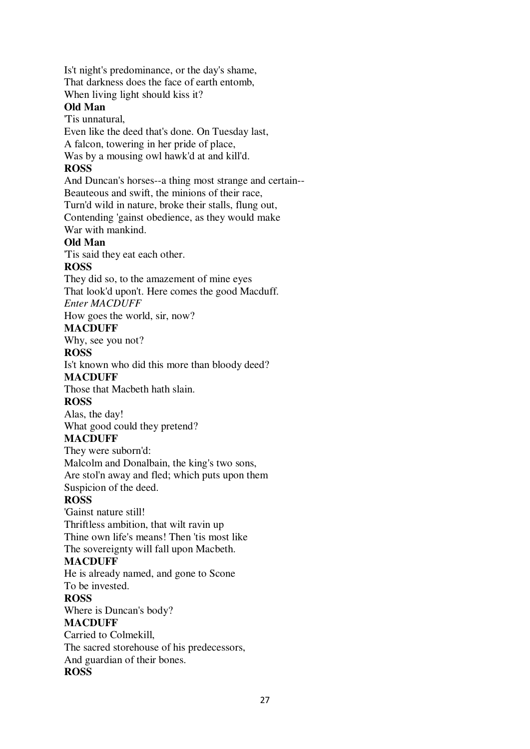Is't night's predominance, or the day's shame,  
That darkness does the face of earth entomb,  
When living light should kiss it?

**Old Man**

'Tis unnatural,  
Even like the deed that's done. On Tuesday last,  
A falcon, towering in her pride of place,  
Was by a mousing owl hawk'd at and kill'd.

**ROSS**

And Duncan's horses--a thing most strange and certain--  
Beauteous and swift, the minions of their race,  
Turn'd wild in nature, broke their stalls, flung out,  
Contending 'gainst obedience, as they would make  
War with mankind.

**Old Man**

'Tis said they eat each other.

**ROSS**

They did so, to the amazement of mine eyes  
That look'd upon't. Here comes the good Macduff.

*Enter MACDUFF*

How goes the world, sir, now?

**MACDUFF**

Why, see you not?

**ROSS**

Is't known who did this more than bloody deed?

**MACDUFF**

Those that Macbeth hath slain.

**ROSS**

Alas, the day!  
What good could they pretend?

**MACDUFF**

They were suborn'd:  
Malcolm and Donalbain, the king's two sons,  
Are stol'n away and fled; which puts upon them  
Suspicion of the deed.

**ROSS**

'Gainst nature still!  
Thriftless ambition, that wilt ravin up  
Thine own life's means! Then 'tis most like  
The sovereignty will fall upon Macbeth.

**MACDUFF**

He is already named, and gone to Scone  
To be invested.

**ROSS**

Where is Duncan's body?

**MACDUFF**

Carried to Colmekill,  
The sacred storehouse of his predecessors,  
And guardian of their bones.

**ROSS**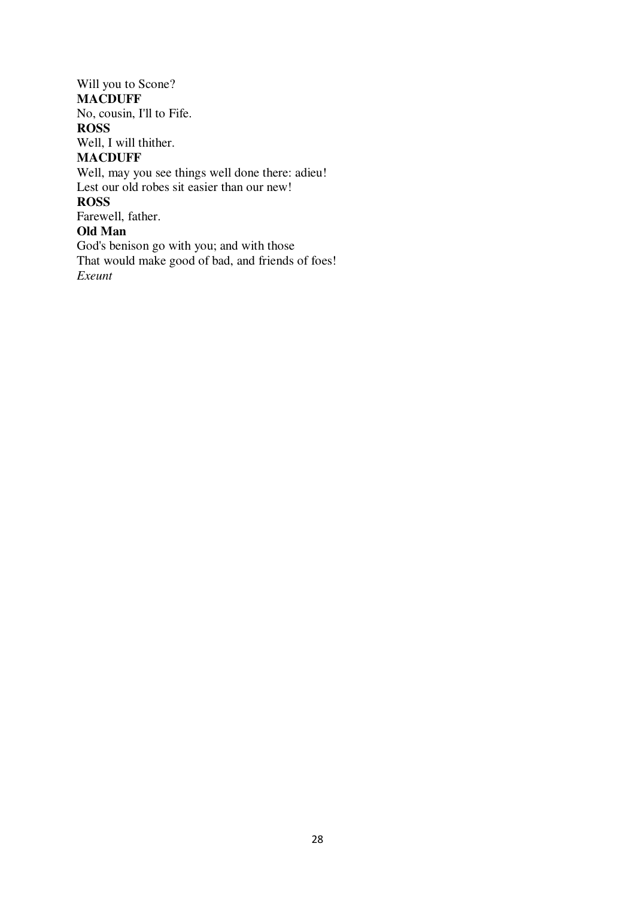Will you to Scone?

**MACDUFF**

No, cousin, I'll to Fife.

**ROSS**

Well, I will thither.

**MACDUFF**

Well, may you see things well done there: adieu!
Lest our old robes sit easier than our new!

**ROSS**

Farewell, father.

**Old Man**

God's benison go with you; and with those
That would make good of bad, and friends of foes!

*Exeunt*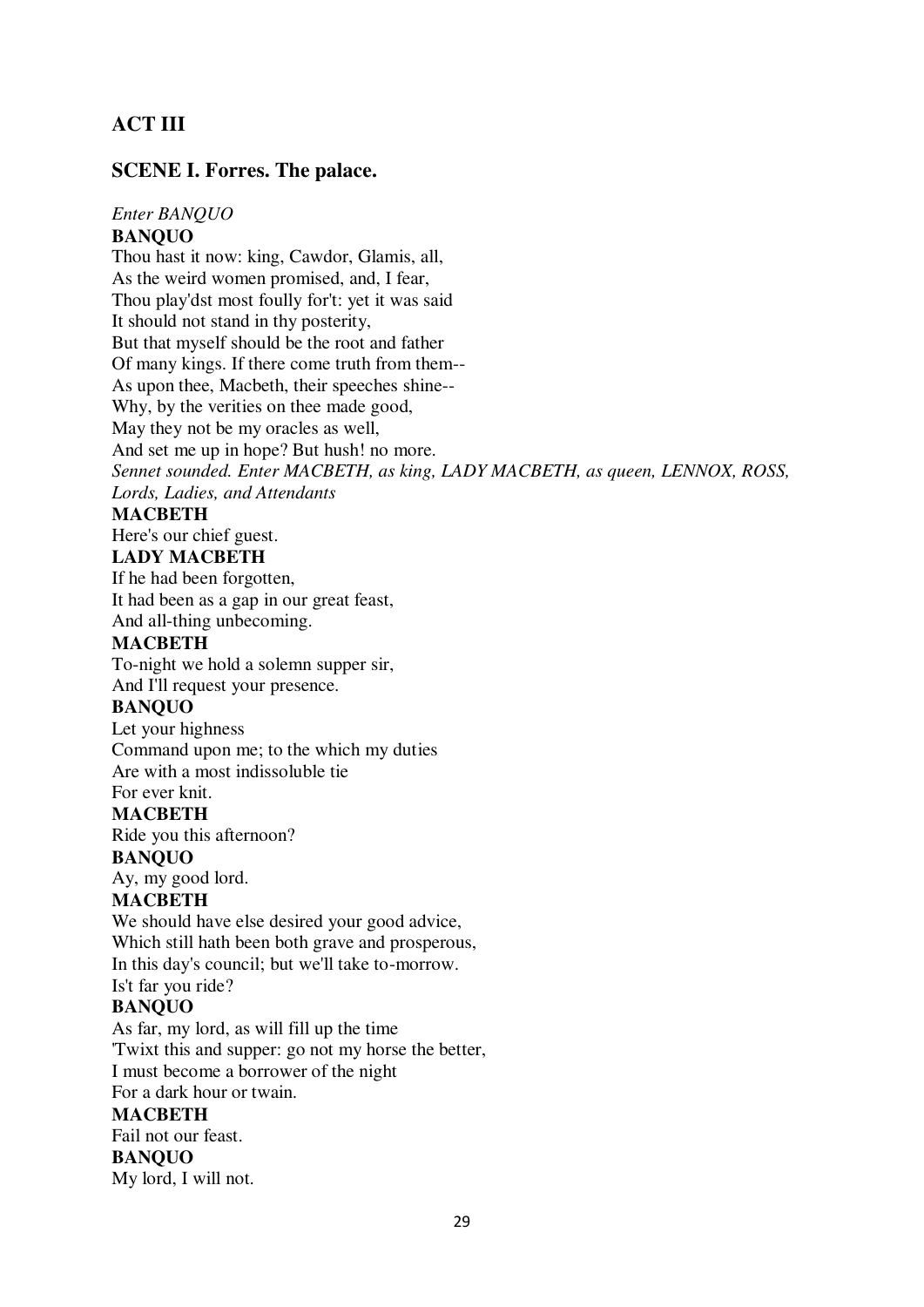## ACT III

### SCENE I. Forres. The palace.

*Enter BANQUO*

**BANQUO**

Thou hast it now: king, Cawdor, Glamis, all,
As the weird women promised, and, I fear,
Thou play'dst most foully for't: yet it was said
It should not stand in thy posterity,
But that myself should be the root and father
Of many kings. If there come truth from them--
As upon thee, Macbeth, their speeches shine--
Why, by the verities on thee made good,
May they not be my oracles as well,
And set me up in hope? But hush! no more.

*Sennet sounded. Enter MACBETH, as king, LADY MACBETH, as queen, LENNOX, ROSS, Lords, Ladies, and Attendants*

**MACBETH**

Here's our chief guest.

**LADY MACBETH**

If he had been forgotten,
It had been as a gap in our great feast,
And all-thing unbecoming.

**MACBETH**

To-night we hold a solemn supper sir,
And I'll request your presence.

**BANQUO**

Let your highness
Command upon me; to the which my duties
Are with a most indissoluble tie
For ever knit.

**MACBETH**

Ride you this afternoon?

**BANQUO**

Ay, my good lord.

**MACBETH**

We should have else desired your good advice,
Which still hath been both grave and prosperous,
In this day's council; but we'll take to-morrow.
Is't far you ride?

**BANQUO**

As far, my lord, as will fill up the time
'Twixt this and supper: go not my horse the better,
I must become a borrower of the night
For a dark hour or twain.

**MACBETH**

Fail not our feast.

**BANQUO**

My lord, I will not.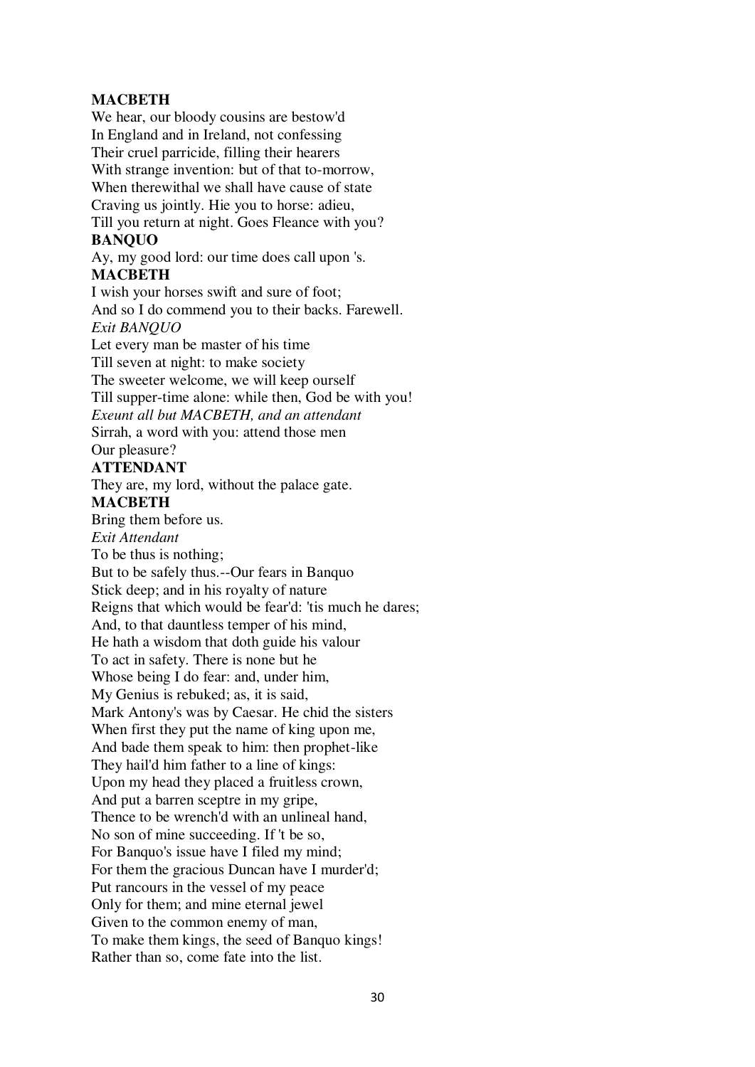**MACBETH**
We hear, our bloody cousins are bestow'd
In England and in Ireland, not confessing
Their cruel parricide, filling their hearers
With strange invention: but of that to-morrow,
When therewithal we shall have cause of state
Craving us jointly. Hie you to horse: adieu,
Till you return at night. Goes Fleance with you?
**BANQUO**
Ay, my good lord: our time does call upon 's.
**MACBETH**
I wish your horses swift and sure of foot;
And so I do commend you to their backs. Farewell.
*Exit BANQUO*
Let every man be master of his time
Till seven at night: to make society
The sweeter welcome, we will keep ourself
Till supper-time alone: while then, God be with you!
*Exeunt all but MACBETH, and an attendant*
Sirrah, a word with you: attend those men
Our pleasure?
**ATTENDANT**
They are, my lord, without the palace gate.
**MACBETH**
Bring them before us.
*Exit Attendant*
To be thus is nothing;
But to be safely thus.--Our fears in Banquo
Stick deep; and in his royalty of nature
Reigns that which would be fear'd: 'tis much he dares;
And, to that dauntless temper of his mind,
He hath a wisdom that doth guide his valour
To act in safety. There is none but he
Whose being I do fear: and, under him,
My Genius is rebuked; as, it is said,
Mark Antony's was by Caesar. He chid the sisters
When first they put the name of king upon me,
And bade them speak to him: then prophet-like
They hail'd him father to a line of kings:
Upon my head they placed a fruitless crown,
And put a barren sceptre in my gripe,
Thence to be wrench'd with an unlineal hand,
No son of mine succeeding. If 't be so,
For Banquo's issue have I filed my mind;
For them the gracious Duncan have I murder'd;
Put rancours in the vessel of my peace
Only for them; and mine eternal jewel
Given to the common enemy of man,
To make them kings, the seed of Banquo kings!
Rather than so, come fate into the list.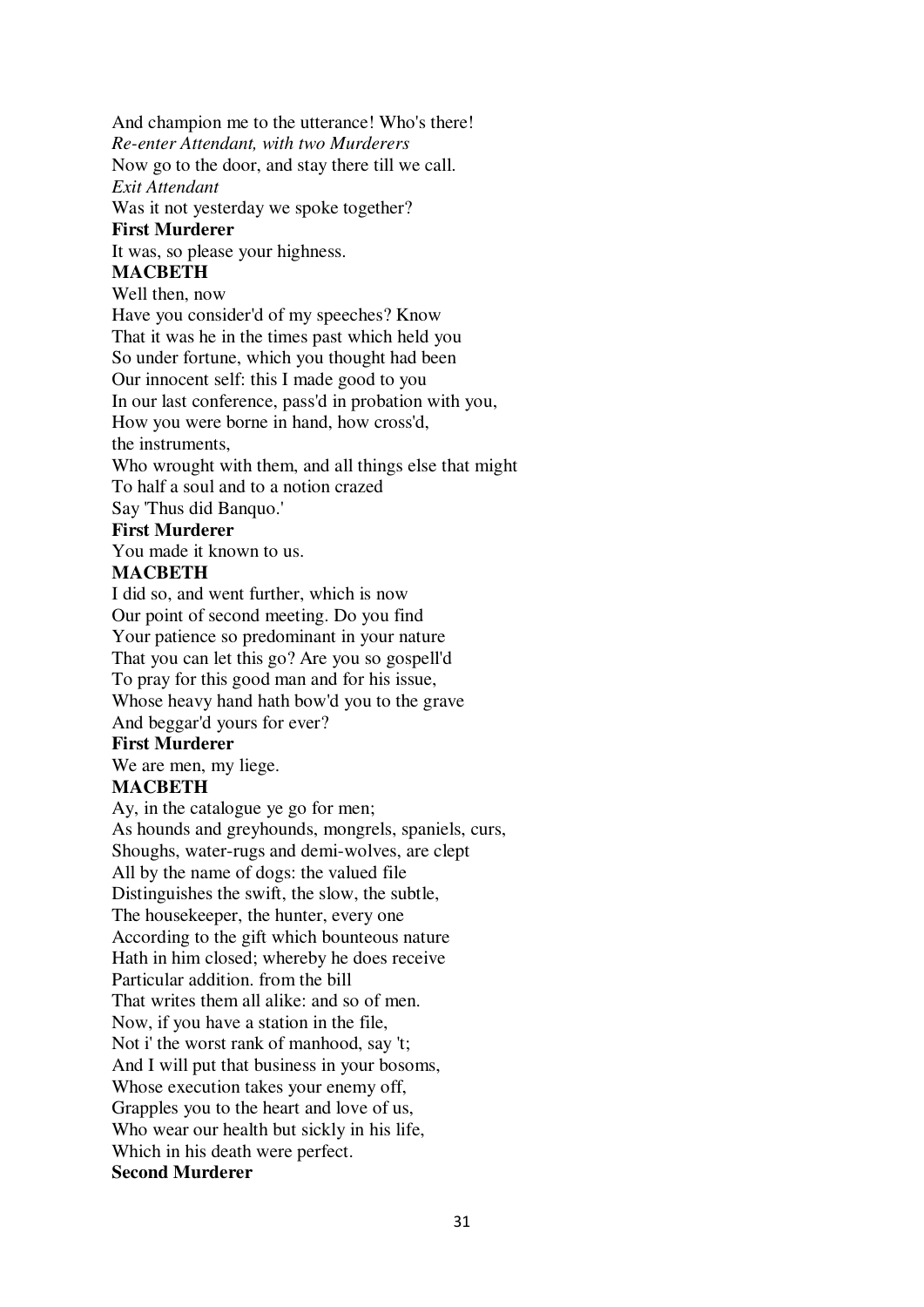And champion me to the utterance! Who's there!

*Re-enter Attendant, with two Murderers*

Now go to the door, and stay there till we call.

*Exit Attendant*

Was it not yesterday we spoke together?

**First Murderer**

It was, so please your highness.

**MACBETH**

Well then, now
Have you consider'd of my speeches? Know
That it was he in the times past which held you
So under fortune, which you thought had been
Our innocent self: this I made good to you
In our last conference, pass'd in probation with you,
How you were borne in hand, how cross'd,
the instruments,
Who wrought with them, and all things else that might
To half a soul and to a notion crazed
Say 'Thus did Banquo.'

**First Murderer**

You made it known to us.

**MACBETH**

I did so, and went further, which is now
Our point of second meeting. Do you find
Your patience so predominant in your nature
That you can let this go? Are you so gospell'd
To pray for this good man and for his issue,
Whose heavy hand hath bow'd you to the grave
And beggar'd yours for ever?

**First Murderer**

We are men, my liege.

**MACBETH**

Ay, in the catalogue ye go for men;
As hounds and greyhounds, mongrels, spaniels, curs,
Shoughs, water-rugs and demi-wolves, are clept
All by the name of dogs: the valued file
Distinguishes the swift, the slow, the subtle,
The housekeeper, the hunter, every one
According to the gift which bounteous nature
Hath in him closed; whereby he does receive
Particular addition. from the bill
That writes them all alike: and so of men.
Now, if you have a station in the file,
Not i' the worst rank of manhood, say 't;
And I will put that business in your bosoms,
Whose execution takes your enemy off,
Grapples you to the heart and love of us,
Who wear our health but sickly in his life,
Which in his death were perfect.

**Second Murderer**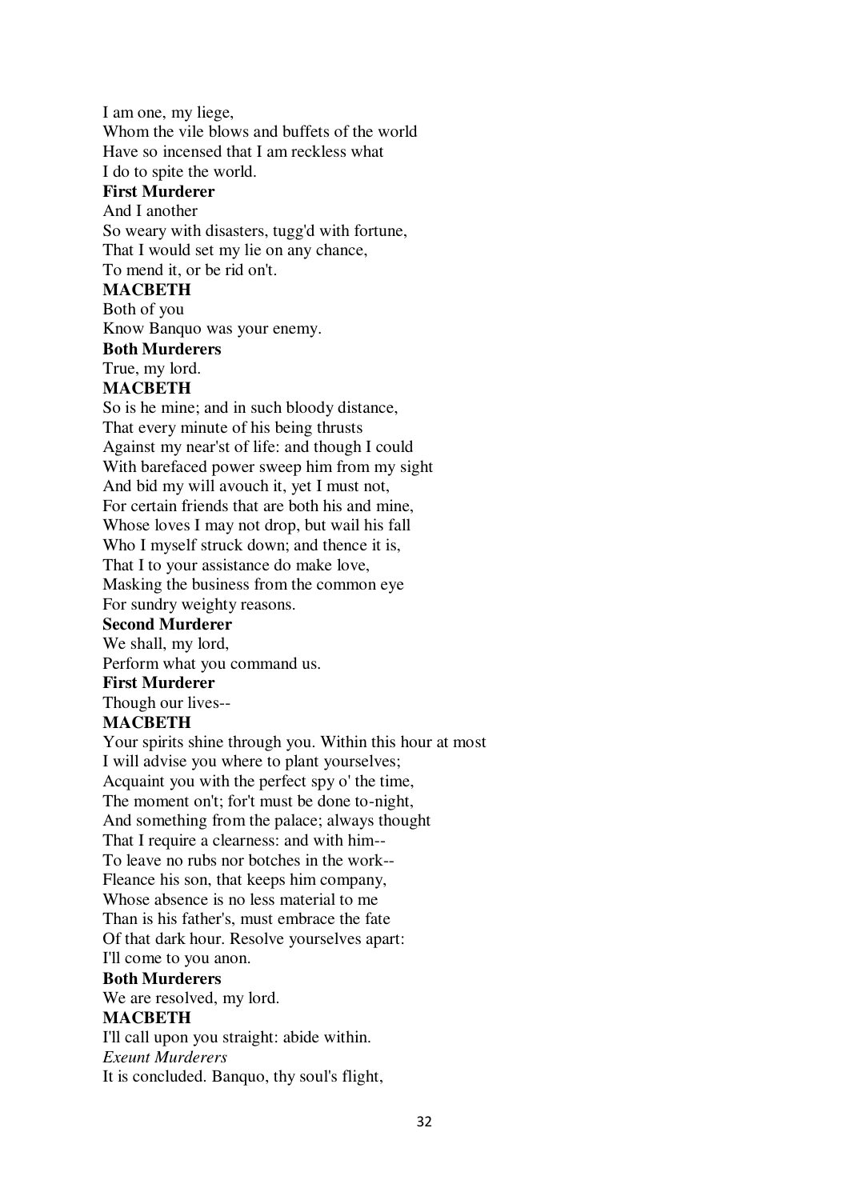I am one, my liege,
Whom the vile blows and buffets of the world
Have so incensed that I am reckless what
I do to spite the world.
**First Murderer**
And I another
So weary with disasters, tugg'd with fortune,
That I would set my lie on any chance,
To mend it, or be rid on't.
**MACBETH**
Both of you
Know Banquo was your enemy.
**Both Murderers**
True, my lord.
**MACBETH**
So is he mine; and in such bloody distance,
That every minute of his being thrusts
Against my near'st of life: and though I could
With barefaced power sweep him from my sight
And bid my will avouch it, yet I must not,
For certain friends that are both his and mine,
Whose loves I may not drop, but wail his fall
Who I myself struck down; and thence it is,
That I to your assistance do make love,
Masking the business from the common eye
For sundry weighty reasons.
**Second Murderer**
We shall, my lord,
Perform what you command us.
**First Murderer**
Though our lives--
**MACBETH**
Your spirits shine through you. Within this hour at most
I will advise you where to plant yourselves;
Acquaint you with the perfect spy o' the time,
The moment on't; for't must be done to-night,
And something from the palace; always thought
That I require a clearness: and with him--
To leave no rubs nor botches in the work--
Fleance his son, that keeps him company,
Whose absence is no less material to me
Than is his father's, must embrace the fate
Of that dark hour. Resolve yourselves apart:
I'll come to you anon.
**Both Murderers**
We are resolved, my lord.
**MACBETH**
I'll call upon you straight: abide within.
*Exeunt Murderers*
It is concluded. Banquo, thy soul's flight,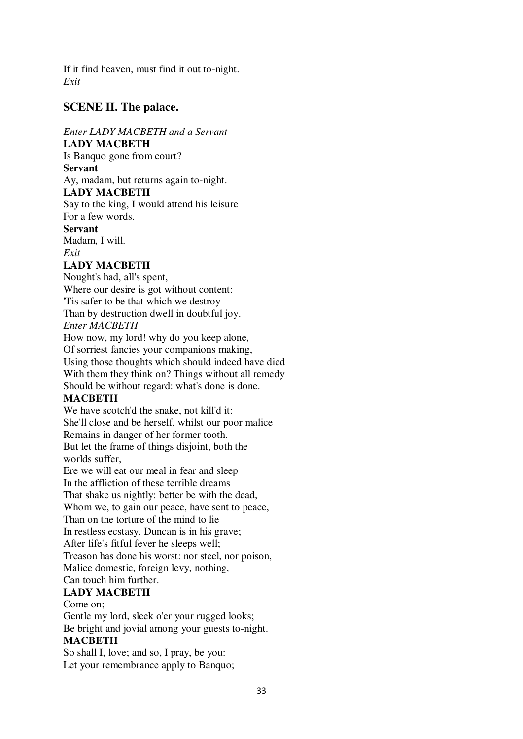If it find heaven, must find it out to-night.
*Exit*

### SCENE II. The palace.

*Enter LADY MACBETH and a Servant*
**LADY MACBETH**
Is Banquo gone from court?
**Servant**
Ay, madam, but returns again to-night.
**LADY MACBETH**
Say to the king, I would attend his leisure
For a few words.
**Servant**
Madam, I will.
*Exit*
**LADY MACBETH**
Nought's had, all's spent,
Where our desire is got without content:
'Tis safer to be that which we destroy
Than by destruction dwell in doubtful joy.
*Enter MACBETH*
How now, my lord! why do you keep alone,
Of sorriest fancies your companions making,
Using those thoughts which should indeed have died
With them they think on? Things without all remedy
Should be without regard: what's done is done.
**MACBETH**
We have scotch'd the snake, not kill'd it:
She'll close and be herself, whilst our poor malice
Remains in danger of her former tooth.
But let the frame of things disjoint, both the
worlds suffer,
Ere we will eat our meal in fear and sleep
In the affliction of these terrible dreams
That shake us nightly: better be with the dead,
Whom we, to gain our peace, have sent to peace,
Than on the torture of the mind to lie
In restless ecstasy. Duncan is in his grave;
After life's fitful fever he sleeps well;
Treason has done his worst: nor steel, nor poison,
Malice domestic, foreign levy, nothing,
Can touch him further.
**LADY MACBETH**
Come on;
Gentle my lord, sleek o'er your rugged looks;
Be bright and jovial among your guests to-night.
**MACBETH**
So shall I, love; and so, I pray, be you:
Let your remembrance apply to Banquo;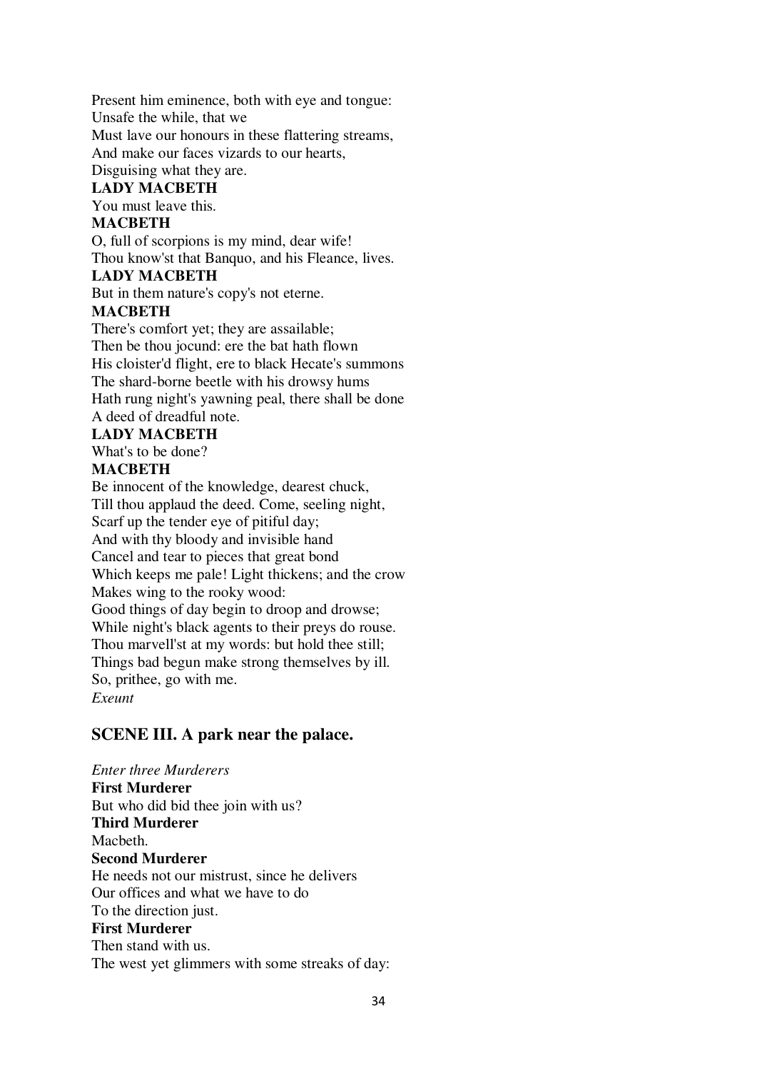Present him eminence, both with eye and tongue:
Unsafe the while, that we
Must lave our honours in these flattering streams,
And make our faces vizards to our hearts,
Disguising what they are.

**LADY MACBETH**

You must leave this.

**MACBETH**

O, full of scorpions is my mind, dear wife!
Thou know'st that Banquo, and his Fleance, lives.

**LADY MACBETH**

But in them nature's copy's not eterne.

**MACBETH**

There's comfort yet; they are assailable;
Then be thou jocund: ere the bat hath flown
His cloister'd flight, ere to black Hecate's summons
The shard-borne beetle with his drowsy hums
Hath rung night's yawning peal, there shall be done
A deed of dreadful note.

**LADY MACBETH**

What's to be done?

**MACBETH**

Be innocent of the knowledge, dearest chuck,
Till thou applaud the deed. Come, seeling night,
Scarf up the tender eye of pitiful day;
And with thy bloody and invisible hand
Cancel and tear to pieces that great bond
Which keeps me pale! Light thickens; and the crow
Makes wing to the rooky wood:
Good things of day begin to droop and drowse;
While night's black agents to their preys do rouse.
Thou marvell'st at my words: but hold thee still;
Things bad begun make strong themselves by ill.
So, prithee, go with me.

*Exeunt*

## SCENE III. A park near the palace.

*Enter three Murderers*

**First Murderer**

But who did bid thee join with us?

**Third Murderer**

Macbeth.

**Second Murderer**

He needs not our mistrust, since he delivers
Our offices and what we have to do
To the direction just.

**First Murderer**

Then stand with us.
The west yet glimmers with some streaks of day: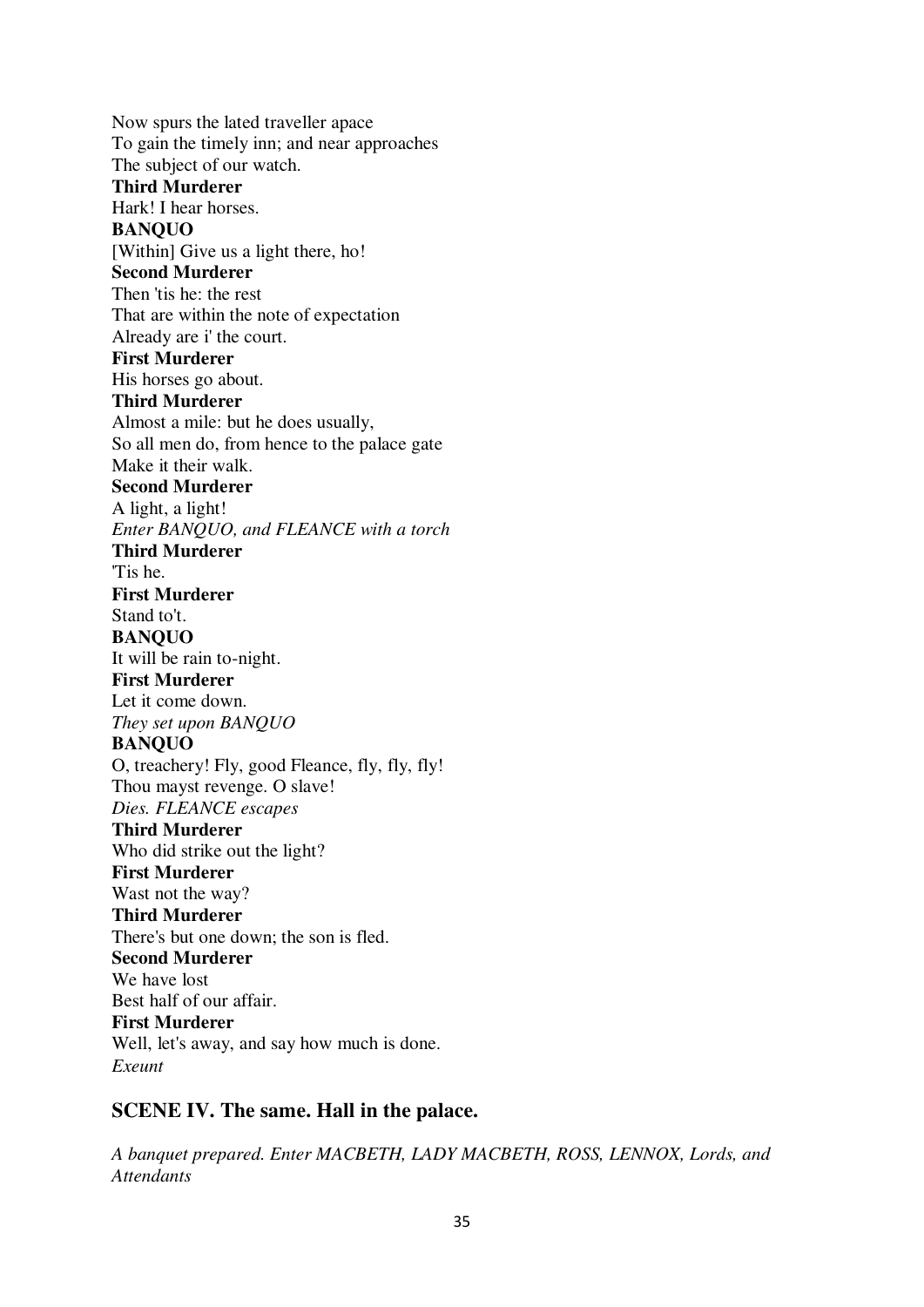Now spurs the lated traveller apace
To gain the timely inn; and near approaches
The subject of our watch.

**Third Murderer**

Hark! I hear horses.

**BANQUO**

[Within] Give us a light there, ho!

**Second Murderer**

Then 'tis he: the rest
That are within the note of expectation
Already are i' the court.

**First Murderer**

His horses go about.

**Third Murderer**

Almost a mile: but he does usually,
So all men do, from hence to the palace gate
Make it their walk.

**Second Murderer**

A light, a light!

*Enter BANQUO, and FLEANCE with a torch*

**Third Murderer**

'Tis he.

**First Murderer**

Stand to't.

**BANQUO**

It will be rain to-night.

**First Murderer**

Let it come down.

*They set upon BANQUO*

**BANQUO**

O, treachery! Fly, good Fleance, fly, fly, fly!
Thou mayst revenge. O slave!

*Dies. FLEANCE escapes*

**Third Murderer**

Who did strike out the light?

**First Murderer**

Wast not the way?

**Third Murderer**

There's but one down; the son is fled.

**Second Murderer**

We have lost
Best half of our affair.

**First Murderer**

Well, let's away, and say how much is done.

*Exeunt*

## SCENE IV. The same. Hall in the palace.

*A banquet prepared. Enter MACBETH, LADY MACBETH, ROSS, LENNOX, Lords, and Attendants*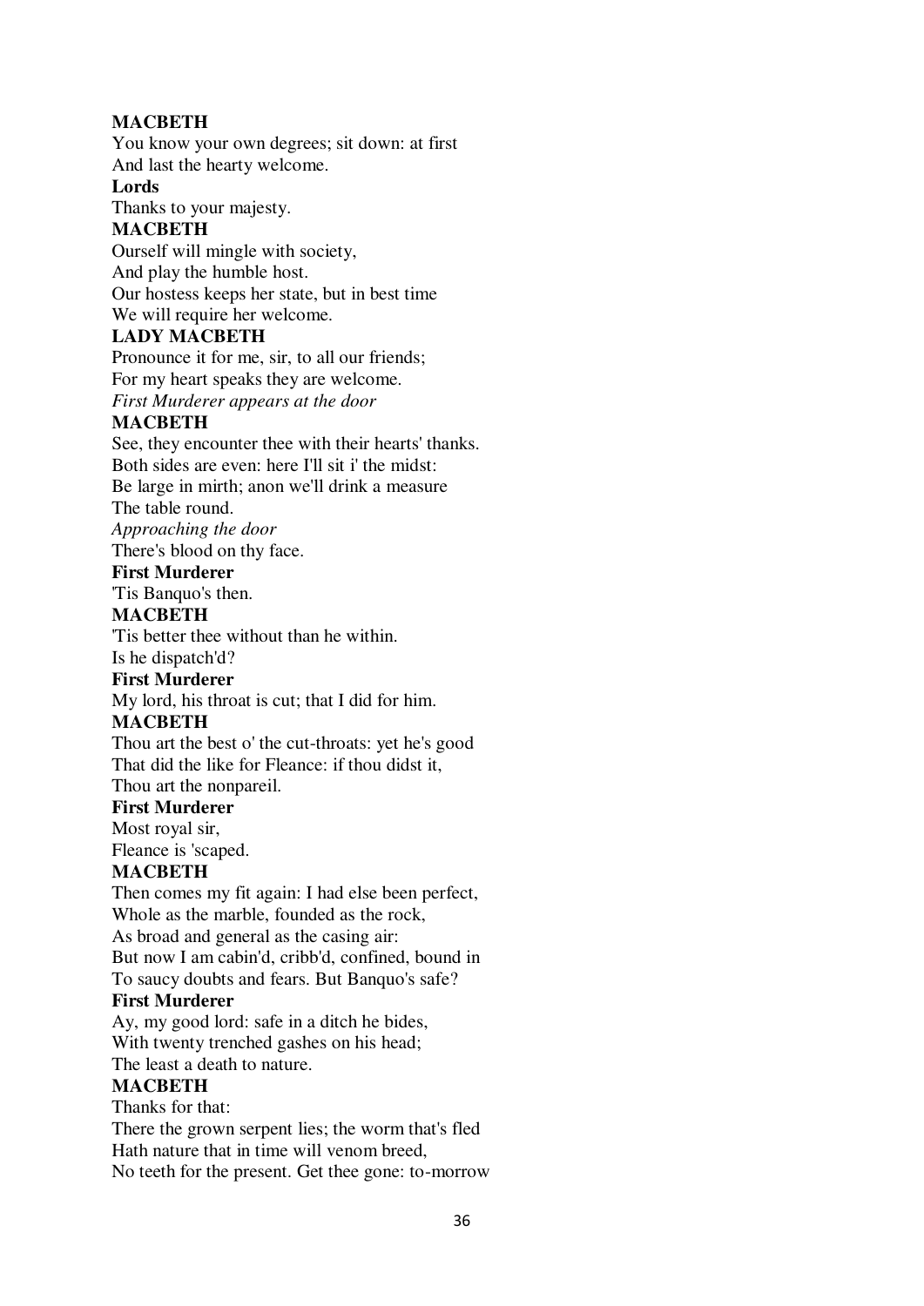**MACBETH**

You know your own degrees; sit down: at first
And last the hearty welcome.

**Lords**

Thanks to your majesty.

**MACBETH**

Ourself will mingle with society,
And play the humble host.
Our hostess keeps her state, but in best time
We will require her welcome.

**LADY MACBETH**

Pronounce it for me, sir, to all our friends;
For my heart speaks they are welcome.

*First Murderer appears at the door*

**MACBETH**

See, they encounter thee with their hearts' thanks.
Both sides are even: here I'll sit i' the midst:
Be large in mirth; anon we'll drink a measure
The table round.

*Approaching the door*

There's blood on thy face.

**First Murderer**

'Tis Banquo's then.

**MACBETH**

'Tis better thee without than he within.
Is he dispatch'd?

**First Murderer**

My lord, his throat is cut; that I did for him.

**MACBETH**

Thou art the best o' the cut-throats: yet he's good
That did the like for Fleance: if thou didst it,
Thou art the nonpareil.

**First Murderer**

Most royal sir,
Fleance is 'scaped.

**MACBETH**

Then comes my fit again: I had else been perfect,
Whole as the marble, founded as the rock,
As broad and general as the casing air:
But now I am cabin'd, cribb'd, confined, bound in
To saucy doubts and fears. But Banquo's safe?

**First Murderer**

Ay, my good lord: safe in a ditch he bides,
With twenty trenched gashes on his head;
The least a death to nature.

**MACBETH**

Thanks for that:
There the grown serpent lies; the worm that's fled
Hath nature that in time will venom breed,
No teeth for the present. Get thee gone: to-morrow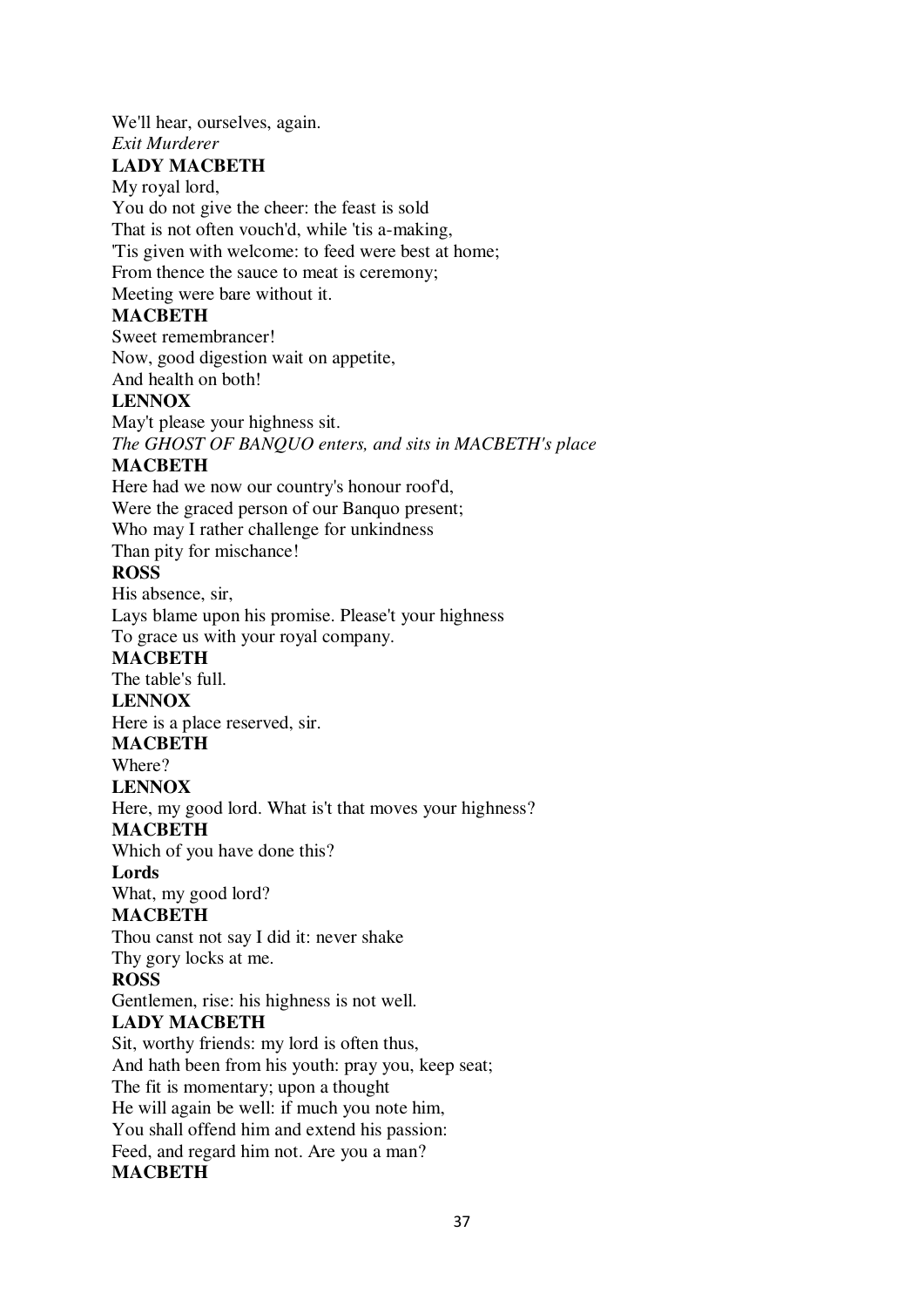We'll hear, ourselves, again.
*Exit Murderer*
**LADY MACBETH**
My royal lord,
You do not give the cheer: the feast is sold
That is not often vouch'd, while 'tis a-making,
'Tis given with welcome: to feed were best at home;
From thence the sauce to meat is ceremony;
Meeting were bare without it.
**MACBETH**
Sweet remembrancer!
Now, good digestion wait on appetite,
And health on both!
**LENNOX**
May't please your highness sit.
*The GHOST OF BANQUO enters, and sits in MACBETH's place*
**MACBETH**
Here had we now our country's honour roof'd,
Were the graced person of our Banquo present;
Who may I rather challenge for unkindness
Than pity for mischance!
**ROSS**
His absence, sir,
Lays blame upon his promise. Please't your highness
To grace us with your royal company.
**MACBETH**
The table's full.
**LENNOX**
Here is a place reserved, sir.
**MACBETH**
Where?
**LENNOX**
Here, my good lord. What is't that moves your highness?
**MACBETH**
Which of you have done this?
**Lords**
What, my good lord?
**MACBETH**
Thou canst not say I did it: never shake
Thy gory locks at me.
**ROSS**
Gentlemen, rise: his highness is not well.
**LADY MACBETH**
Sit, worthy friends: my lord is often thus,
And hath been from his youth: pray you, keep seat;
The fit is momentary; upon a thought
He will again be well: if much you note him,
You shall offend him and extend his passion:
Feed, and regard him not. Are you a man?
**MACBETH**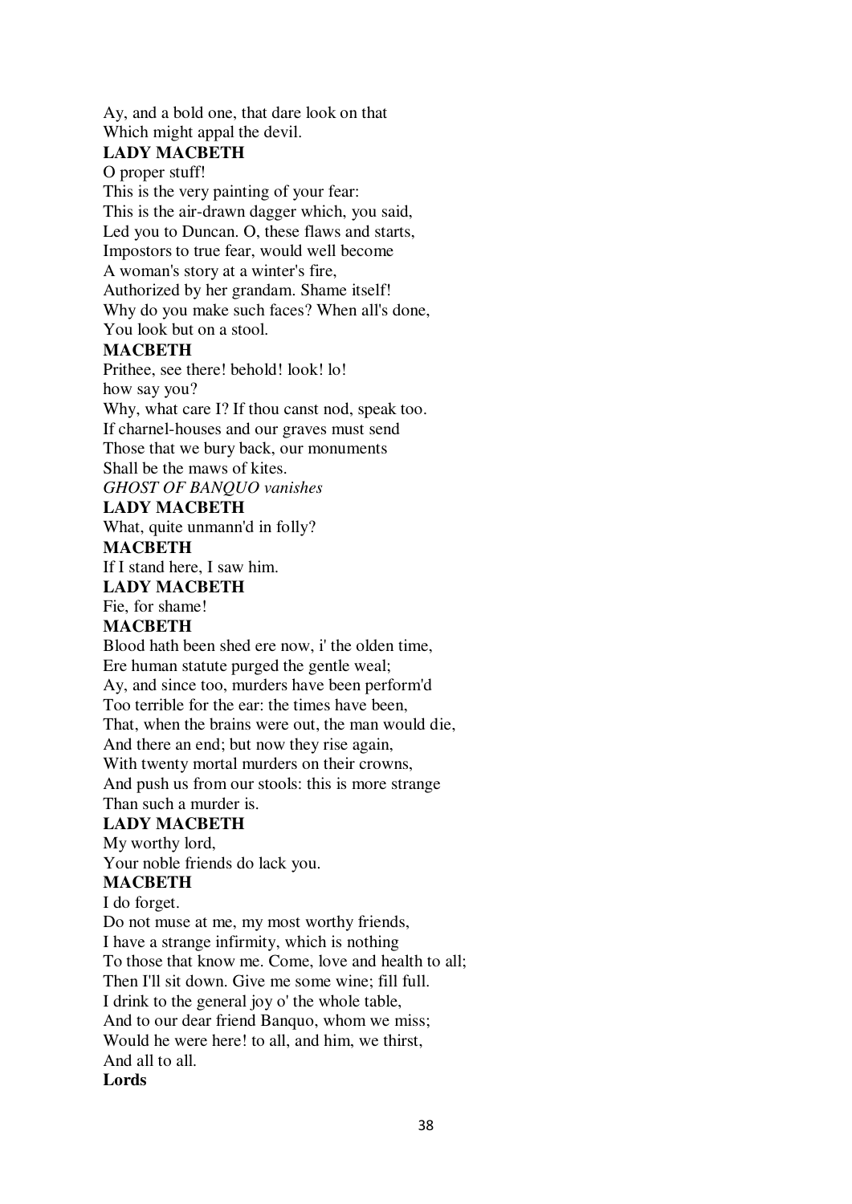Ay, and a bold one, that dare look on that
Which might appal the devil.

**LADY MACBETH**

O proper stuff!
This is the very painting of your fear:
This is the air-drawn dagger which, you said,
Led you to Duncan. O, these flaws and starts,
Impostors to true fear, would well become
A woman's story at a winter's fire,
Authorized by her grandam. Shame itself!
Why do you make such faces? When all's done,
You look but on a stool.

**MACBETH**

Prithee, see there! behold! look! lo!
how say you?
Why, what care I? If thou canst nod, speak too.
If charnel-houses and our graves must send
Those that we bury back, our monuments
Shall be the maws of kites.

*GHOST OF BANQUO vanishes*

**LADY MACBETH**

What, quite unmann'd in folly?

**MACBETH**

If I stand here, I saw him.

**LADY MACBETH**

Fie, for shame!

**MACBETH**

Blood hath been shed ere now, i' the olden time,
Ere human statute purged the gentle weal;
Ay, and since too, murders have been perform'd
Too terrible for the ear: the times have been,
That, when the brains were out, the man would die,
And there an end; but now they rise again,
With twenty mortal murders on their crowns,
And push us from our stools: this is more strange
Than such a murder is.

**LADY MACBETH**

My worthy lord,
Your noble friends do lack you.

**MACBETH**

I do forget.
Do not muse at me, my most worthy friends,
I have a strange infirmity, which is nothing
To those that know me. Come, love and health to all;
Then I'll sit down. Give me some wine; fill full.
I drink to the general joy o' the whole table,
And to our dear friend Banquo, whom we miss;
Would he were here! to all, and him, we thirst,
And all to all.

**Lords**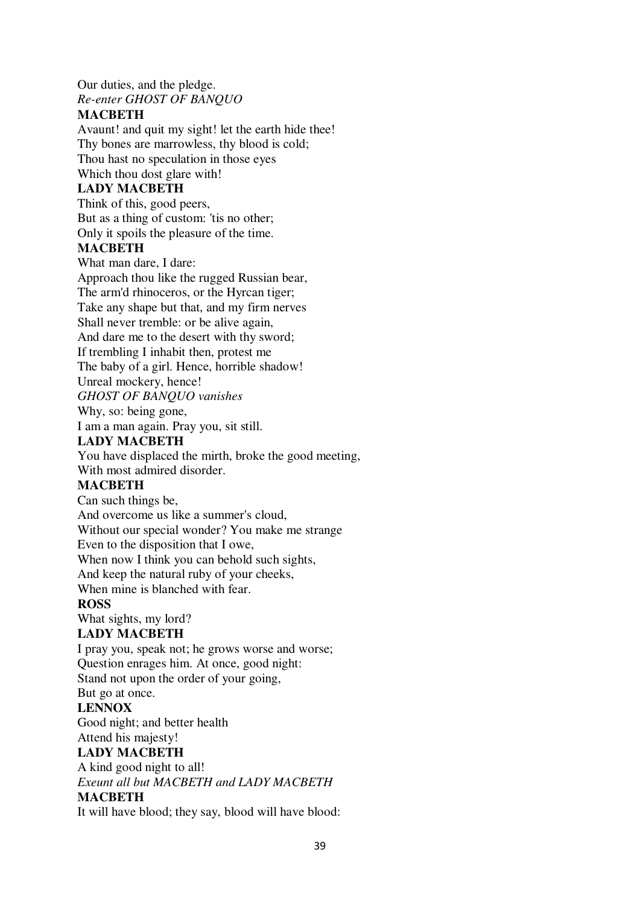Our duties, and the pledge.
*Re-enter GHOST OF BANQUO*
**MACBETH**
Avaunt! and quit my sight! let the earth hide thee!
Thy bones are marrowless, thy blood is cold;
Thou hast no speculation in those eyes
Which thou dost glare with!
**LADY MACBETH**
Think of this, good peers,
But as a thing of custom: 'tis no other;
Only it spoils the pleasure of the time.
**MACBETH**
What man dare, I dare:
Approach thou like the rugged Russian bear,
The arm'd rhinoceros, or the Hyrcan tiger;
Take any shape but that, and my firm nerves
Shall never tremble: or be alive again,
And dare me to the desert with thy sword;
If trembling I inhabit then, protest me
The baby of a girl. Hence, horrible shadow!
Unreal mockery, hence!
*GHOST OF BANQUO vanishes*
Why, so: being gone,
I am a man again. Pray you, sit still.
**LADY MACBETH**
You have displaced the mirth, broke the good meeting,
With most admired disorder.
**MACBETH**
Can such things be,
And overcome us like a summer's cloud,
Without our special wonder? You make me strange
Even to the disposition that I owe,
When now I think you can behold such sights,
And keep the natural ruby of your cheeks,
When mine is blanched with fear.
**ROSS**
What sights, my lord?
**LADY MACBETH**
I pray you, speak not; he grows worse and worse;
Question enrages him. At once, good night:
Stand not upon the order of your going,
But go at once.
**LENNOX**
Good night; and better health
Attend his majesty!
**LADY MACBETH**
A kind good night to all!
*Exeunt all but MACBETH and LADY MACBETH*
**MACBETH**
It will have blood; they say, blood will have blood: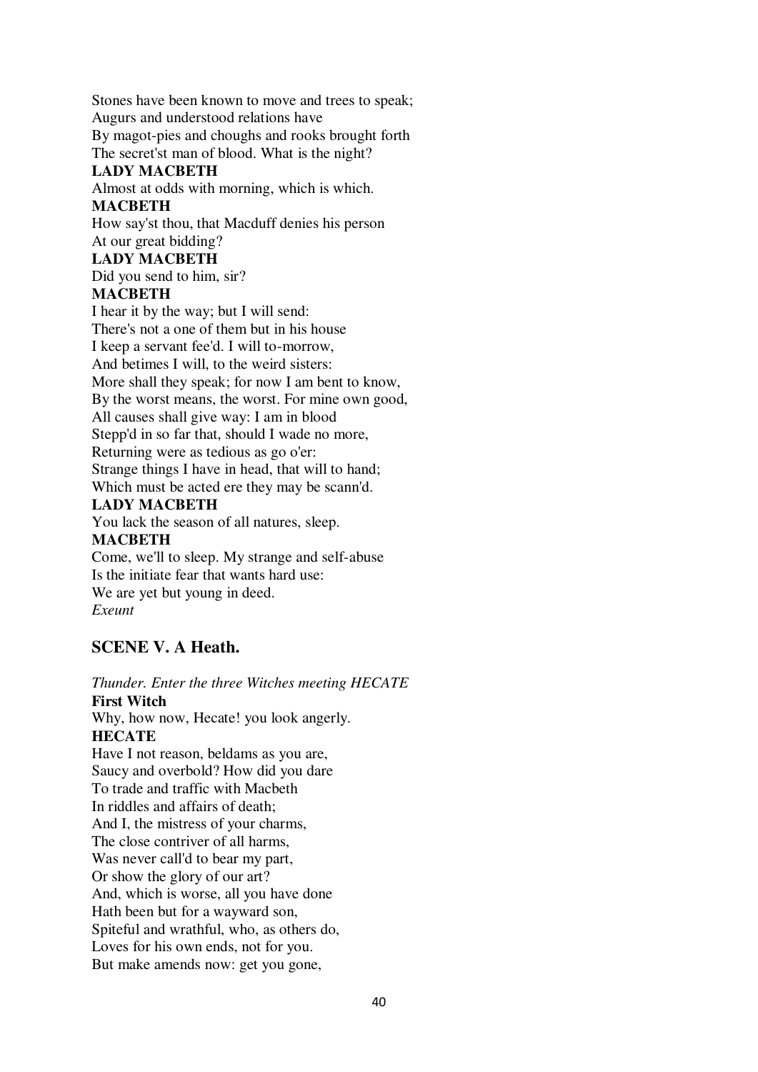Stones have been known to move and trees to speak;
Augurs and understood relations have
By magot-pies and choughs and rooks brought forth
The secret'st man of blood. What is the night?

**LADY MACBETH**

Almost at odds with morning, which is which.

**MACBETH**

How say'st thou, that Macduff denies his person
At our great bidding?

**LADY MACBETH**

Did you send to him, sir?

**MACBETH**

I hear it by the way; but I will send:
There's not a one of them but in his house
I keep a servant fee'd. I will to-morrow,
And betimes I will, to the weird sisters:
More shall they speak; for now I am bent to know,
By the worst means, the worst. For mine own good,
All causes shall give way: I am in blood
Stepp'd in so far that, should I wade no more,
Returning were as tedious as go o'er:
Strange things I have in head, that will to hand;
Which must be acted ere they may be scann'd.

**LADY MACBETH**

You lack the season of all natures, sleep.

**MACBETH**

Come, we'll to sleep. My strange and self-abuse
Is the initiate fear that wants hard use:
We are yet but young in deed.
*Exeunt*

## SCENE V. A Heath.

*Thunder. Enter the three Witches meeting HECATE*

**First Witch**

Why, how now, Hecate! you look angerly.

**HECATE**

Have I not reason, beldams as you are,
Saucy and overbold? How did you dare
To trade and traffic with Macbeth
In riddles and affairs of death;
And I, the mistress of your charms,
The close contriver of all harms,
Was never call'd to bear my part,
Or show the glory of our art?
And, which is worse, all you have done
Hath been but for a wayward son,
Spiteful and wrathful, who, as others do,
Loves for his own ends, not for you.
But make amends now: get you gone,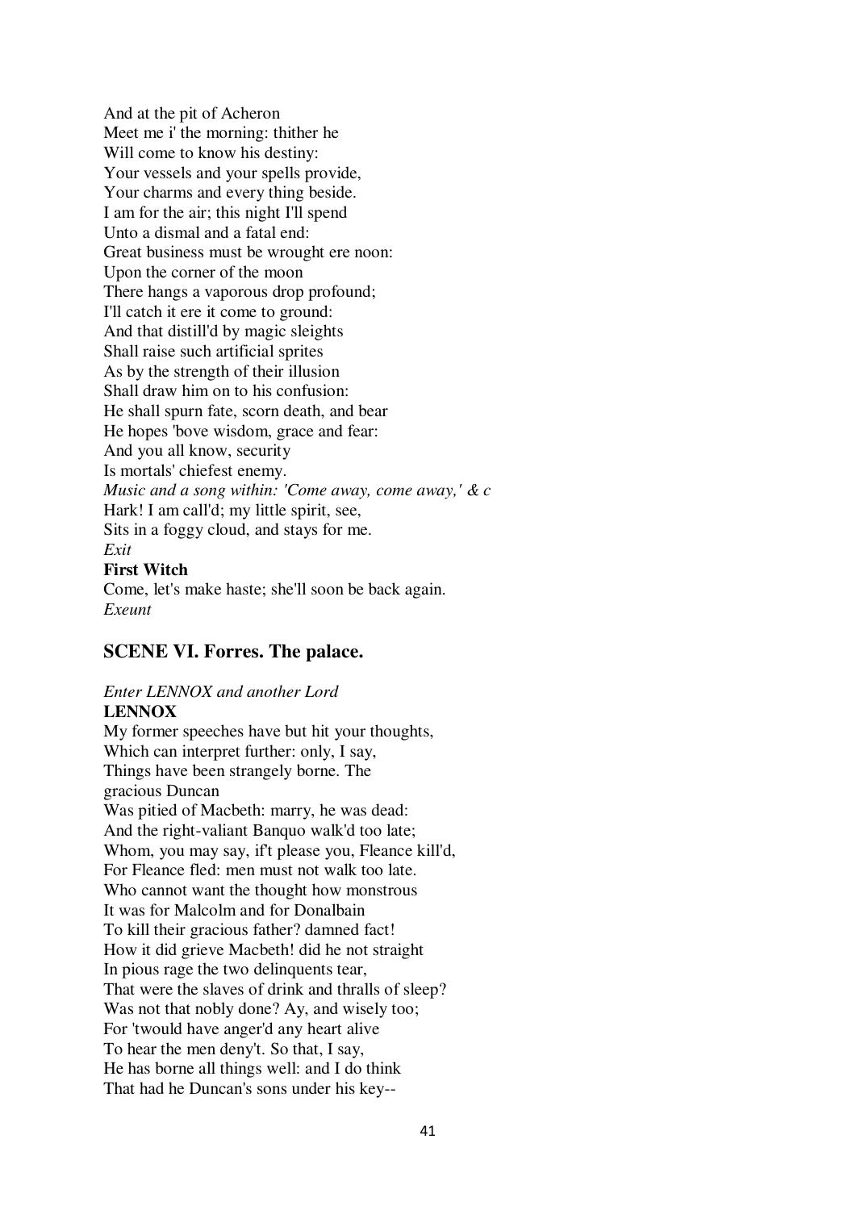And at the pit of Acheron
Meet me i' the morning: thither he
Will come to know his destiny:
Your vessels and your spells provide,
Your charms and every thing beside.
I am for the air; this night I'll spend
Unto a dismal and a fatal end:
Great business must be wrought ere noon:
Upon the corner of the moon
There hangs a vaporous drop profound;
I'll catch it ere it come to ground:
And that distill'd by magic sleights
Shall raise such artificial sprites
As by the strength of their illusion
Shall draw him on to his confusion:
He shall spurn fate, scorn death, and bear
He hopes 'bove wisdom, grace and fear:
And you all know, security
Is mortals' chiefest enemy.
*Music and a song within: 'Come away, come away,' & c*
Hark! I am call'd; my little spirit, see,
Sits in a foggy cloud, and stays for me.
*Exit*

**First Witch**
Come, let's make haste; she'll soon be back again.
*Exeunt*

## SCENE VI. Forres. The palace.

*Enter LENNOX and another Lord*

**LENNOX**
My former speeches have but hit your thoughts,
Which can interpret further: only, I say,
Things have been strangely borne. The
gracious Duncan
Was pitied of Macbeth: marry, he was dead:
And the right-valiant Banquo walk'd too late;
Whom, you may say, if't please you, Fleance kill'd,
For Fleance fled: men must not walk too late.
Who cannot want the thought how monstrous
It was for Malcolm and for Donalbain
To kill their gracious father? damned fact!
How it did grieve Macbeth! did he not straight
In pious rage the two delinquents tear,
That were the slaves of drink and thralls of sleep?
Was not that nobly done? Ay, and wisely too;
For 'twould have anger'd any heart alive
To hear the men deny't. So that, I say,
He has borne all things well: and I do think
That had he Duncan's sons under his key--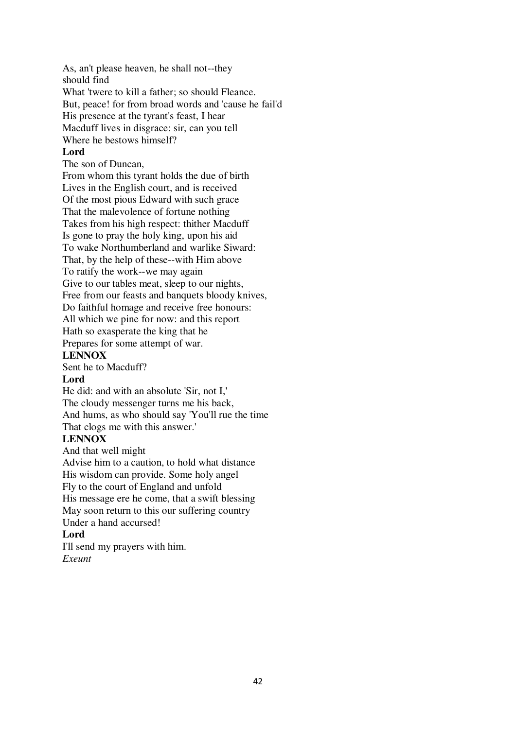As, an't please heaven, he shall not--they
should find
What 'twere to kill a father; so should Fleance.
But, peace! for from broad words and 'cause he fail'd
His presence at the tyrant's feast, I hear
Macduff lives in disgrace: sir, can you tell
Where he bestows himself?

**Lord**

The son of Duncan,
From whom this tyrant holds the due of birth
Lives in the English court, and is received
Of the most pious Edward with such grace
That the malevolence of fortune nothing
Takes from his high respect: thither Macduff
Is gone to pray the holy king, upon his aid
To wake Northumberland and warlike Siward:
That, by the help of these--with Him above
To ratify the work--we may again
Give to our tables meat, sleep to our nights,
Free from our feasts and banquets bloody knives,
Do faithful homage and receive free honours:
All which we pine for now: and this report
Hath so exasperate the king that he
Prepares for some attempt of war.

**LENNOX**

Sent he to Macduff?

**Lord**

He did: and with an absolute 'Sir, not I,'
The cloudy messenger turns me his back,
And hums, as who should say 'You'll rue the time
That clogs me with this answer.'

**LENNOX**

And that well might
Advise him to a caution, to hold what distance
His wisdom can provide. Some holy angel
Fly to the court of England and unfold
His message ere he come, that a swift blessing
May soon return to this our suffering country
Under a hand accursed!

**Lord**

I'll send my prayers with him.

*Exeunt*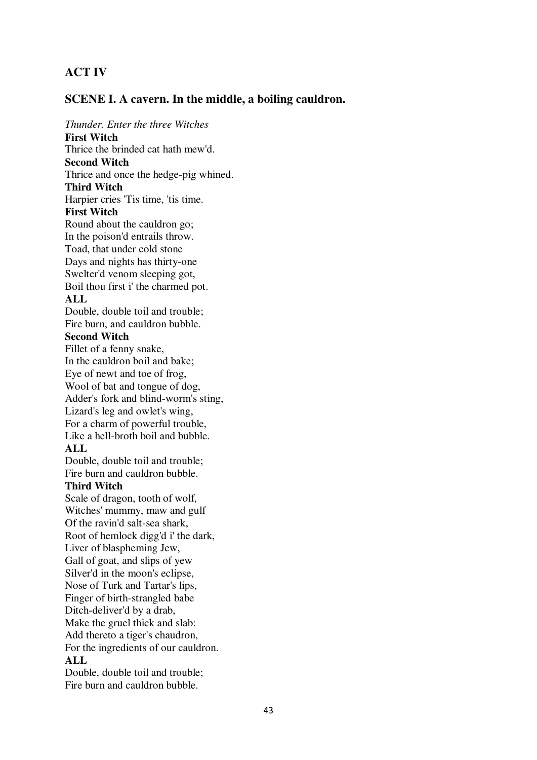## ACT IV

## SCENE I. A cavern. In the middle, a boiling cauldron.

*Thunder. Enter the three Witches*

**First Witch**

Thrice the brinded cat hath mew'd.

**Second Witch**

Thrice and once the hedge-pig whined.

**Third Witch**

Harpier cries 'Tis time, 'tis time.

**First Witch**

Round about the cauldron go;  
In the poison'd entrails throw.  
Toad, that under cold stone  
Days and nights has thirty-one  
Swelter'd venom sleeping got,  
Boil thou first i' the charmed pot.

**ALL**

Double, double toil and trouble;  
Fire burn, and cauldron bubble.

**Second Witch**

Fillet of a fenny snake,  
In the cauldron boil and bake;  
Eye of newt and toe of frog,  
Wool of bat and tongue of dog,  
Adder's fork and blind-worm's sting,  
Lizard's leg and owlet's wing,  
For a charm of powerful trouble,  
Like a hell-broth boil and bubble.

**ALL**

Double, double toil and trouble;  
Fire burn and cauldron bubble.

**Third Witch**

Scale of dragon, tooth of wolf,  
Witches' mummy, maw and gulf  
Of the ravin'd salt-sea shark,  
Root of hemlock digg'd i' the dark,  
Liver of blaspheming Jew,  
Gall of goat, and slips of yew  
Silver'd in the moon's eclipse,  
Nose of Turk and Tartar's lips,  
Finger of birth-strangled babe  
Ditch-deliver'd by a drab,  
Make the gruel thick and slab:  
Add thereto a tiger's chaudron,  
For the ingredients of our cauldron.

**ALL**

Double, double toil and trouble;  
Fire burn and cauldron bubble.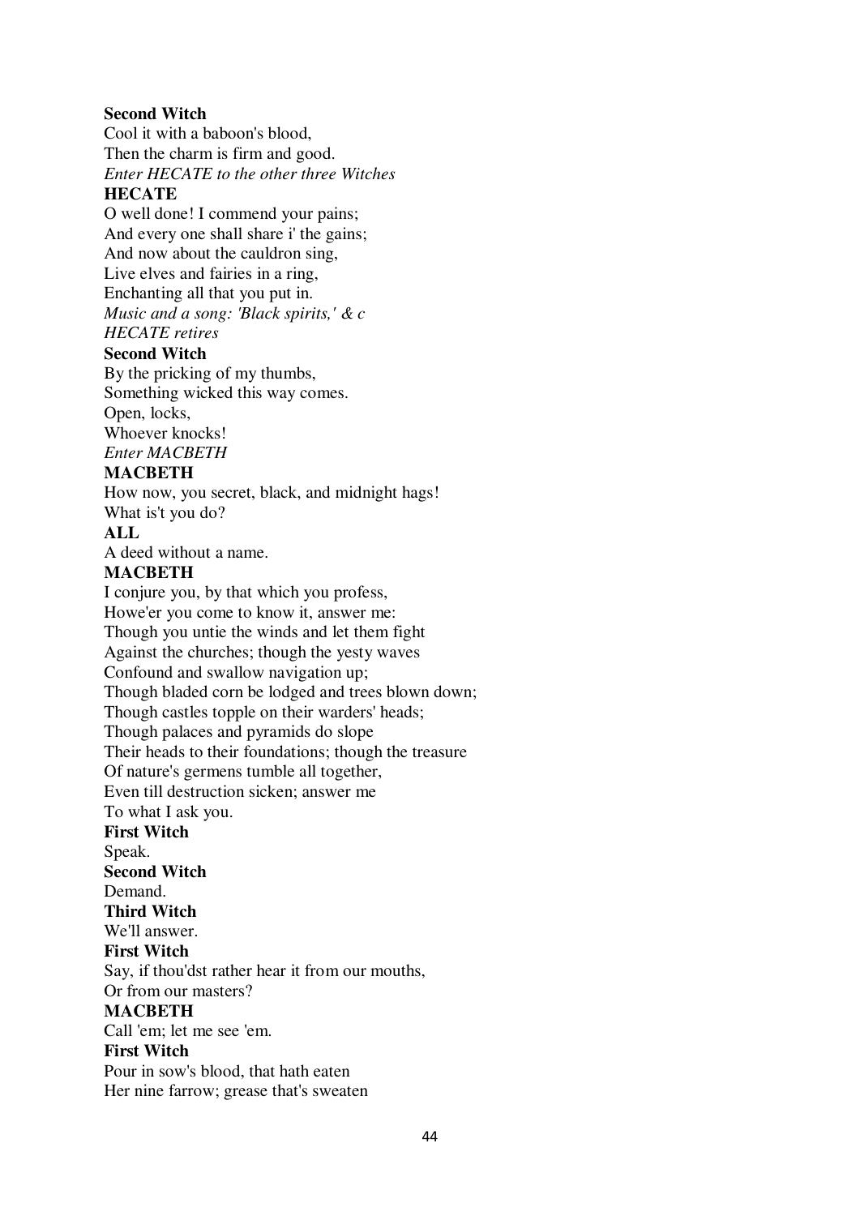**Second Witch**
Cool it with a baboon's blood,
Then the charm is firm and good.
*Enter HECATE to the other three Witches*
**HECATE**
O well done! I commend your pains;
And every one shall share i' the gains;
And now about the cauldron sing,
Live elves and fairies in a ring,
Enchanting all that you put in.
*Music and a song: 'Black spirits,' & c*
*HECATE retires*
**Second Witch**
By the pricking of my thumbs,
Something wicked this way comes.
Open, locks,
Whoever knocks!
*Enter MACBETH*
**MACBETH**
How now, you secret, black, and midnight hags!
What is't you do?
**ALL**
A deed without a name.
**MACBETH**
I conjure you, by that which you profess,
Howe'er you come to know it, answer me:
Though you untie the winds and let them fight
Against the churches; though the yesty waves
Confound and swallow navigation up;
Though bladed corn be lodged and trees blown down;
Though castles topple on their warders' heads;
Though palaces and pyramids do slope
Their heads to their foundations; though the treasure
Of nature's germens tumble all together,
Even till destruction sicken; answer me
To what I ask you.
**First Witch**
Speak.
**Second Witch**
Demand.
**Third Witch**
We'll answer.
**First Witch**
Say, if thou'dst rather hear it from our mouths,
Or from our masters?
**MACBETH**
Call 'em; let me see 'em.
**First Witch**
Pour in sow's blood, that hath eaten
Her nine farrow; grease that's sweaten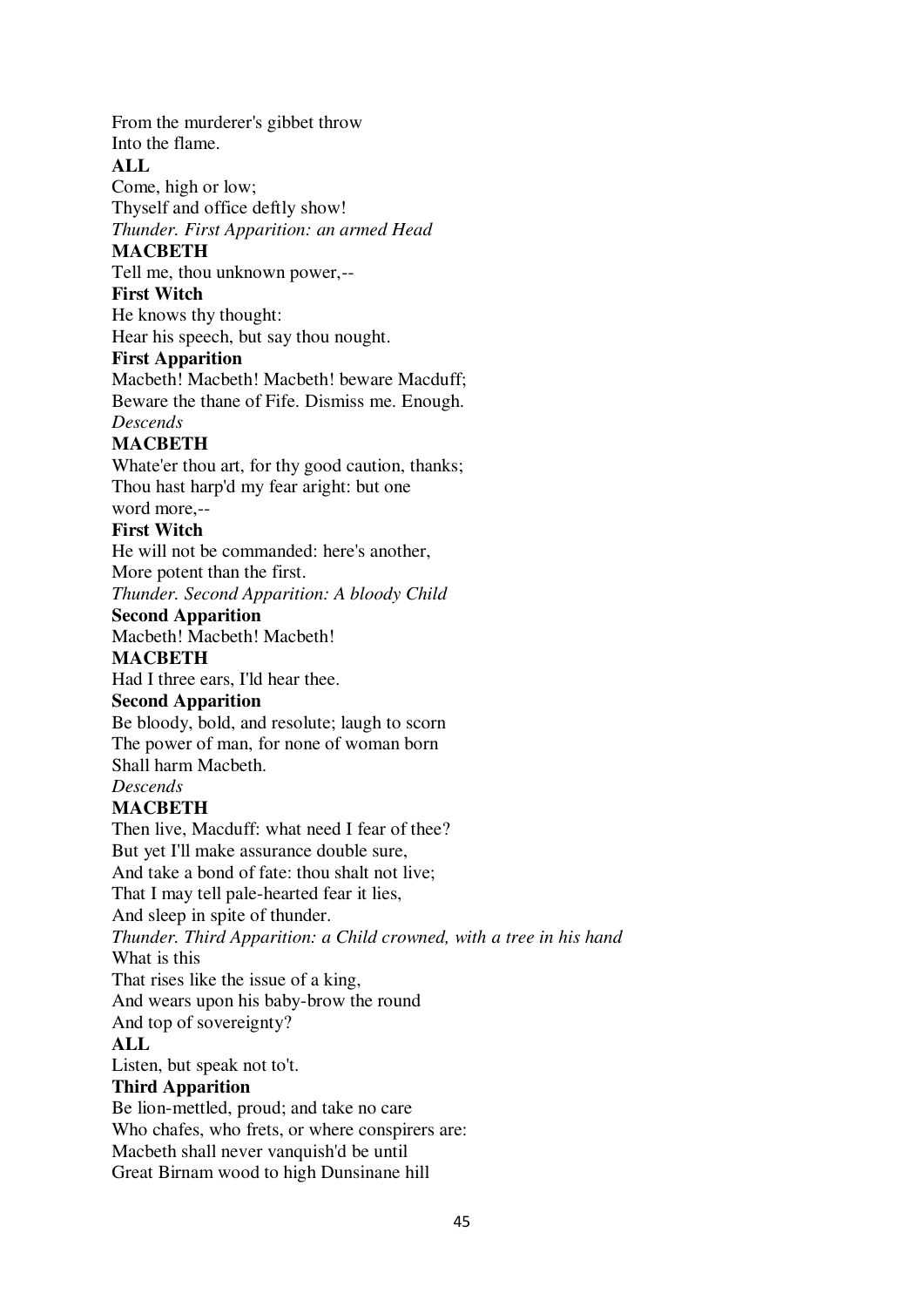From the murderer's gibbet throw
Into the flame.

**ALL**

Come, high or low;
Thyself and office deftly show!

*Thunder. First Apparition: an armed Head*

**MACBETH**

Tell me, thou unknown power,--

**First Witch**

He knows thy thought:
Hear his speech, but say thou nought.

**First Apparition**

Macbeth! Macbeth! Macbeth! beware Macduff;
Beware the thane of Fife. Dismiss me. Enough.

*Descends*

**MACBETH**

Whate'er thou art, for thy good caution, thanks;
Thou hast harp'd my fear aright: but one
word more,--

**First Witch**

He will not be commanded: here's another,
More potent than the first.

*Thunder. Second Apparition: A bloody Child*

**Second Apparition**

Macbeth! Macbeth! Macbeth!

**MACBETH**

Had I three ears, I'ld hear thee.

**Second Apparition**

Be bloody, bold, and resolute; laugh to scorn
The power of man, for none of woman born
Shall harm Macbeth.

*Descends*

**MACBETH**

Then live, Macduff: what need I fear of thee?
But yet I'll make assurance double sure,
And take a bond of fate: thou shalt not live;
That I may tell pale-hearted fear it lies,
And sleep in spite of thunder.

*Thunder. Third Apparition: a Child crowned, with a tree in his hand*

What is this
That rises like the issue of a king,
And wears upon his baby-brow the round
And top of sovereignty?

**ALL**

Listen, but speak not to't.

**Third Apparition**

Be lion-mettled, proud; and take no care
Who chafes, who frets, or where conspirers are:
Macbeth shall never vanquish'd be until
Great Birnam wood to high Dunsinane hill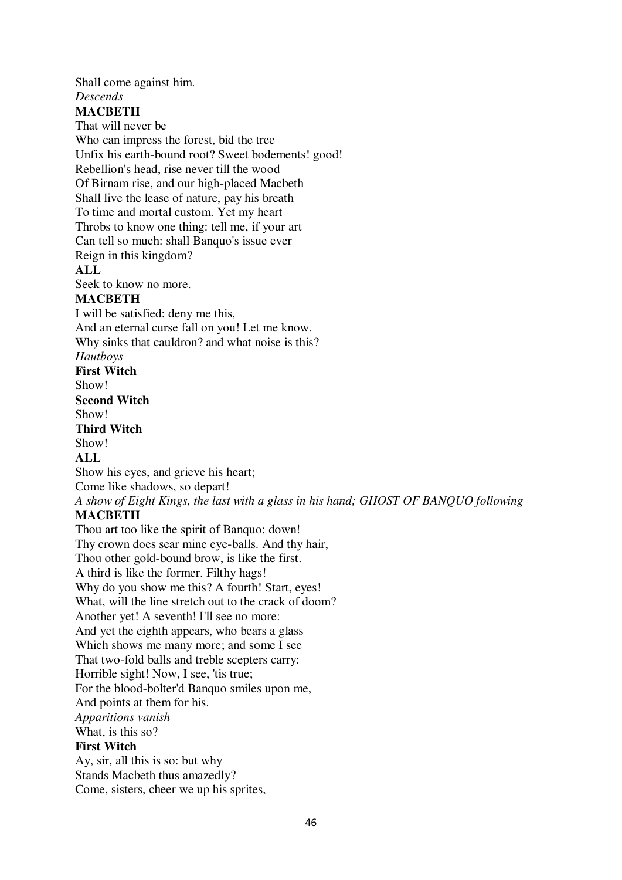Shall come against him.
*Descends*
**MACBETH**
That will never be
Who can impress the forest, bid the tree
Unfix his earth-bound root? Sweet bodements! good!
Rebellion's head, rise never till the wood
Of Birnam rise, and our high-placed Macbeth
Shall live the lease of nature, pay his breath
To time and mortal custom. Yet my heart
Throbs to know one thing: tell me, if your art
Can tell so much: shall Banquo's issue ever
Reign in this kingdom?
**ALL**
Seek to know no more.
**MACBETH**
I will be satisfied: deny me this,
And an eternal curse fall on you! Let me know.
Why sinks that cauldron? and what noise is this?
*Hautboys*
**First Witch**
Show!
**Second Witch**
Show!
**Third Witch**
Show!
**ALL**
Show his eyes, and grieve his heart;
Come like shadows, so depart!
*A show of Eight Kings, the last with a glass in his hand; GHOST OF BANQUO following*
**MACBETH**
Thou art too like the spirit of Banquo: down!
Thy crown does sear mine eye-balls. And thy hair,
Thou other gold-bound brow, is like the first.
A third is like the former. Filthy hags!
Why do you show me this? A fourth! Start, eyes!
What, will the line stretch out to the crack of doom?
Another yet! A seventh! I'll see no more:
And yet the eighth appears, who bears a glass
Which shows me many more; and some I see
That two-fold balls and treble scepters carry:
Horrible sight! Now, I see, 'tis true;
For the blood-bolter'd Banquo smiles upon me,
And points at them for his.
*Apparitions vanish*
What, is this so?
**First Witch**
Ay, sir, all this is so: but why
Stands Macbeth thus amazedly?
Come, sisters, cheer we up his sprites,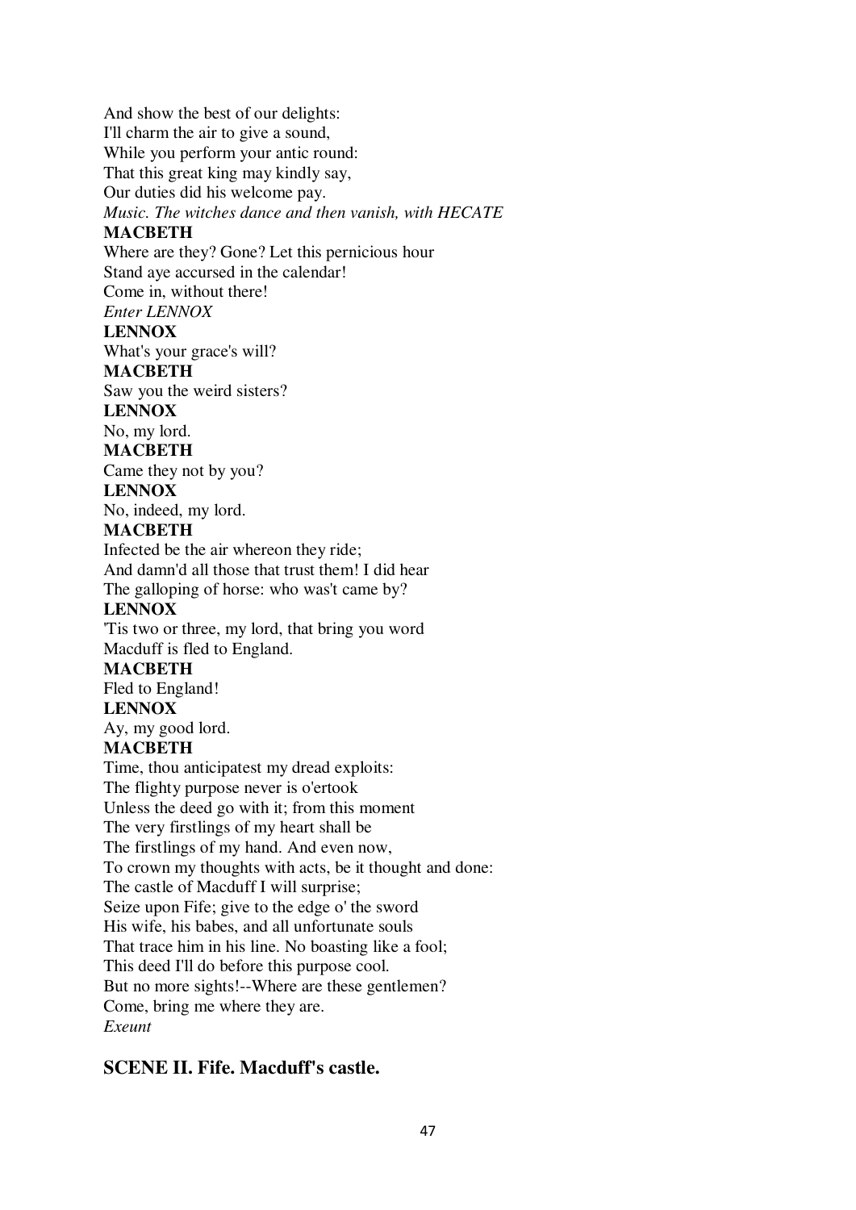And show the best of our delights:
I'll charm the air to give a sound,
While you perform your antic round:
That this great king may kindly say,
Our duties did his welcome pay.
*Music. The witches dance and then vanish, with HECATE*
**MACBETH**
Where are they? Gone? Let this pernicious hour
Stand aye accursed in the calendar!
Come in, without there!
*Enter LENNOX*
**LENNOX**
What's your grace's will?
**MACBETH**
Saw you the weird sisters?
**LENNOX**
No, my lord.
**MACBETH**
Came they not by you?
**LENNOX**
No, indeed, my lord.
**MACBETH**
Infected be the air whereon they ride;
And damn'd all those that trust them! I did hear
The galloping of horse: who was't came by?
**LENNOX**
'Tis two or three, my lord, that bring you word
Macduff is fled to England.
**MACBETH**
Fled to England!
**LENNOX**
Ay, my good lord.
**MACBETH**
Time, thou anticipatest my dread exploits:
The flighty purpose never is o'ertook
Unless the deed go with it; from this moment
The very firstlings of my heart shall be
The firstlings of my hand. And even now,
To crown my thoughts with acts, be it thought and done:
The castle of Macduff I will surprise;
Seize upon Fife; give to the edge o' the sword
His wife, his babes, and all unfortunate souls
That trace him in his line. No boasting like a fool;
This deed I'll do before this purpose cool.
But no more sights!--Where are these gentlemen?
Come, bring me where they are.
*Exeunt*

## SCENE II. Fife. Macduff's castle.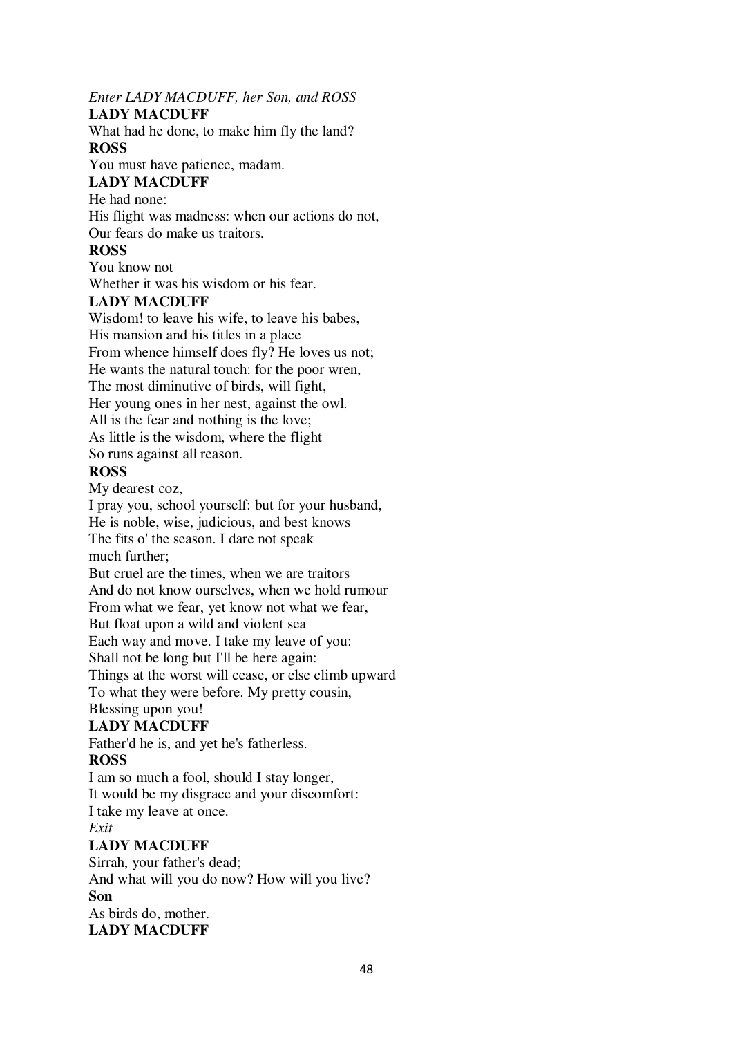*Enter LADY MACDUFF, her Son, and ROSS*

**LADY MACDUFF**

What had he done, to make him fly the land?

**ROSS**

You must have patience, madam.

**LADY MACDUFF**

He had none:
His flight was madness: when our actions do not,
Our fears do make us traitors.

**ROSS**

You know not
Whether it was his wisdom or his fear.

**LADY MACDUFF**

Wisdom! to leave his wife, to leave his babes,
His mansion and his titles in a place
From whence himself does fly? He loves us not;
He wants the natural touch: for the poor wren,
The most diminutive of birds, will fight,
Her young ones in her nest, against the owl.
All is the fear and nothing is the love;
As little is the wisdom, where the flight
So runs against all reason.

**ROSS**

My dearest coz,
I pray you, school yourself: but for your husband,
He is noble, wise, judicious, and best knows
The fits o' the season. I dare not speak
much further;
But cruel are the times, when we are traitors
And do not know ourselves, when we hold rumour
From what we fear, yet know not what we fear,
But float upon a wild and violent sea
Each way and move. I take my leave of you:
Shall not be long but I'll be here again:
Things at the worst will cease, or else climb upward
To what they were before. My pretty cousin,
Blessing upon you!

**LADY MACDUFF**

Father'd he is, and yet he's fatherless.

**ROSS**

I am so much a fool, should I stay longer,
It would be my disgrace and your discomfort:
I take my leave at once.

*Exit*

**LADY MACDUFF**

Sirrah, your father's dead;
And what will you do now? How will you live?

**Son**

As birds do, mother.

**LADY MACDUFF**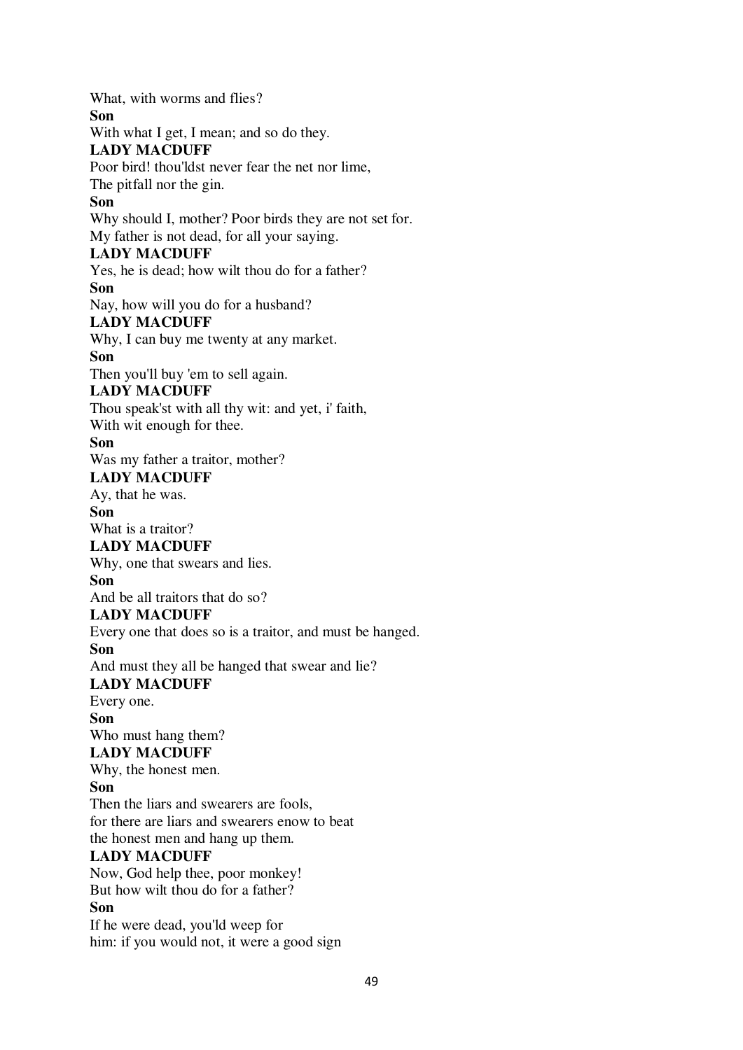What, with worms and flies?

**Son**

With what I get, I mean; and so do they.

**LADY MACDUFF**

Poor bird! thou'ldst never fear the net nor lime,
The pitfall nor the gin.

**Son**

Why should I, mother? Poor birds they are not set for.
My father is not dead, for all your saying.

**LADY MACDUFF**

Yes, he is dead; how wilt thou do for a father?

**Son**

Nay, how will you do for a husband?

**LADY MACDUFF**

Why, I can buy me twenty at any market.

**Son**

Then you'll buy 'em to sell again.

**LADY MACDUFF**

Thou speak'st with all thy wit: and yet, i' faith,
With wit enough for thee.

**Son**

Was my father a traitor, mother?

**LADY MACDUFF**

Ay, that he was.

**Son**

What is a traitor?

**LADY MACDUFF**

Why, one that swears and lies.

**Son**

And be all traitors that do so?

**LADY MACDUFF**

Every one that does so is a traitor, and must be hanged.

**Son**

And must they all be hanged that swear and lie?

**LADY MACDUFF**

Every one.

**Son**

Who must hang them?

**LADY MACDUFF**

Why, the honest men.

**Son**

Then the liars and swearers are fools,
for there are liars and swearers enow to beat
the honest men and hang up them.

**LADY MACDUFF**

Now, God help thee, poor monkey!
But how wilt thou do for a father?

**Son**

If he were dead, you'ld weep for
him: if you would not, it were a good sign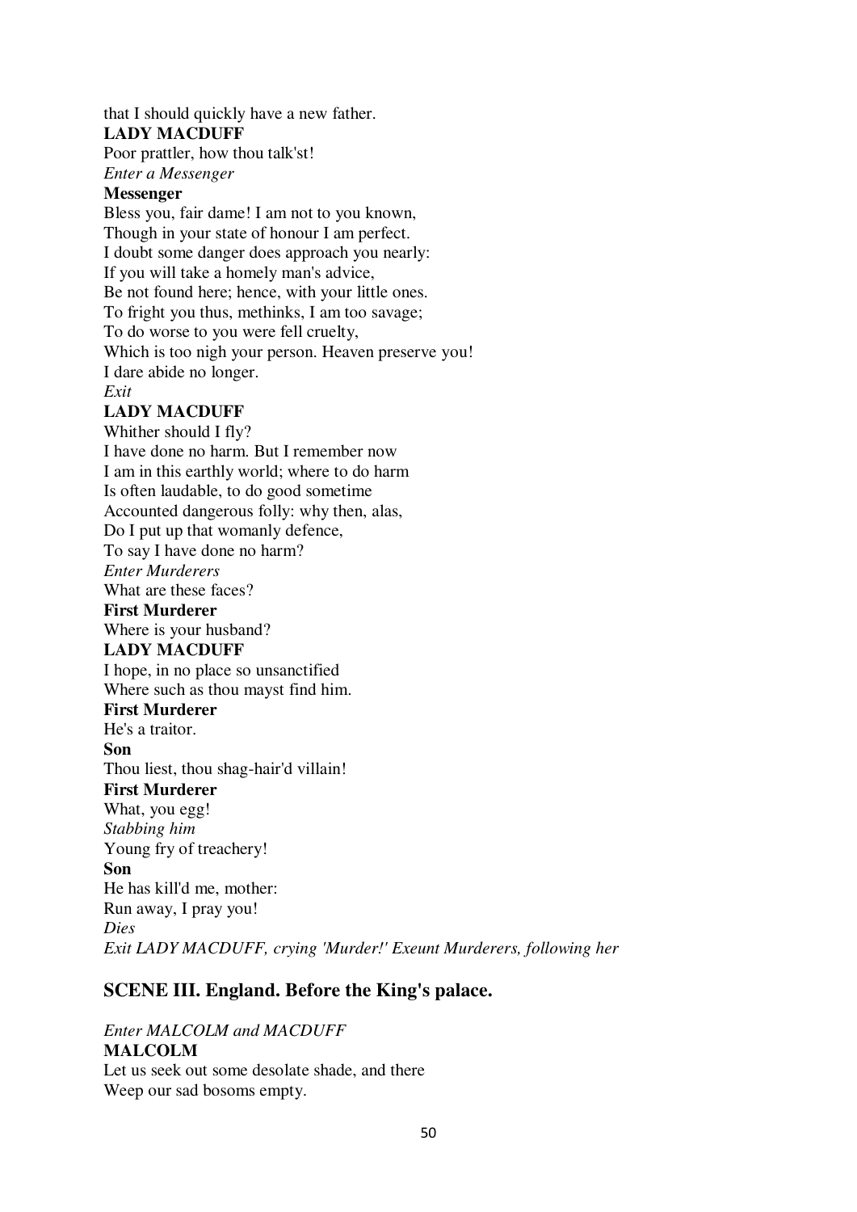that I should quickly have a new father.

**LADY MACDUFF**

Poor prattler, how thou talk'st!

*Enter a Messenger*

**Messenger**

Bless you, fair dame! I am not to you known,
Though in your state of honour I am perfect.
I doubt some danger does approach you nearly:
If you will take a homely man's advice,
Be not found here; hence, with your little ones.
To fright you thus, methinks, I am too savage;
To do worse to you were fell cruelty,
Which is too nigh your person. Heaven preserve you!
I dare abide no longer.

*Exit*

**LADY MACDUFF**

Whither should I fly?
I have done no harm. But I remember now
I am in this earthly world; where to do harm
Is often laudable, to do good sometime
Accounted dangerous folly: why then, alas,
Do I put up that womanly defence,
To say I have done no harm?

*Enter Murderers*

What are these faces?

**First Murderer**

Where is your husband?

**LADY MACDUFF**

I hope, in no place so unsanctified
Where such as thou mayst find him.

**First Murderer**

He's a traitor.

**Son**

Thou liest, thou shag-hair'd villain!

**First Murderer**

What, you egg!

*Stabbing him*

Young fry of treachery!

**Son**

He has kill'd me, mother:
Run away, I pray you!

*Dies*

*Exit LADY MACDUFF, crying 'Murder!' Exeunt Murderers, following her*

## SCENE III. England. Before the King's palace.

*Enter MALCOLM and MACDUFF*

**MALCOLM**

Let us seek out some desolate shade, and there
Weep our sad bosoms empty.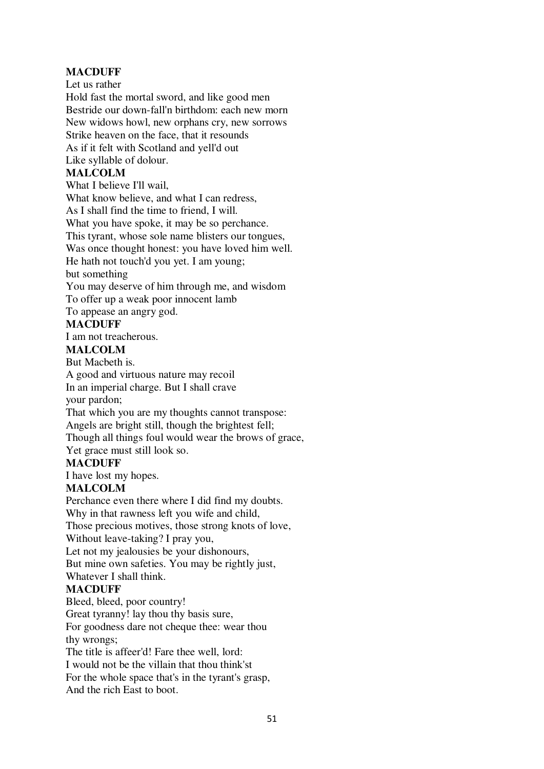**MACDUFF**
Let us rather
Hold fast the mortal sword, and like good men
Bestride our down-fall'n birthdom: each new morn
New widows howl, new orphans cry, new sorrows
Strike heaven on the face, that it resounds
As if it felt with Scotland and yell'd out
Like syllable of dolour.
**MALCOLM**
What I believe I'll wail,
What know believe, and what I can redress,
As I shall find the time to friend, I will.
What you have spoke, it may be so perchance.
This tyrant, whose sole name blisters our tongues,
Was once thought honest: you have loved him well.
He hath not touch'd you yet. I am young;
but something
You may deserve of him through me, and wisdom
To offer up a weak poor innocent lamb
To appease an angry god.
**MACDUFF**
I am not treacherous.
**MALCOLM**
But Macbeth is.
A good and virtuous nature may recoil
In an imperial charge. But I shall crave
your pardon;
That which you are my thoughts cannot transpose:
Angels are bright still, though the brightest fell;
Though all things foul would wear the brows of grace,
Yet grace must still look so.
**MACDUFF**
I have lost my hopes.
**MALCOLM**
Perchance even there where I did find my doubts.
Why in that rawness left you wife and child,
Those precious motives, those strong knots of love,
Without leave-taking? I pray you,
Let not my jealousies be your dishonours,
But mine own safeties. You may be rightly just,
Whatever I shall think.
**MACDUFF**
Bleed, bleed, poor country!
Great tyranny! lay thou thy basis sure,
For goodness dare not cheque thee: wear thou
thy wrongs;
The title is affeer'd! Fare thee well, lord:
I would not be the villain that thou think'st
For the whole space that's in the tyrant's grasp,
And the rich East to boot.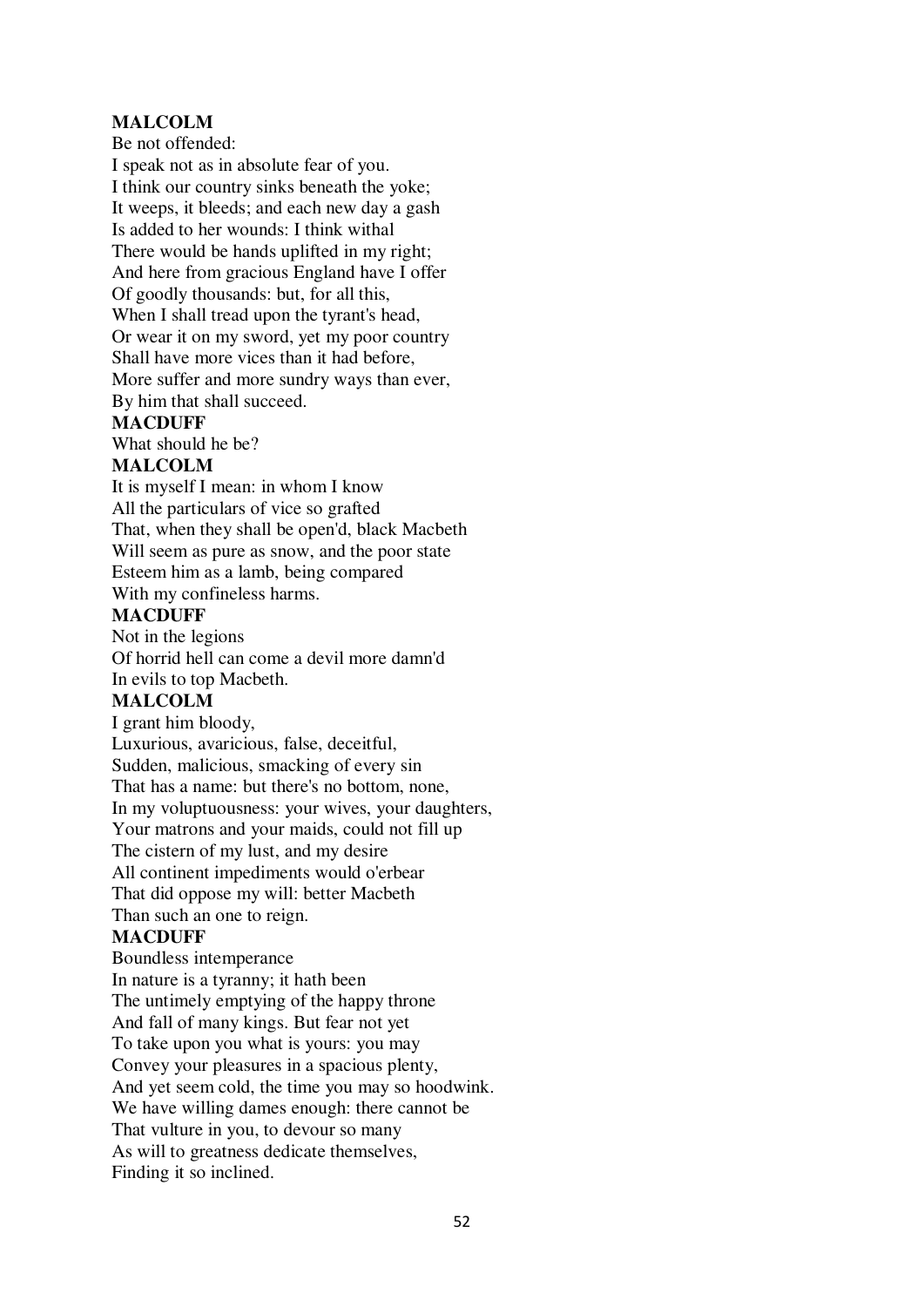**MALCOLM**
Be not offended:
I speak not as in absolute fear of you.
I think our country sinks beneath the yoke;
It weeps, it bleeds; and each new day a gash
Is added to her wounds: I think withal
There would be hands uplifted in my right;
And here from gracious England have I offer
Of goodly thousands: but, for all this,
When I shall tread upon the tyrant's head,
Or wear it on my sword, yet my poor country
Shall have more vices than it had before,
More suffer and more sundry ways than ever,
By him that shall succeed.
**MACDUFF**
What should he be?
**MALCOLM**
It is myself I mean: in whom I know
All the particulars of vice so grafted
That, when they shall be open'd, black Macbeth
Will seem as pure as snow, and the poor state
Esteem him as a lamb, being compared
With my confineless harms.
**MACDUFF**
Not in the legions
Of horrid hell can come a devil more damn'd
In evils to top Macbeth.
**MALCOLM**
I grant him bloody,
Luxurious, avaricious, false, deceitful,
Sudden, malicious, smacking of every sin
That has a name: but there's no bottom, none,
In my voluptuousness: your wives, your daughters,
Your matrons and your maids, could not fill up
The cistern of my lust, and my desire
All continent impediments would o'erbear
That did oppose my will: better Macbeth
Than such an one to reign.
**MACDUFF**
Boundless intemperance
In nature is a tyranny; it hath been
The untimely emptying of the happy throne
And fall of many kings. But fear not yet
To take upon you what is yours: you may
Convey your pleasures in a spacious plenty,
And yet seem cold, the time you may so hoodwink.
We have willing dames enough: there cannot be
That vulture in you, to devour so many
As will to greatness dedicate themselves,
Finding it so inclined.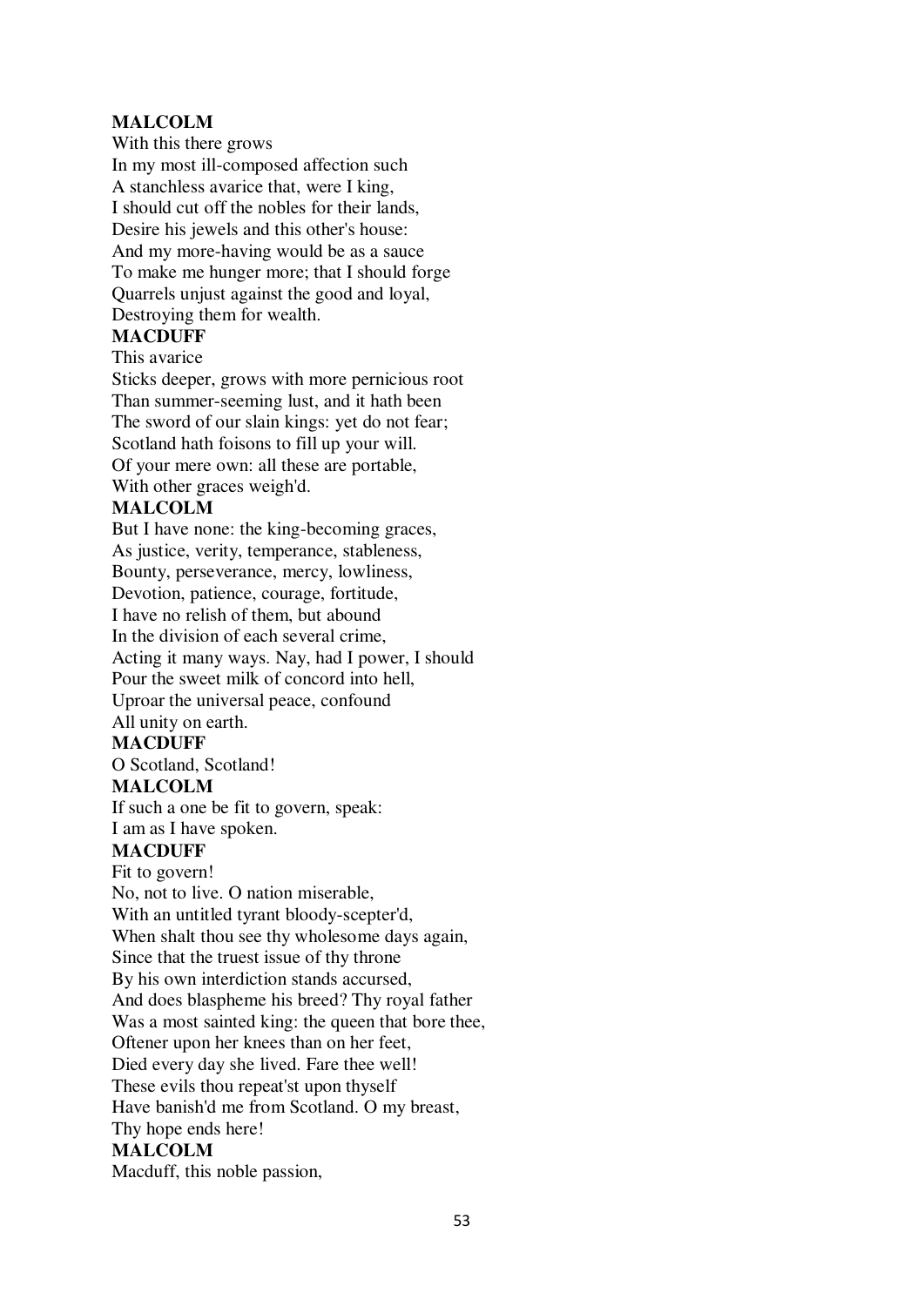**MALCOLM**
With this there grows
In my most ill-composed affection such
A stanchless avarice that, were I king,
I should cut off the nobles for their lands,
Desire his jewels and this other's house:
And my more-having would be as a sauce
To make me hunger more; that I should forge
Quarrels unjust against the good and loyal,
Destroying them for wealth.
**MACDUFF**
This avarice
Sticks deeper, grows with more pernicious root
Than summer-seeming lust, and it hath been
The sword of our slain kings: yet do not fear;
Scotland hath foisons to fill up your will.
Of your mere own: all these are portable,
With other graces weigh'd.
**MALCOLM**
But I have none: the king-becoming graces,
As justice, verity, temperance, stableness,
Bounty, perseverance, mercy, lowliness,
Devotion, patience, courage, fortitude,
I have no relish of them, but abound
In the division of each several crime,
Acting it many ways. Nay, had I power, I should
Pour the sweet milk of concord into hell,
Uproar the universal peace, confound
All unity on earth.
**MACDUFF**
O Scotland, Scotland!
**MALCOLM**
If such a one be fit to govern, speak:
I am as I have spoken.
**MACDUFF**
Fit to govern!
No, not to live. O nation miserable,
With an untitled tyrant bloody-scepter'd,
When shalt thou see thy wholesome days again,
Since that the truest issue of thy throne
By his own interdiction stands accursed,
And does blaspheme his breed? Thy royal father
Was a most sainted king: the queen that bore thee,
Oftener upon her knees than on her feet,
Died every day she lived. Fare thee well!
These evils thou repeat'st upon thyself
Have banish'd me from Scotland. O my breast,
Thy hope ends here!
**MALCOLM**
Macduff, this noble passion,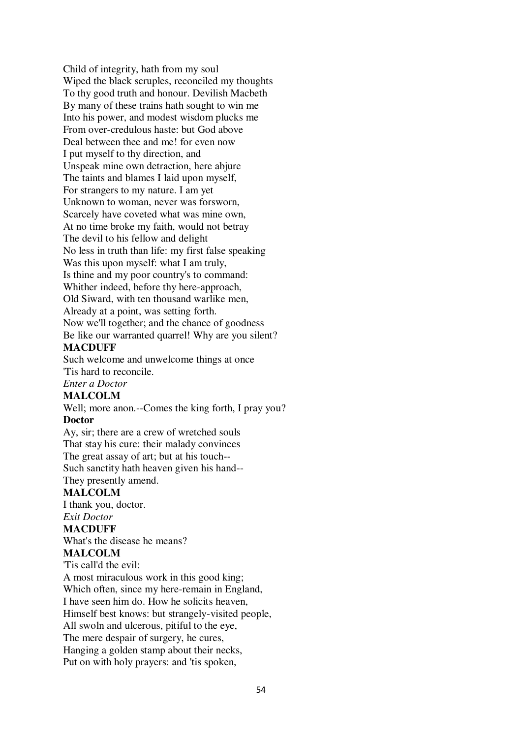Child of integrity, hath from my soul
Wiped the black scruples, reconciled my thoughts
To thy good truth and honour. Devilish Macbeth
By many of these trains hath sought to win me
Into his power, and modest wisdom plucks me
From over-credulous haste: but God above
Deal between thee and me! for even now
I put myself to thy direction, and
Unspeak mine own detraction, here abjure
The taints and blames I laid upon myself,
For strangers to my nature. I am yet
Unknown to woman, never was forsworn,
Scarcely have coveted what was mine own,
At no time broke my faith, would not betray
The devil to his fellow and delight
No less in truth than life: my first false speaking
Was this upon myself: what I am truly,
Is thine and my poor country's to command:
Whither indeed, before thy here-approach,
Old Siward, with ten thousand warlike men,
Already at a point, was setting forth.
Now we'll together; and the chance of goodness
Be like our warranted quarrel! Why are you silent?

**MACDUFF**

Such welcome and unwelcome things at once
'Tis hard to reconcile.

*Enter a Doctor*

**MALCOLM**

Well; more anon.--Comes the king forth, I pray you?

**Doctor**

Ay, sir; there are a crew of wretched souls
That stay his cure: their malady convinces
The great assay of art; but at his touch--
Such sanctity hath heaven given his hand--
They presently amend.

**MALCOLM**

I thank you, doctor.

*Exit Doctor*

**MACDUFF**

What's the disease he means?

**MALCOLM**

'Tis call'd the evil:
A most miraculous work in this good king;
Which often, since my here-remain in England,
I have seen him do. How he solicits heaven,
Himself best knows: but strangely-visited people,
All swoln and ulcerous, pitiful to the eye,
The mere despair of surgery, he cures,
Hanging a golden stamp about their necks,
Put on with holy prayers: and 'tis spoken,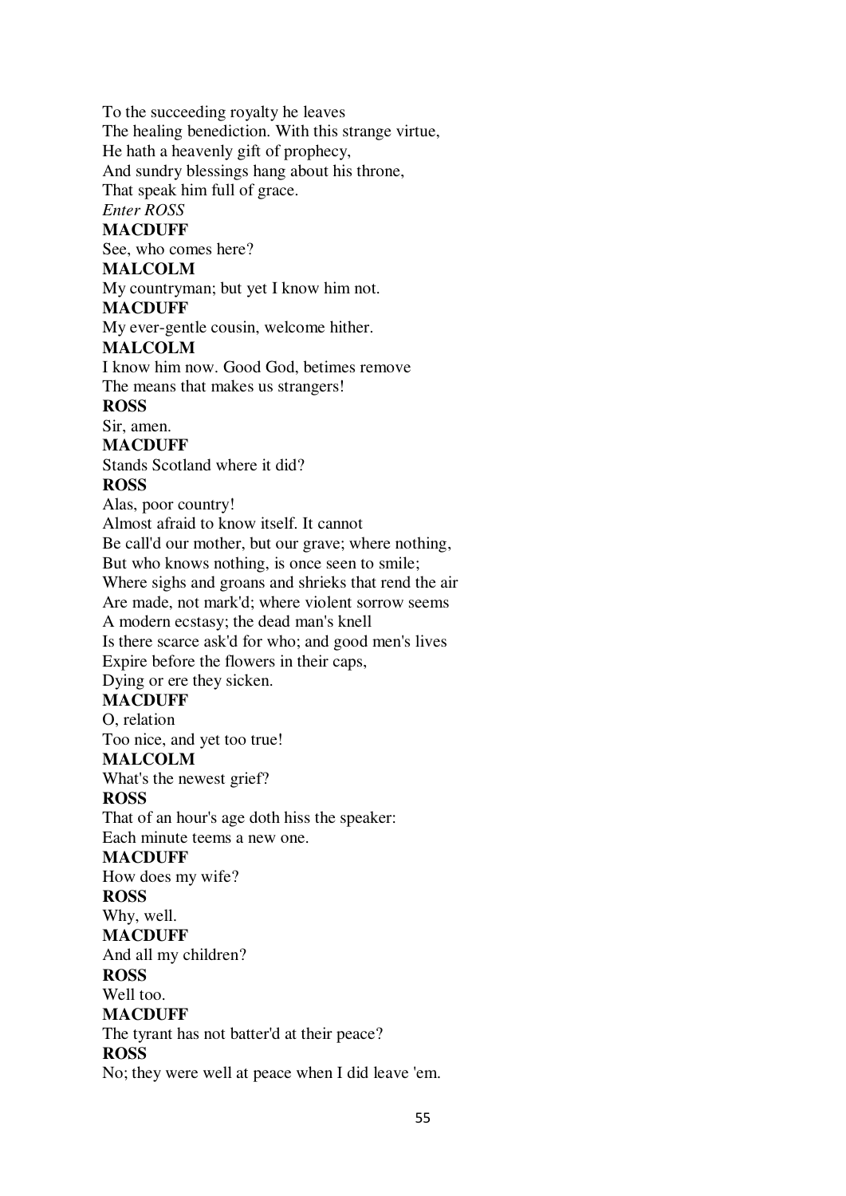To the succeeding royalty he leaves
The healing benediction. With this strange virtue,
He hath a heavenly gift of prophecy,
And sundry blessings hang about his throne,
That speak him full of grace.

*Enter ROSS*

**MACDUFF**

See, who comes here?

**MALCOLM**

My countryman; but yet I know him not.

**MACDUFF**

My ever-gentle cousin, welcome hither.

**MALCOLM**

I know him now. Good God, betimes remove
The means that makes us strangers!

**ROSS**

Sir, amen.

**MACDUFF**

Stands Scotland where it did?

**ROSS**

Alas, poor country!
Almost afraid to know itself. It cannot
Be call'd our mother, but our grave; where nothing,
But who knows nothing, is once seen to smile;
Where sighs and groans and shrieks that rend the air
Are made, not mark'd; where violent sorrow seems
A modern ecstasy; the dead man's knell
Is there scarce ask'd for who; and good men's lives
Expire before the flowers in their caps,
Dying or ere they sicken.

**MACDUFF**

O, relation
Too nice, and yet too true!

**MALCOLM**

What's the newest grief?

**ROSS**

That of an hour's age doth hiss the speaker:
Each minute teems a new one.

**MACDUFF**

How does my wife?

**ROSS**

Why, well.

**MACDUFF**

And all my children?

**ROSS**

Well too.

**MACDUFF**

The tyrant has not batter'd at their peace?

**ROSS**

No; they were well at peace when I did leave 'em.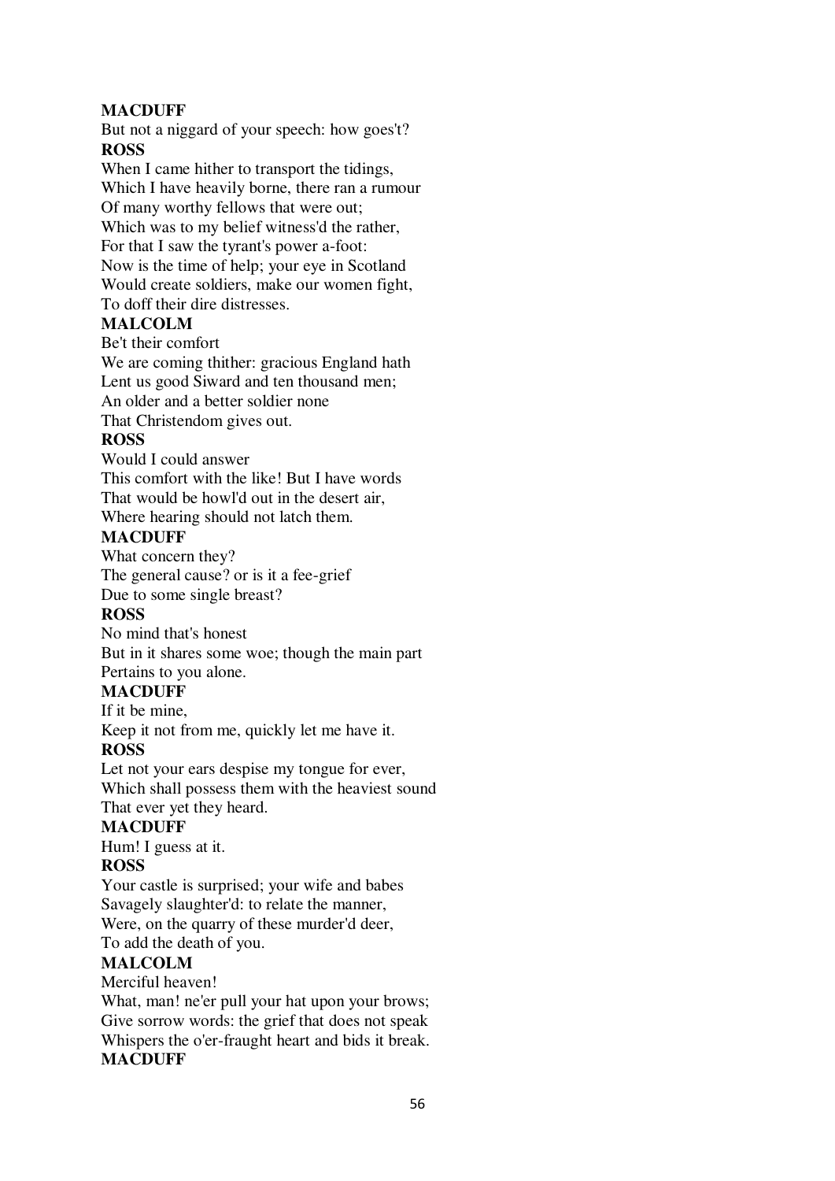**MACDUFF**
But not a niggard of your speech: how goes't?
**ROSS**
When I came hither to transport the tidings,
Which I have heavily borne, there ran a rumour
Of many worthy fellows that were out;
Which was to my belief witness'd the rather,
For that I saw the tyrant's power a-foot:
Now is the time of help; your eye in Scotland
Would create soldiers, make our women fight,
To doff their dire distresses.
**MALCOLM**
Be't their comfort
We are coming thither: gracious England hath
Lent us good Siward and ten thousand men;
An older and a better soldier none
That Christendom gives out.
**ROSS**
Would I could answer
This comfort with the like! But I have words
That would be howl'd out in the desert air,
Where hearing should not latch them.
**MACDUFF**
What concern they?
The general cause? or is it a fee-grief
Due to some single breast?
**ROSS**
No mind that's honest
But in it shares some woe; though the main part
Pertains to you alone.
**MACDUFF**
If it be mine,
Keep it not from me, quickly let me have it.
**ROSS**
Let not your ears despise my tongue for ever,
Which shall possess them with the heaviest sound
That ever yet they heard.
**MACDUFF**
Hum! I guess at it.
**ROSS**
Your castle is surprised; your wife and babes
Savagely slaughter'd: to relate the manner,
Were, on the quarry of these murder'd deer,
To add the death of you.
**MALCOLM**
Merciful heaven!
What, man! ne'er pull your hat upon your brows;
Give sorrow words: the grief that does not speak
Whispers the o'er-fraught heart and bids it break.
**MACDUFF**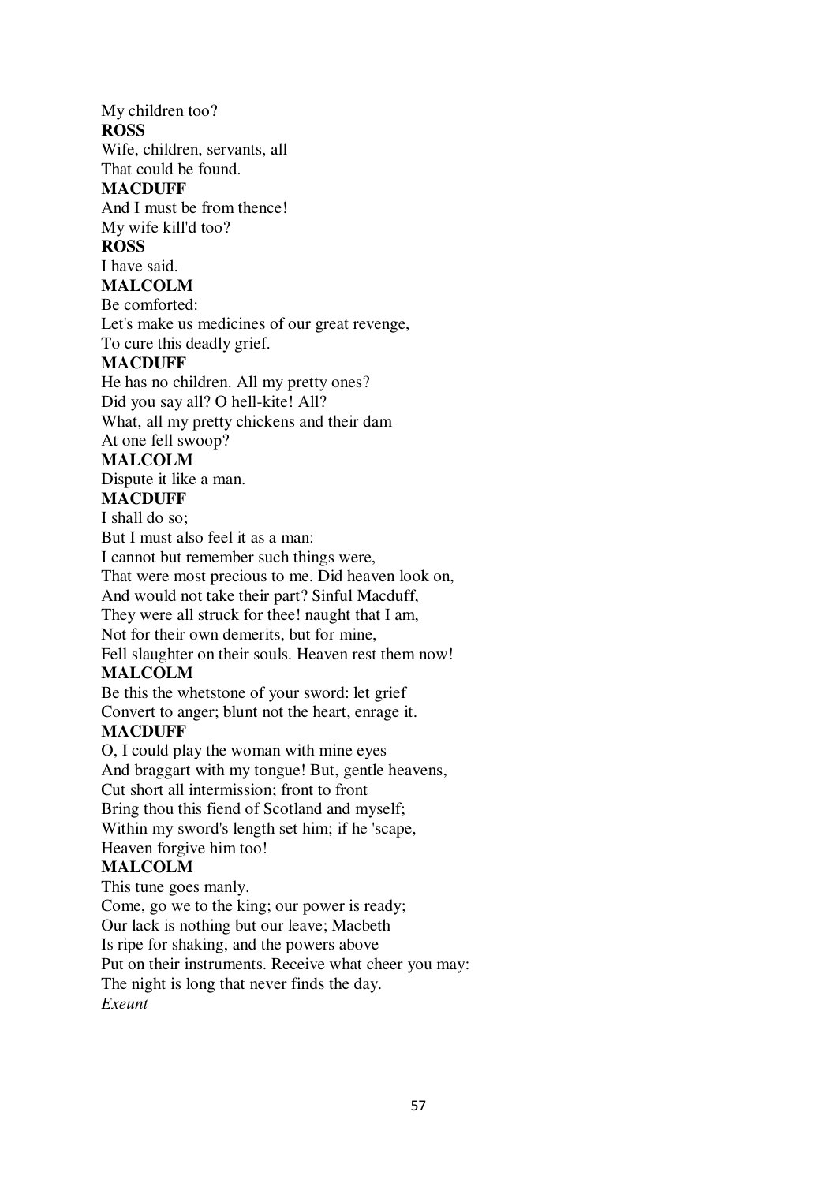My children too?

**ROSS**

Wife, children, servants, all
That could be found.

**MACDUFF**

And I must be from thence!
My wife kill'd too?

**ROSS**

I have said.

**MALCOLM**

Be comforted:
Let's make us medicines of our great revenge,
To cure this deadly grief.

**MACDUFF**

He has no children. All my pretty ones?
Did you say all? O hell-kite! All?
What, all my pretty chickens and their dam
At one fell swoop?

**MALCOLM**

Dispute it like a man.

**MACDUFF**

I shall do so;
But I must also feel it as a man:
I cannot but remember such things were,
That were most precious to me. Did heaven look on,
And would not take their part? Sinful Macduff,
They were all struck for thee! naught that I am,
Not for their own demerits, but for mine,
Fell slaughter on their souls. Heaven rest them now!

**MALCOLM**

Be this the whetstone of your sword: let grief
Convert to anger; blunt not the heart, enrage it.

**MACDUFF**

O, I could play the woman with mine eyes
And braggart with my tongue! But, gentle heavens,
Cut short all intermission; front to front
Bring thou this fiend of Scotland and myself;
Within my sword's length set him; if he 'scape,
Heaven forgive him too!

**MALCOLM**

This tune goes manly.
Come, go we to the king; our power is ready;
Our lack is nothing but our leave; Macbeth
Is ripe for shaking, and the powers above
Put on their instruments. Receive what cheer you may:
The night is long that never finds the day.

*Exeunt*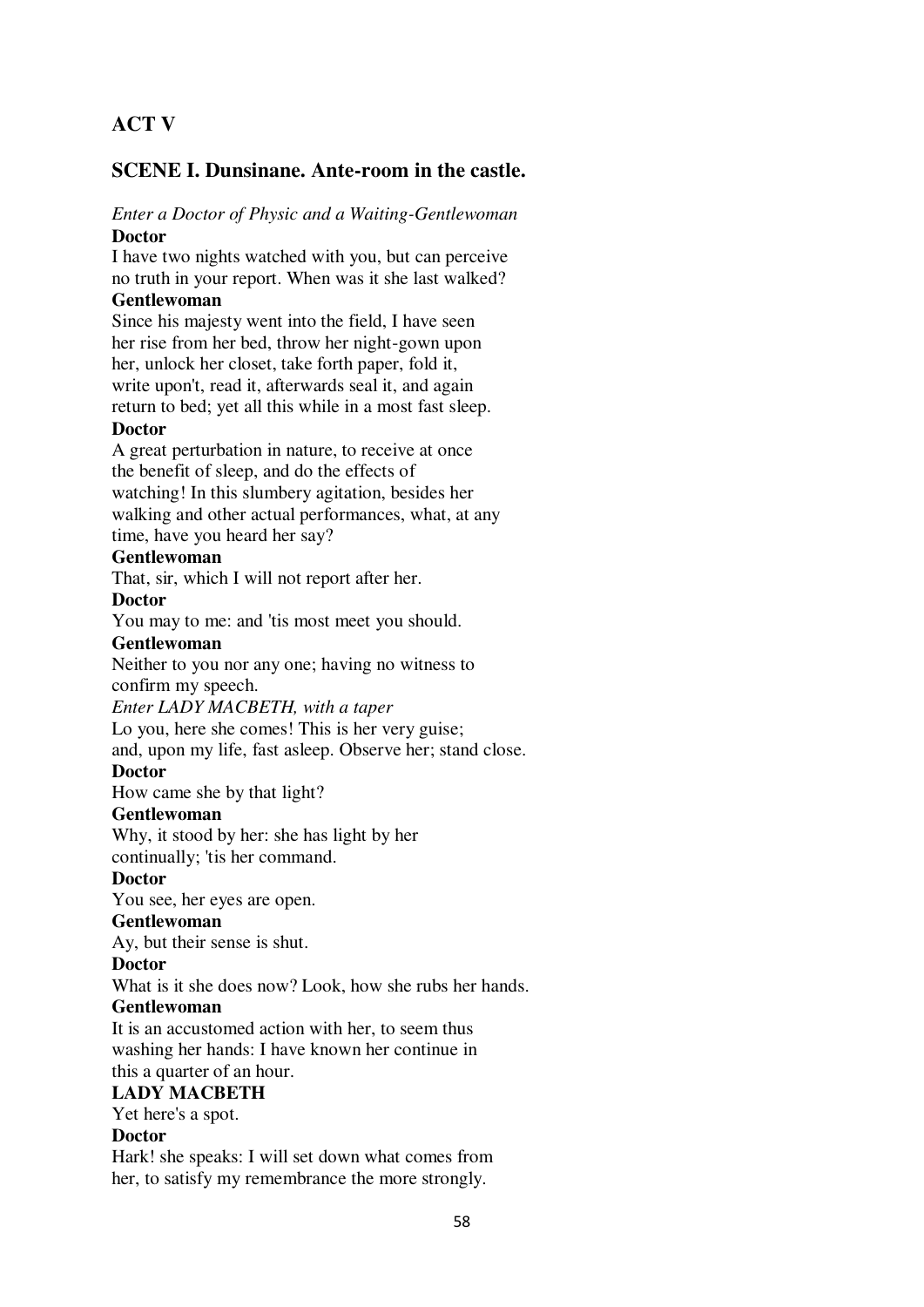## ACT V

### SCENE I. Dunsinane. Ante-room in the castle.

*Enter a Doctor of Physic and a Waiting-Gentlewoman*

**Doctor**

I have two nights watched with you, but can perceive
no truth in your report. When was it she last walked?

**Gentlewoman**

Since his majesty went into the field, I have seen
her rise from her bed, throw her night-gown upon
her, unlock her closet, take forth paper, fold it,
write upon't, read it, afterwards seal it, and again
return to bed; yet all this while in a most fast sleep.

**Doctor**

A great perturbation in nature, to receive at once
the benefit of sleep, and do the effects of
watching! In this slumbery agitation, besides her
walking and other actual performances, what, at any
time, have you heard her say?

**Gentlewoman**

That, sir, which I will not report after her.

**Doctor**

You may to me: and 'tis most meet you should.

**Gentlewoman**

Neither to you nor any one; having no witness to
confirm my speech.

*Enter LADY MACBETH, with a taper*

Lo you, here she comes! This is her very guise;
and, upon my life, fast asleep. Observe her; stand close.

**Doctor**

How came she by that light?

**Gentlewoman**

Why, it stood by her: she has light by her
continually; 'tis her command.

**Doctor**

You see, her eyes are open.

**Gentlewoman**

Ay, but their sense is shut.

**Doctor**

What is it she does now? Look, how she rubs her hands.

**Gentlewoman**

It is an accustomed action with her, to seem thus
washing her hands: I have known her continue in
this a quarter of an hour.

**LADY MACBETH**

Yet here's a spot.

**Doctor**

Hark! she speaks: I will set down what comes from
her, to satisfy my remembrance the more strongly.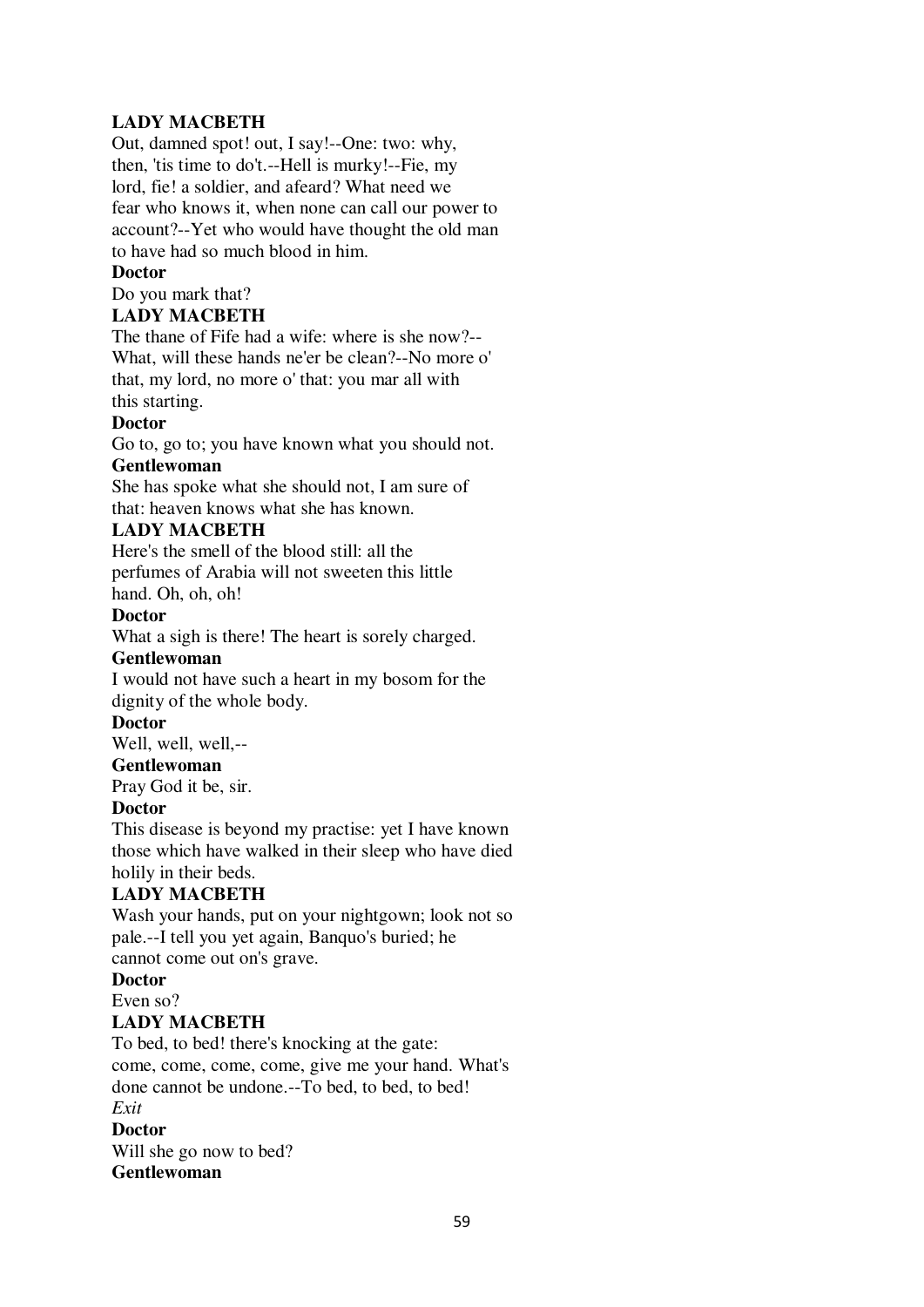**LADY MACBETH**
Out, damned spot! out, I say!--One: two: why, then, 'tis time to do't.--Hell is murky!--Fie, my lord, fie! a soldier, and afeard? What need we fear who knows it, when none can call our power to account?--Yet who would have thought the old man to have had so much blood in him.

**Doctor**
Do you mark that?

**LADY MACBETH**
The thane of Fife had a wife: where is she now?--What, will these hands ne'er be clean?--No more o' that, my lord, no more o' that: you mar all with this starting.

**Doctor**
Go to, go to; you have known what you should not.

**Gentlewoman**
She has spoke what she should not, I am sure of that: heaven knows what she has known.

**LADY MACBETH**
Here's the smell of the blood still: all the perfumes of Arabia will not sweeten this little hand. Oh, oh, oh!

**Doctor**
What a sigh is there! The heart is sorely charged.

**Gentlewoman**
I would not have such a heart in my bosom for the dignity of the whole body.

**Doctor**
Well, well, well,--

**Gentlewoman**
Pray God it be, sir.

**Doctor**
This disease is beyond my practise: yet I have known those which have walked in their sleep who have died holily in their beds.

**LADY MACBETH**
Wash your hands, put on your nightgown; look not so pale.--I tell you yet again, Banquo's buried; he cannot come out on's grave.

**Doctor**
Even so?

**LADY MACBETH**
To bed, to bed! there's knocking at the gate: come, come, come, come, give me your hand. What's done cannot be undone.--To bed, to bed, to bed!
*Exit*

**Doctor**
Will she go now to bed?

**Gentlewoman**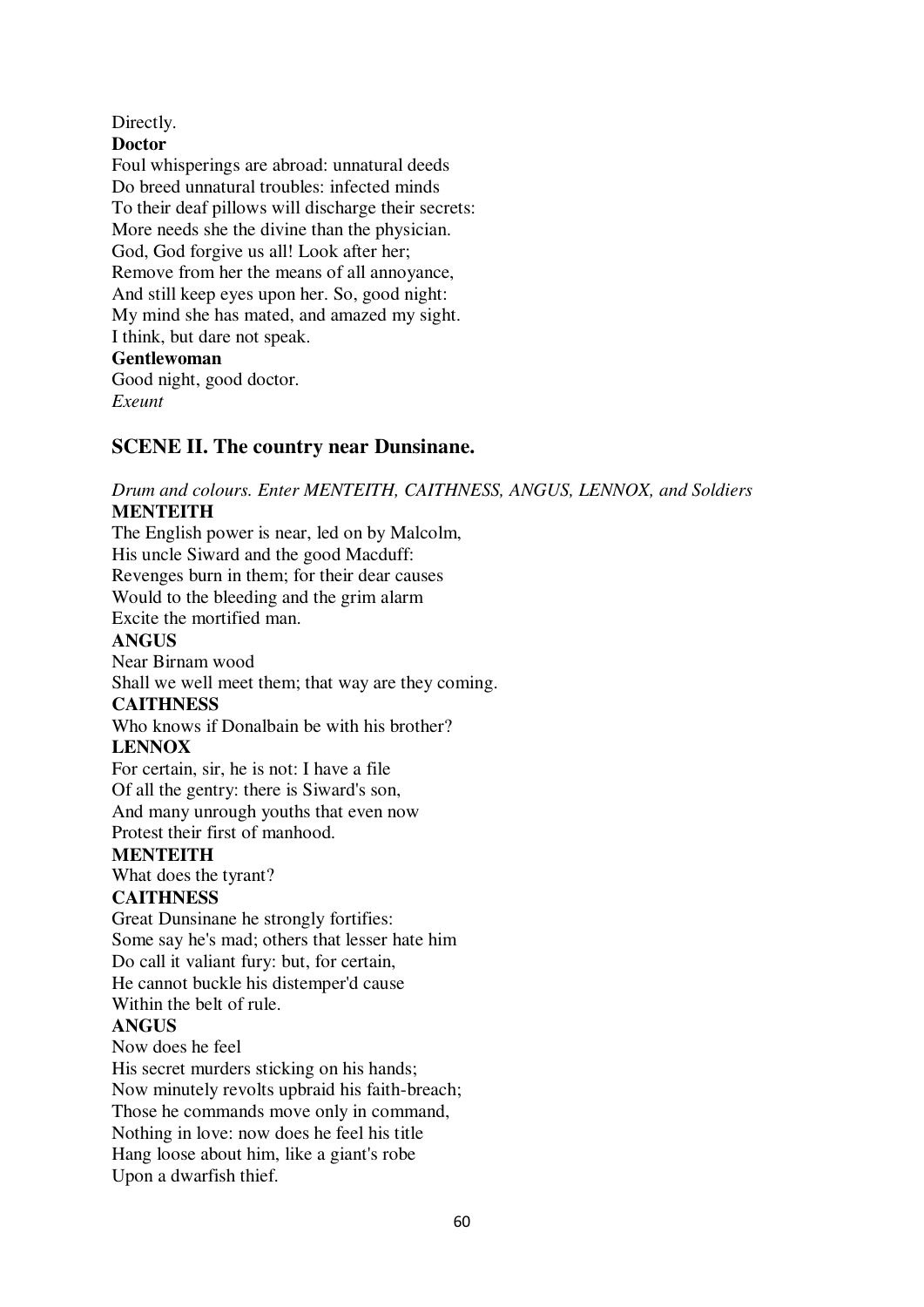Directly.

**Doctor**

Foul whisperings are abroad: unnatural deeds
Do breed unnatural troubles: infected minds
To their deaf pillows will discharge their secrets:
More needs she the divine than the physician.
God, God forgive us all! Look after her;
Remove from her the means of all annoyance,
And still keep eyes upon her. So, good night:
My mind she has mated, and amazed my sight.
I think, but dare not speak.

**Gentlewoman**

Good night, good doctor.

*Exeunt*

## SCENE II. The country near Dunsinane.

*Drum and colours. Enter MENTEITH, CAITHNESS, ANGUS, LENNOX, and Soldiers*

**MENTEITH**

The English power is near, led on by Malcolm,
His uncle Siward and the good Macduff:
Revenges burn in them; for their dear causes
Would to the bleeding and the grim alarm
Excite the mortified man.

**ANGUS**

Near Birnam wood
Shall we well meet them; that way are they coming.

**CAITHNESS**

Who knows if Donalbain be with his brother?

**LENNOX**

For certain, sir, he is not: I have a file
Of all the gentry: there is Siward's son,
And many unrough youths that even now
Protest their first of manhood.

**MENTEITH**

What does the tyrant?

**CAITHNESS**

Great Dunsinane he strongly fortifies:
Some say he's mad; others that lesser hate him
Do call it valiant fury: but, for certain,
He cannot buckle his distemper'd cause
Within the belt of rule.

**ANGUS**

Now does he feel
His secret murders sticking on his hands;
Now minutely revolts upbraid his faith-breach;
Those he commands move only in command,
Nothing in love: now does he feel his title
Hang loose about him, like a giant's robe
Upon a dwarfish thief.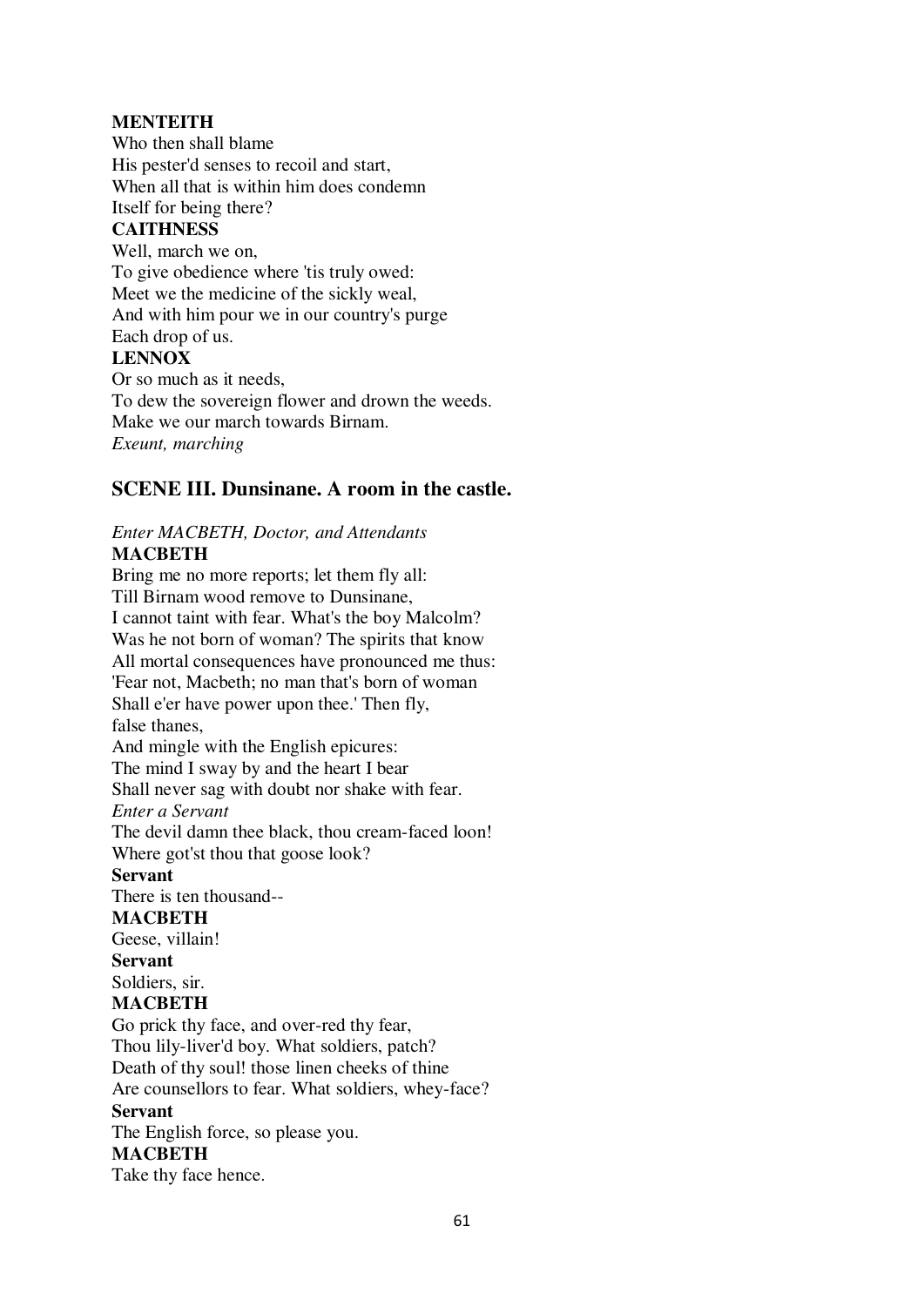**MENTEITH**
Who then shall blame
His pester'd senses to recoil and start,
When all that is within him does condemn
Itself for being there?
**CAITHNESS**
Well, march we on,
To give obedience where 'tis truly owed:
Meet we the medicine of the sickly weal,
And with him pour we in our country's purge
Each drop of us.
**LENNOX**
Or so much as it needs,
To dew the sovereign flower and drown the weeds.
Make we our march towards Birnam.
*Exeunt, marching*

## SCENE III. Dunsinane. A room in the castle.

*Enter MACBETH, Doctor, and Attendants*
**MACBETH**
Bring me no more reports; let them fly all:
Till Birnam wood remove to Dunsinane,
I cannot taint with fear. What's the boy Malcolm?
Was he not born of woman? The spirits that know
All mortal consequences have pronounced me thus:
'Fear not, Macbeth; no man that's born of woman
Shall e'er have power upon thee.' Then fly,
false thanes,
And mingle with the English epicures:
The mind I sway by and the heart I bear
Shall never sag with doubt nor shake with fear.
*Enter a Servant*
The devil damn thee black, thou cream-faced loon!
Where got'st thou that goose look?
**Servant**
There is ten thousand--
**MACBETH**
Geese, villain!
**Servant**
Soldiers, sir.
**MACBETH**
Go prick thy face, and over-red thy fear,
Thou lily-liver'd boy. What soldiers, patch?
Death of thy soul! those linen cheeks of thine
Are counsellors to fear. What soldiers, whey-face?
**Servant**
The English force, so please you.
**MACBETH**
Take thy face hence.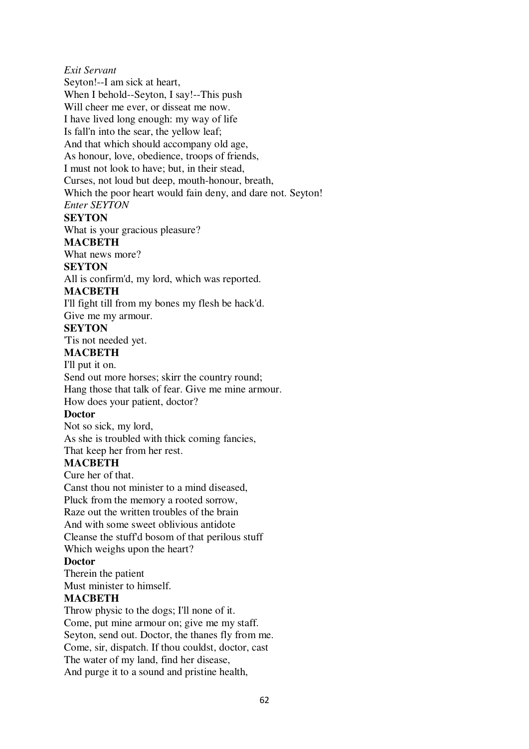*Exit Servant*

Seyton!--I am sick at heart,
When I behold--Seyton, I say!--This push
Will cheer me ever, or disseat me now.
I have lived long enough: my way of life
Is fall'n into the sear, the yellow leaf;
And that which should accompany old age,
As honour, love, obedience, troops of friends,
I must not look to have; but, in their stead,
Curses, not loud but deep, mouth-honour, breath,
Which the poor heart would fain deny, and dare not. Seyton!

*Enter SEYTON*

**SEYTON**

What is your gracious pleasure?

**MACBETH**

What news more?

**SEYTON**

All is confirm'd, my lord, which was reported.

**MACBETH**

I'll fight till from my bones my flesh be hack'd.
Give me my armour.

**SEYTON**

'Tis not needed yet.

**MACBETH**

I'll put it on.
Send out more horses; skirr the country round;
Hang those that talk of fear. Give me mine armour.
How does your patient, doctor?

**Doctor**

Not so sick, my lord,
As she is troubled with thick coming fancies,
That keep her from her rest.

**MACBETH**

Cure her of that.
Canst thou not minister to a mind diseased,
Pluck from the memory a rooted sorrow,
Raze out the written troubles of the brain
And with some sweet oblivious antidote
Cleanse the stuff'd bosom of that perilous stuff
Which weighs upon the heart?

**Doctor**

Therein the patient
Must minister to himself.

**MACBETH**

Throw physic to the dogs; I'll none of it.
Come, put mine armour on; give me my staff.
Seyton, send out. Doctor, the thanes fly from me.
Come, sir, dispatch. If thou couldst, doctor, cast
The water of my land, find her disease,
And purge it to a sound and pristine health,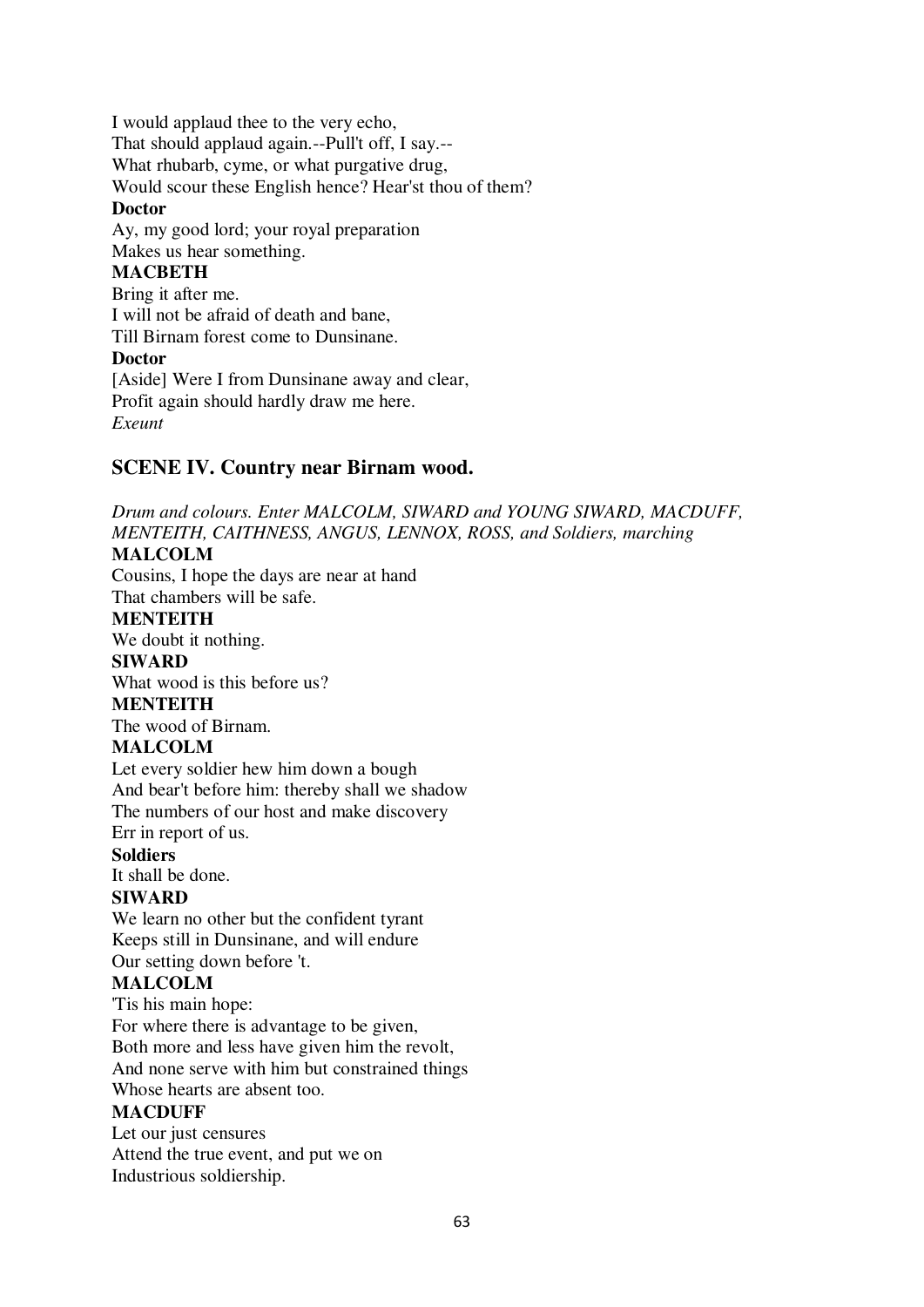I would applaud thee to the very echo,
That should applaud again.--Pull't off, I say.--
What rhubarb, cyme, or what purgative drug,
Would scour these English hence? Hear'st thou of them?

**Doctor**

Ay, my good lord; your royal preparation
Makes us hear something.

**MACBETH**

Bring it after me.
I will not be afraid of death and bane,
Till Birnam forest come to Dunsinane.

**Doctor**

[Aside] Were I from Dunsinane away and clear,
Profit again should hardly draw me here.

*Exeunt*

## SCENE IV. Country near Birnam wood.

*Drum and colours. Enter MALCOLM, SIWARD and YOUNG SIWARD, MACDUFF, MENTEITH, CAITHNESS, ANGUS, LENNOX, ROSS, and Soldiers, marching*

**MALCOLM**

Cousins, I hope the days are near at hand
That chambers will be safe.

**MENTEITH**

We doubt it nothing.

**SIWARD**

What wood is this before us?

**MENTEITH**

The wood of Birnam.

**MALCOLM**

Let every soldier hew him down a bough
And bear't before him: thereby shall we shadow
The numbers of our host and make discovery
Err in report of us.

**Soldiers**

It shall be done.

**SIWARD**

We learn no other but the confident tyrant
Keeps still in Dunsinane, and will endure
Our setting down before 't.

**MALCOLM**

'Tis his main hope:
For where there is advantage to be given,
Both more and less have given him the revolt,
And none serve with him but constrained things
Whose hearts are absent too.

**MACDUFF**

Let our just censures
Attend the true event, and put we on
Industrious soldiership.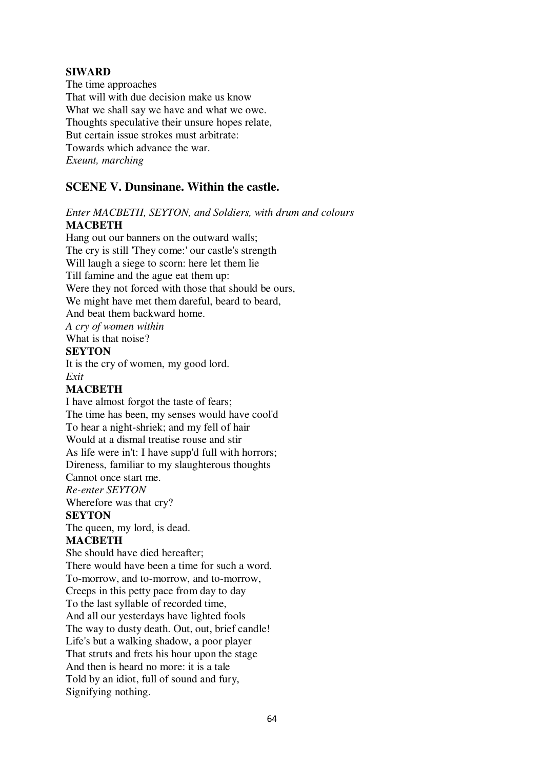**SIWARD**
The time approaches
That will with due decision make us know
What we shall say we have and what we owe.
Thoughts speculative their unsure hopes relate,
But certain issue strokes must arbitrate:
Towards which advance the war.
*Exeunt, marching*

## SCENE V. Dunsinane. Within the castle.

*Enter MACBETH, SEYTON, and Soldiers, with drum and colours*
**MACBETH**
Hang out our banners on the outward walls;
The cry is still 'They come:' our castle's strength
Will laugh a siege to scorn: here let them lie
Till famine and the ague eat them up:
Were they not forced with those that should be ours,
We might have met them dareful, beard to beard,
And beat them backward home.
*A cry of women within*
What is that noise?
**SEYTON**
It is the cry of women, my good lord.
*Exit*
**MACBETH**
I have almost forgot the taste of fears;
The time has been, my senses would have cool'd
To hear a night-shriek; and my fell of hair
Would at a dismal treatise rouse and stir
As life were in't: I have supp'd full with horrors;
Direness, familiar to my slaughterous thoughts
Cannot once start me.
*Re-enter SEYTON*
Wherefore was that cry?
**SEYTON**
The queen, my lord, is dead.
**MACBETH**
She should have died hereafter;
There would have been a time for such a word.
To-morrow, and to-morrow, and to-morrow,
Creeps in this petty pace from day to day
To the last syllable of recorded time,
And all our yesterdays have lighted fools
The way to dusty death. Out, out, brief candle!
Life's but a walking shadow, a poor player
That struts and frets his hour upon the stage
And then is heard no more: it is a tale
Told by an idiot, full of sound and fury,
Signifying nothing.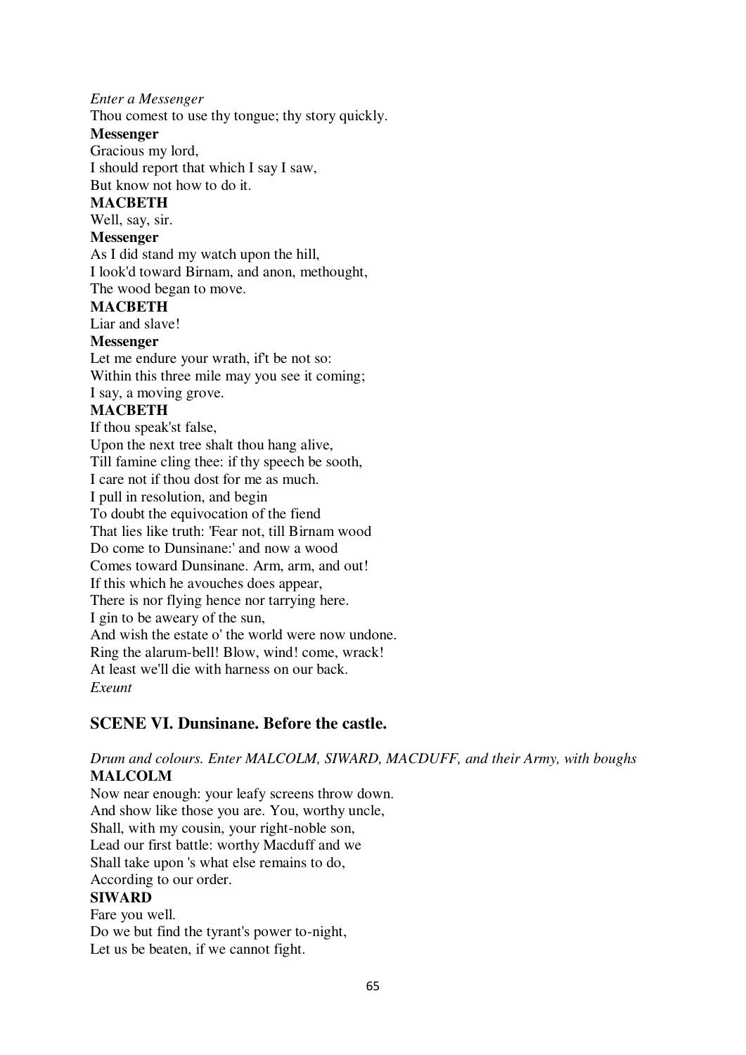*Enter a Messenger*

Thou comest to use thy tongue; thy story quickly.

**Messenger**

Gracious my lord,
I should report that which I say I saw,
But know not how to do it.

**MACBETH**

Well, say, sir.

**Messenger**

As I did stand my watch upon the hill,
I look'd toward Birnam, and anon, methought,
The wood began to move.

**MACBETH**

Liar and slave!

**Messenger**

Let me endure your wrath, if't be not so:
Within this three mile may you see it coming;
I say, a moving grove.

**MACBETH**

If thou speak'st false,
Upon the next tree shalt thou hang alive,
Till famine cling thee: if thy speech be sooth,
I care not if thou dost for me as much.
I pull in resolution, and begin
To doubt the equivocation of the fiend
That lies like truth: 'Fear not, till Birnam wood
Do come to Dunsinane:' and now a wood
Comes toward Dunsinane. Arm, arm, and out!
If this which he avouches does appear,
There is nor flying hence nor tarrying here.
I gin to be aweary of the sun,
And wish the estate o' the world were now undone.
Ring the alarum-bell! Blow, wind! come, wrack!
At least we'll die with harness on our back.

*Exeunt*

## SCENE VI. Dunsinane. Before the castle.

*Drum and colours. Enter MALCOLM, SIWARD, MACDUFF, and their Army, with boughs*

**MALCOLM**

Now near enough: your leafy screens throw down.
And show like those you are. You, worthy uncle,
Shall, with my cousin, your right-noble son,
Lead our first battle: worthy Macduff and we
Shall take upon 's what else remains to do,
According to our order.

**SIWARD**

Fare you well.
Do we but find the tyrant's power to-night,
Let us be beaten, if we cannot fight.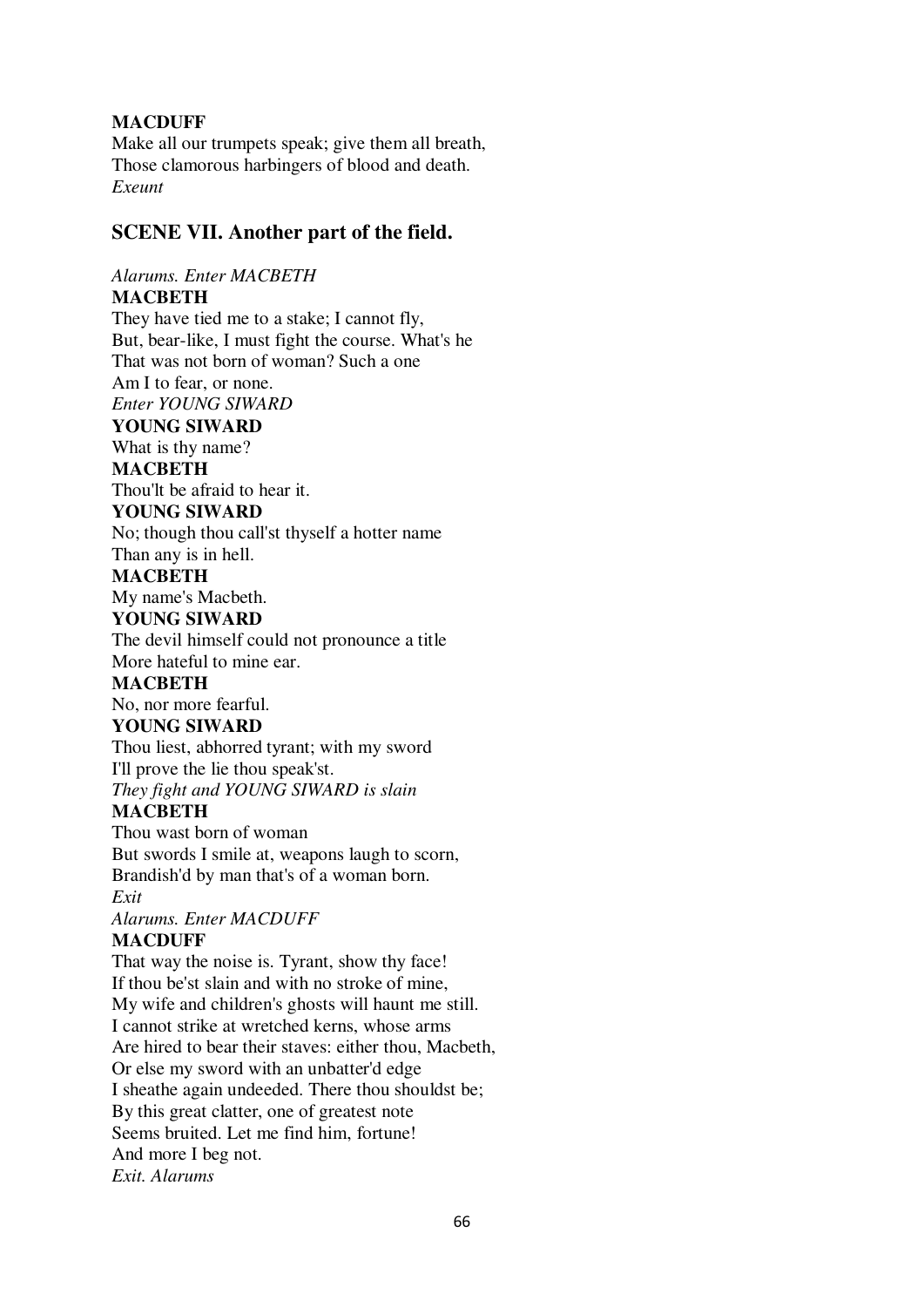**MACDUFF**
Make all our trumpets speak; give them all breath,
Those clamorous harbingers of blood and death.
*Exeunt*

## SCENE VII. Another part of the field.

*Alarums. Enter MACBETH*
**MACBETH**
They have tied me to a stake; I cannot fly,
But, bear-like, I must fight the course. What's he
That was not born of woman? Such a one
Am I to fear, or none.
*Enter YOUNG SIWARD*
**YOUNG SIWARD**
What is thy name?
**MACBETH**
Thou'lt be afraid to hear it.
**YOUNG SIWARD**
No; though thou call'st thyself a hotter name
Than any is in hell.
**MACBETH**
My name's Macbeth.
**YOUNG SIWARD**
The devil himself could not pronounce a title
More hateful to mine ear.
**MACBETH**
No, nor more fearful.
**YOUNG SIWARD**
Thou liest, abhorred tyrant; with my sword
I'll prove the lie thou speak'st.
*They fight and YOUNG SIWARD is slain*
**MACBETH**
Thou wast born of woman
But swords I smile at, weapons laugh to scorn,
Brandish'd by man that's of a woman born.
*Exit*
*Alarums. Enter MACDUFF*
**MACDUFF**
That way the noise is. Tyrant, show thy face!
If thou be'st slain and with no stroke of mine,
My wife and children's ghosts will haunt me still.
I cannot strike at wretched kerns, whose arms
Are hired to bear their staves: either thou, Macbeth,
Or else my sword with an unbatter'd edge
I sheathe again undeeded. There thou shouldst be;
By this great clatter, one of greatest note
Seems bruited. Let me find him, fortune!
And more I beg not.
*Exit. Alarums*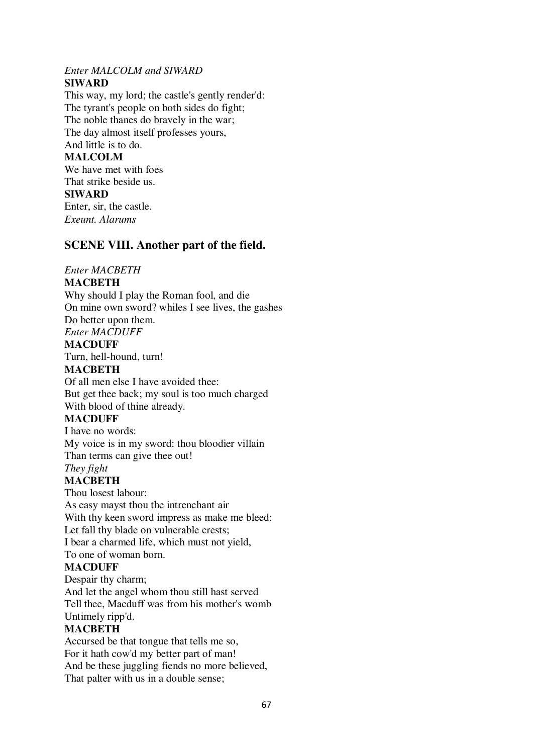*Enter MALCOLM and SIWARD*
**SIWARD**
This way, my lord; the castle's gently render'd:
The tyrant's people on both sides do fight;
The noble thanes do bravely in the war;
The day almost itself professes yours,
And little is to do.
**MALCOLM**
We have met with foes
That strike beside us.
**SIWARD**
Enter, sir, the castle.
*Exeunt. Alarums*

## SCENE VIII. Another part of the field.

*Enter MACBETH*
**MACBETH**
Why should I play the Roman fool, and die
On mine own sword? whiles I see lives, the gashes
Do better upon them.
*Enter MACDUFF*
**MACDUFF**
Turn, hell-hound, turn!
**MACBETH**
Of all men else I have avoided thee:
But get thee back; my soul is too much charged
With blood of thine already.
**MACDUFF**
I have no words:
My voice is in my sword: thou bloodier villain
Than terms can give thee out!
*They fight*
**MACBETH**
Thou losest labour:
As easy mayst thou the intrenchant air
With thy keen sword impress as make me bleed:
Let fall thy blade on vulnerable crests;
I bear a charmed life, which must not yield,
To one of woman born.
**MACDUFF**
Despair thy charm;
And let the angel whom thou still hast served
Tell thee, Macduff was from his mother's womb
Untimely ripp'd.
**MACBETH**
Accursed be that tongue that tells me so,
For it hath cow'd my better part of man!
And be these juggling fiends no more believed,
That palter with us in a double sense;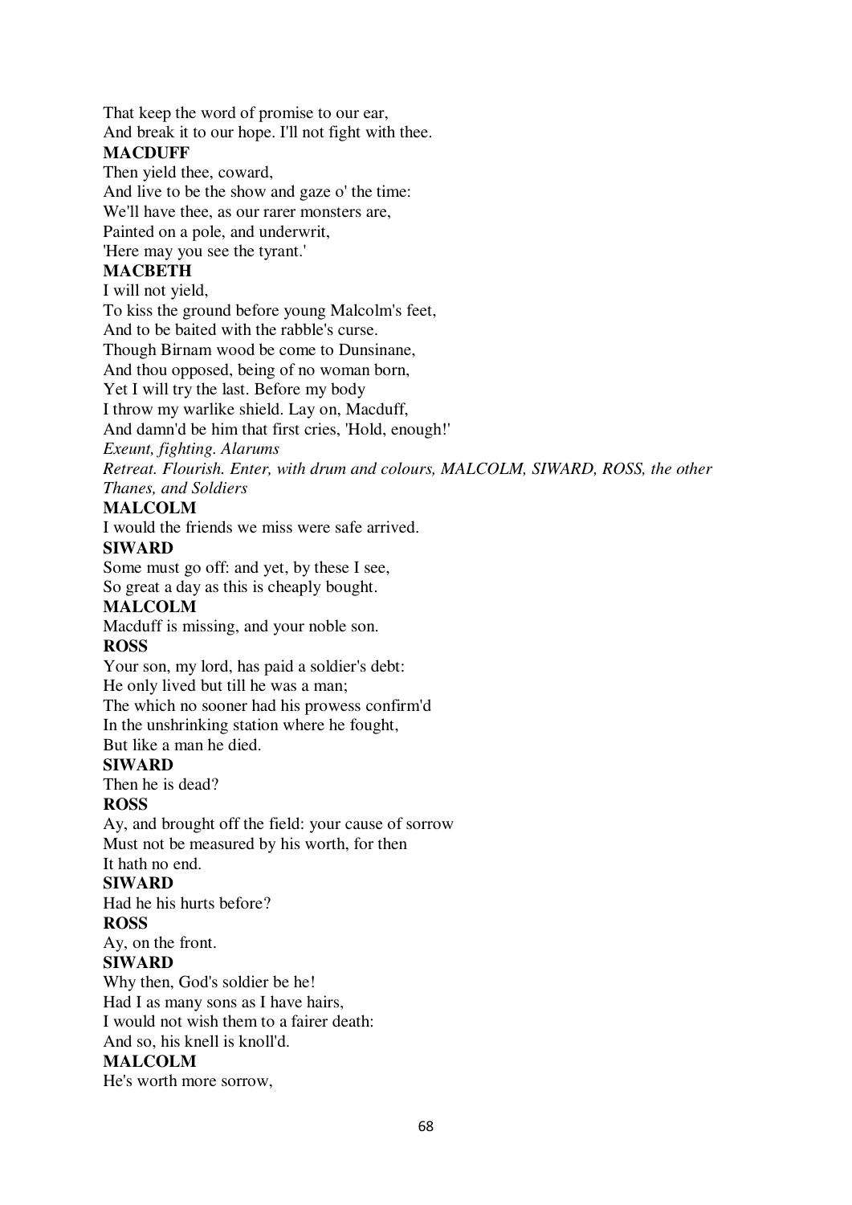That keep the word of promise to our ear,
And break it to our hope. I'll not fight with thee.

**MACDUFF**

Then yield thee, coward,
And live to be the show and gaze o' the time:
We'll have thee, as our rarer monsters are,
Painted on a pole, and underwrit,
'Here may you see the tyrant.'

**MACBETH**

I will not yield,
To kiss the ground before young Malcolm's feet,
And to be baited with the rabble's curse.
Though Birnam wood be come to Dunsinane,
And thou opposed, being of no woman born,
Yet I will try the last. Before my body
I throw my warlike shield. Lay on, Macduff,
And damn'd be him that first cries, 'Hold, enough!'

*Exeunt, fighting. Alarums*

*Retreat. Flourish. Enter, with drum and colours, MALCOLM, SIWARD, ROSS, the other Thanes, and Soldiers*

**MALCOLM**

I would the friends we miss were safe arrived.

**SIWARD**

Some must go off: and yet, by these I see,
So great a day as this is cheaply bought.

**MALCOLM**

Macduff is missing, and your noble son.

**ROSS**

Your son, my lord, has paid a soldier's debt:
He only lived but till he was a man;
The which no sooner had his prowess confirm'd
In the unshrinking station where he fought,
But like a man he died.

**SIWARD**

Then he is dead?

**ROSS**

Ay, and brought off the field: your cause of sorrow
Must not be measured by his worth, for then
It hath no end.

**SIWARD**

Had he his hurts before?

**ROSS**

Ay, on the front.

**SIWARD**

Why then, God's soldier be he!
Had I as many sons as I have hairs,
I would not wish them to a fairer death:
And so, his knell is knoll'd.

**MALCOLM**

He's worth more sorrow,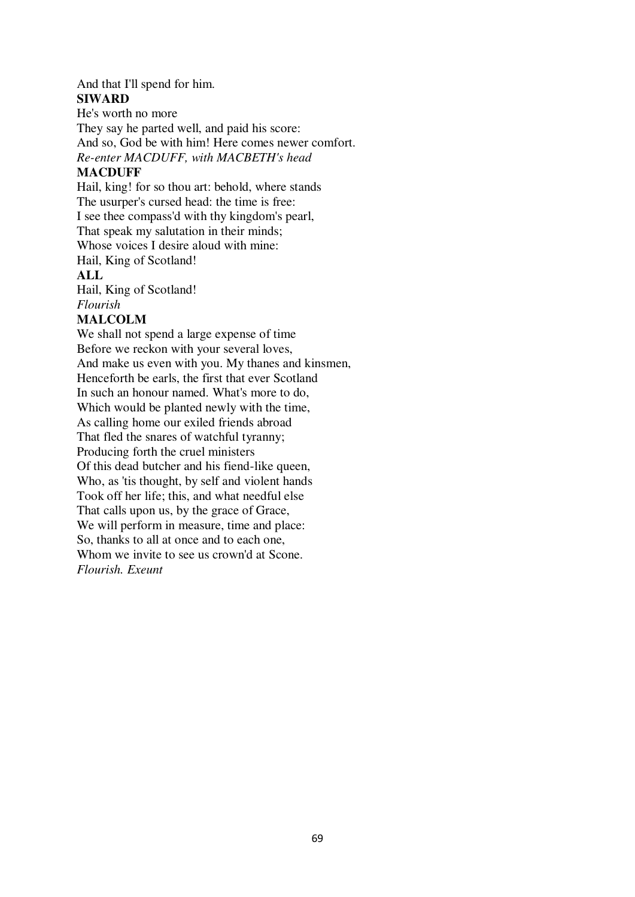And that I'll spend for him.

**SIWARD**

He's worth no more
They say he parted well, and paid his score:
And so, God be with him! Here comes newer comfort.

*Re-enter MACDUFF, with MACBETH's head*

**MACDUFF**

Hail, king! for so thou art: behold, where stands
The usurper's cursed head: the time is free:
I see thee compass'd with thy kingdom's pearl,
That speak my salutation in their minds;
Whose voices I desire aloud with mine:
Hail, King of Scotland!

**ALL**

Hail, King of Scotland!

*Flourish*

**MALCOLM**

We shall not spend a large expense of time
Before we reckon with your several loves,
And make us even with you. My thanes and kinsmen,
Henceforth be earls, the first that ever Scotland
In such an honour named. What's more to do,
Which would be planted newly with the time,
As calling home our exiled friends abroad
That fled the snares of watchful tyranny;
Producing forth the cruel ministers
Of this dead butcher and his fiend-like queen,
Who, as 'tis thought, by self and violent hands
Took off her life; this, and what needful else
That calls upon us, by the grace of Grace,
We will perform in measure, time and place:
So, thanks to all at once and to each one,
Whom we invite to see us crown'd at Scone.

*Flourish. Exeunt*